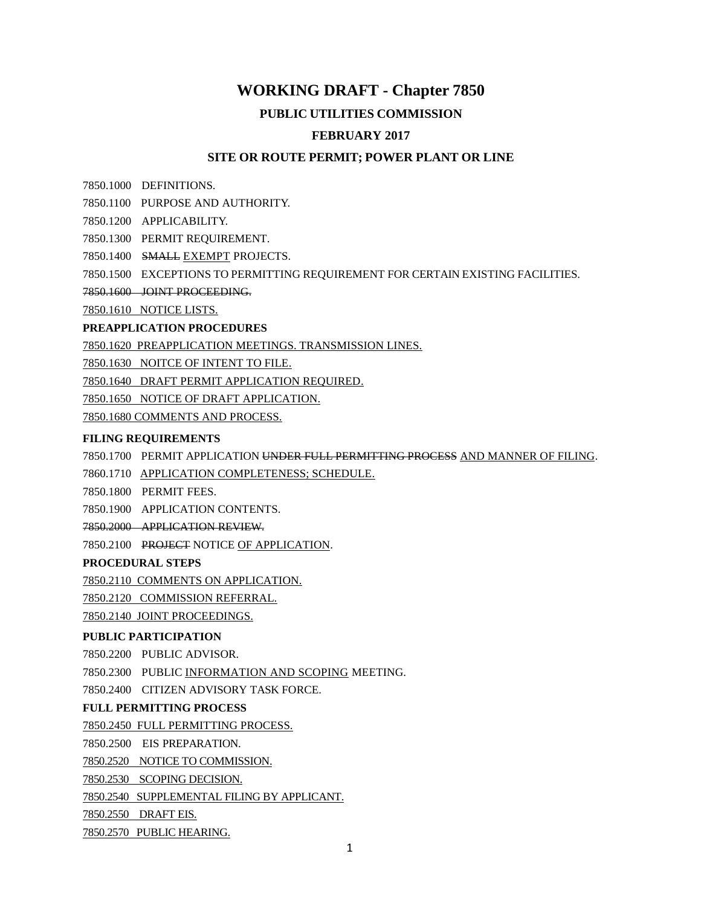# WORKING DRAFT - Chapter 7850

## PUBLIC UTILITIES COMMISSION

## FEBRUARY 2017

## SITE OR ROUTE PERMIT; POWER PLANT OR LINE

7850.1000 DEFINITIONS.

7850.1100 PURPOSE AND AUTHORITY.

7850.1200 APPLICABILITY.

7850.1300 PERMIT REQUIREMENT.

7850.1400 ~~SMALL~~ <u>EXEMPT</u> PROJECTS.

7850.1500 EXCEPTIONS TO PERMITTING REQUIREMENT FOR CERTAIN EXISTING FACILITIES.

~~7850.1600 JOINT PROCEEDING.~~

<u>7850.1610 NOTICE LISTS.</u>

**PREAPPLICATION PROCEDURES**

<u>7850.1620 PREAPPLICATION MEETINGS. TRANSMISSION LINES.</u>

<u>7850.1630 NOITCE OF INTENT TO FILE.</u>

<u>7850.1640 DRAFT PERMIT APPLICATION REQUIRED.</u>

<u>7850.1650 NOTICE OF DRAFT APPLICATION.</u>

<u>7850.1680 COMMENTS AND PROCESS.</u>

**FILING REQUIREMENTS**

7850.1700 PERMIT APPLICATION ~~UNDER FULL PERMITTING PROCESS~~ <u>AND MANNER OF FILING</u>.

7860.1710 <u>APPLICATION COMPLETENESS; SCHEDULE.</u>

7850.1800 PERMIT FEES.

7850.1900 APPLICATION CONTENTS.

~~7850.2000 APPLICATION REVIEW.~~

7850.2100 ~~PROJECT~~ NOTICE <u>OF APPLICATION</u>.

**PROCEDURAL STEPS**

<u>7850.2110 COMMENTS ON APPLICATION.</u>

<u>7850.2120 COMMISSION REFERRAL.</u>

<u>7850.2140 JOINT PROCEEDINGS.</u>

**PUBLIC PARTICIPATION**

7850.2200 PUBLIC ADVISOR.

7850.2300 PUBLIC <u>INFORMATION AND SCOPING</u> MEETING.

7850.2400 CITIZEN ADVISORY TASK FORCE.

**FULL PERMITTING PROCESS**

<u>7850.2450 FULL PERMITTING PROCESS.</u>

7850.2500 EIS PREPARATION.

<u>7850.2520 NOTICE TO COMMISSION.</u>

<u>7850.2530 SCOPING DECISION.</u>

<u>7850.2540 SUPPLEMENTAL FILING BY APPLICANT.</u>

<u>7850.2550 DRAFT EIS.</u>

<u>7850.2570 PUBLIC HEARING.</u>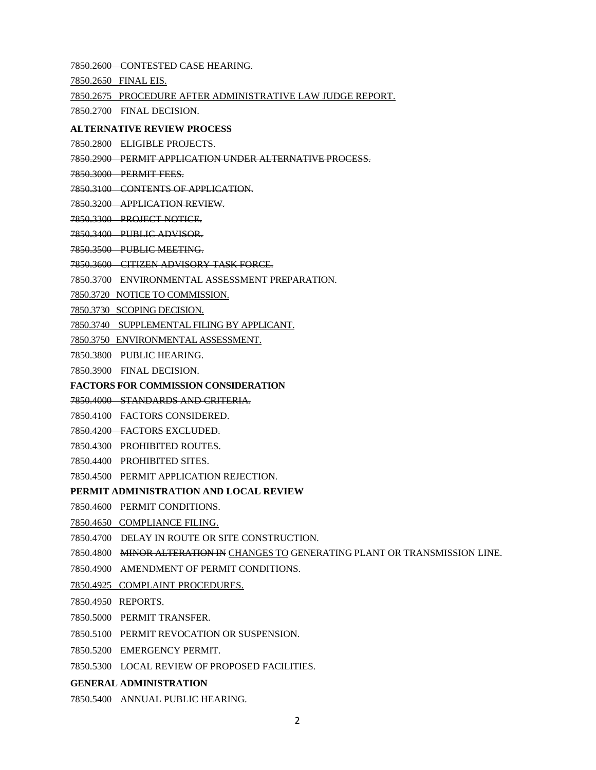~~7850.2600 CONTESTED CASE HEARING.~~

<u>7850.2650 FINAL EIS.</u>

<u>7850.2675 PROCEDURE AFTER ADMINISTRATIVE LAW JUDGE REPORT.</u>

7850.2700 FINAL DECISION.

**ALTERNATIVE REVIEW PROCESS**

7850.2800 ELIGIBLE PROJECTS.

~~7850.2900 PERMIT APPLICATION UNDER ALTERNATIVE PROCESS.~~

~~7850.3000 PERMIT FEES.~~

~~7850.3100 CONTENTS OF APPLICATION.~~

~~7850.3200 APPLICATION REVIEW.~~

~~7850.3300 PROJECT NOTICE.~~

~~7850.3400 PUBLIC ADVISOR.~~

~~7850.3500 PUBLIC MEETING.~~

~~7850.3600 CITIZEN ADVISORY TASK FORCE.~~

7850.3700 ENVIRONMENTAL ASSESSMENT PREPARATION.

<u>7850.3720 NOTICE TO COMMISSION.</u>

<u>7850.3730 SCOPING DECISION.</u>

<u>7850.3740 SUPPLEMENTAL FILING BY APPLICANT.</u>

<u>7850.3750 ENVIRONMENTAL ASSESSMENT.</u>

7850.3800 PUBLIC HEARING.

7850.3900 FINAL DECISION.

**FACTORS FOR COMMISSION CONSIDERATION**

~~7850.4000 STANDARDS AND CRITERIA.~~

7850.4100 FACTORS CONSIDERED.

~~7850.4200 FACTORS EXCLUDED.~~

7850.4300 PROHIBITED ROUTES.

7850.4400 PROHIBITED SITES.

7850.4500 PERMIT APPLICATION REJECTION.

**PERMIT ADMINISTRATION AND LOCAL REVIEW**

7850.4600 PERMIT CONDITIONS.

<u>7850.4650 COMPLIANCE FILING.</u>

7850.4700 DELAY IN ROUTE OR SITE CONSTRUCTION.

7850.4800 ~~MINOR ALTERATION IN~~ <u>CHANGES TO</u> GENERATING PLANT OR TRANSMISSION LINE.

7850.4900 AMENDMENT OF PERMIT CONDITIONS.

<u>7850.4925 COMPLAINT PROCEDURES.</u>

<u>7850.4950 REPORTS.</u>

7850.5000 PERMIT TRANSFER.

7850.5100 PERMIT REVOCATION OR SUSPENSION.

7850.5200 EMERGENCY PERMIT.

7850.5300 LOCAL REVIEW OF PROPOSED FACILITIES.

**GENERAL ADMINISTRATION**

7850.5400 ANNUAL PUBLIC HEARING.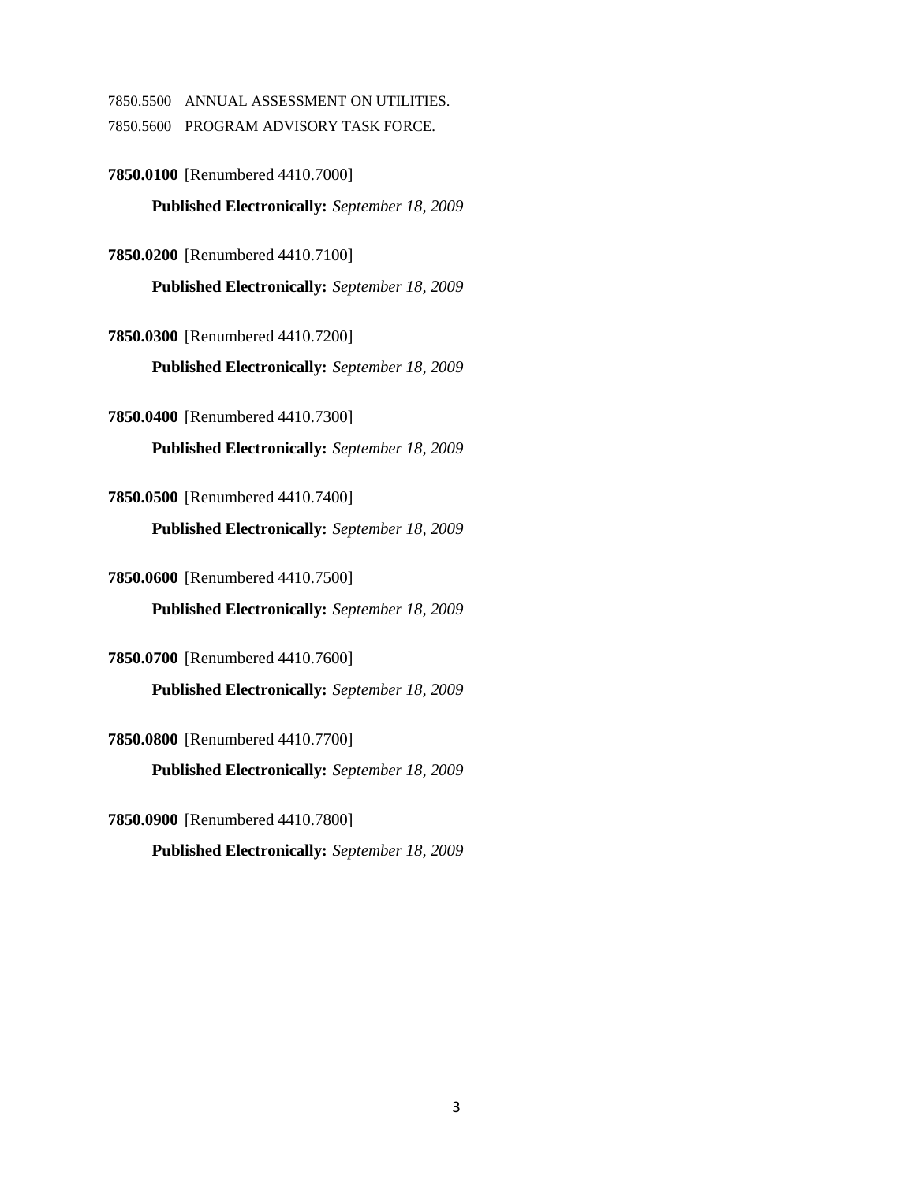7850.5500 ANNUAL ASSESSMENT ON UTILITIES.

7850.5600 PROGRAM ADVISORY TASK FORCE.

**7850.0100** [Renumbered 4410.7000]

**Published Electronically:** *September 18, 2009*

**7850.0200** [Renumbered 4410.7100]

**Published Electronically:** *September 18, 2009*

**7850.0300** [Renumbered 4410.7200]

**Published Electronically:** *September 18, 2009*

**7850.0400** [Renumbered 4410.7300]

**Published Electronically:** *September 18, 2009*

**7850.0500** [Renumbered 4410.7400]

**Published Electronically:** *September 18, 2009*

**7850.0600** [Renumbered 4410.7500]

**Published Electronically:** *September 18, 2009*

**7850.0700** [Renumbered 4410.7600]

**Published Electronically:** *September 18, 2009*

**7850.0800** [Renumbered 4410.7700]

**Published Electronically:** *September 18, 2009*

**7850.0900** [Renumbered 4410.7800]

**Published Electronically:** *September 18, 2009*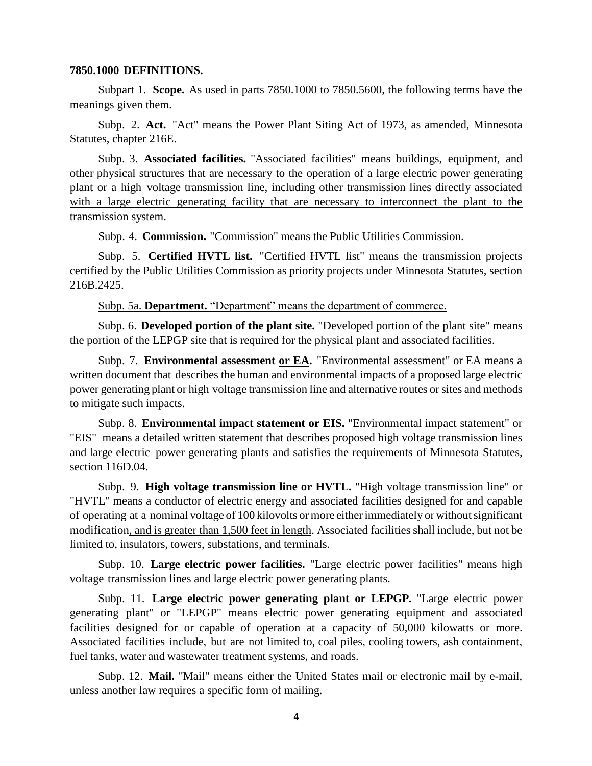**7850.1000 DEFINITIONS.**

Subpart 1. **Scope.** As used in parts 7850.1000 to 7850.5600, the following terms have the meanings given them.

Subp. 2. **Act.** "Act" means the Power Plant Siting Act of 1973, as amended, Minnesota Statutes, chapter 216E.

Subp. 3. **Associated facilities.** "Associated facilities" means buildings, equipment, and other physical structures that are necessary to the operation of a large electric power generating plant or a high voltage transmission line<u>, including other transmission lines directly associated with a large electric generating facility that are necessary to interconnect the plant to the transmission system</u>.

Subp. 4. **Commission.** "Commission" means the Public Utilities Commission.

Subp. 5. **Certified HVTL list.** "Certified HVTL list" means the transmission projects certified by the Public Utilities Commission as priority projects under Minnesota Statutes, section 216B.2425.

<u>Subp. 5a. **Department.** "Department" means the department of commerce.</u>

Subp. 6. **Developed portion of the plant site.** "Developed portion of the plant site" means the portion of the LEPGP site that is required for the physical plant and associated facilities.

Subp. 7. **Environmental assessment <u>or EA</u>.** "Environmental assessment" <u>or EA</u> means a written document that describes the human and environmental impacts of a proposed large electric power generating plant or high voltage transmission line and alternative routes or sites and methods to mitigate such impacts.

Subp. 8. **Environmental impact statement or EIS.** "Environmental impact statement" or "EIS" means a detailed written statement that describes proposed high voltage transmission lines and large electric power generating plants and satisfies the requirements of Minnesota Statutes, section 116D.04.

Subp. 9. **High voltage transmission line or HVTL.** "High voltage transmission line" or "HVTL" means a conductor of electric energy and associated facilities designed for and capable of operating at a nominal voltage of 100 kilovolts or more either immediately or without significant modification<u>, and is greater than 1,500 feet in length</u>. Associated facilities shall include, but not be limited to, insulators, towers, substations, and terminals.

Subp. 10. **Large electric power facilities.** "Large electric power facilities" means high voltage transmission lines and large electric power generating plants.

Subp. 11. **Large electric power generating plant or LEPGP.** "Large electric power generating plant" or "LEPGP" means electric power generating equipment and associated facilities designed for or capable of operation at a capacity of 50,000 kilowatts or more. Associated facilities include, but are not limited to, coal piles, cooling towers, ash containment, fuel tanks, water and wastewater treatment systems, and roads.

Subp. 12. **Mail.** "Mail" means either the United States mail or electronic mail by e-mail, unless another law requires a specific form of mailing.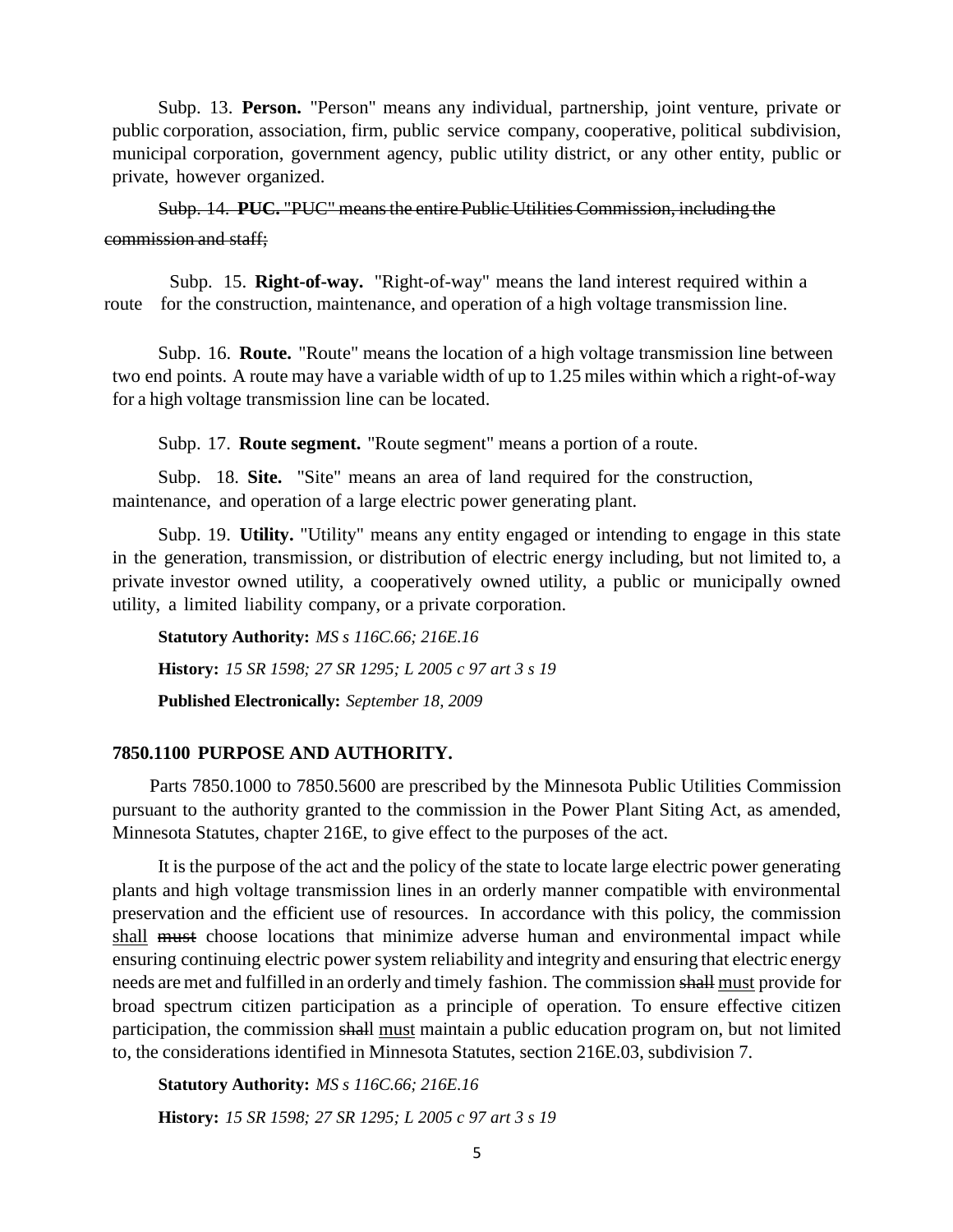Subp. 13. **Person.** "Person" means any individual, partnership, joint venture, private or public corporation, association, firm, public service company, cooperative, political subdivision, municipal corporation, government agency, public utility district, or any other entity, public or private, however organized.

~~Subp. 14. **PUC.** "PUC" means the entire Public Utilities Commission, including the commission and staff;~~

Subp. 15. **Right-of-way.** "Right-of-way" means the land interest required within a route for the construction, maintenance, and operation of a high voltage transmission line.

Subp. 16. **Route.** "Route" means the location of a high voltage transmission line between two end points. A route may have a variable width of up to 1.25 miles within which a right-of-way for a high voltage transmission line can be located.

Subp. 17. **Route segment.** "Route segment" means a portion of a route.

Subp. 18. **Site.** "Site" means an area of land required for the construction, maintenance, and operation of a large electric power generating plant.

Subp. 19. **Utility.** "Utility" means any entity engaged or intending to engage in this state in the generation, transmission, or distribution of electric energy including, but not limited to, a private investor owned utility, a cooperatively owned utility, a public or municipally owned utility, a limited liability company, or a private corporation.

**Statutory Authority:** *MS s 116C.66; 216E.16*

**History:** *15 SR 1598; 27 SR 1295; L 2005 c 97 art 3 s 19*

**Published Electronically:** *September 18, 2009*

### 7850.1100 PURPOSE AND AUTHORITY.

Parts 7850.1000 to 7850.5600 are prescribed by the Minnesota Public Utilities Commission pursuant to the authority granted to the commission in the Power Plant Siting Act, as amended, Minnesota Statutes, chapter 216E, to give effect to the purposes of the act.

It is the purpose of the act and the policy of the state to locate large electric power generating plants and high voltage transmission lines in an orderly manner compatible with environmental preservation and the efficient use of resources. In accordance with this policy, the commission <u>shall</u> ~~must~~ choose locations that minimize adverse human and environmental impact while ensuring continuing electric power system reliability and integrity and ensuring that electric energy needs are met and fulfilled in an orderly and timely fashion. The commission ~~shall~~ <u>must</u> provide for broad spectrum citizen participation as a principle of operation. To ensure effective citizen participation, the commission ~~shall~~ <u>must</u> maintain a public education program on, but not limited to, the considerations identified in Minnesota Statutes, section 216E.03, subdivision 7.

**Statutory Authority:** *MS s 116C.66; 216E.16*

**History:** *15 SR 1598; 27 SR 1295; L 2005 c 97 art 3 s 19*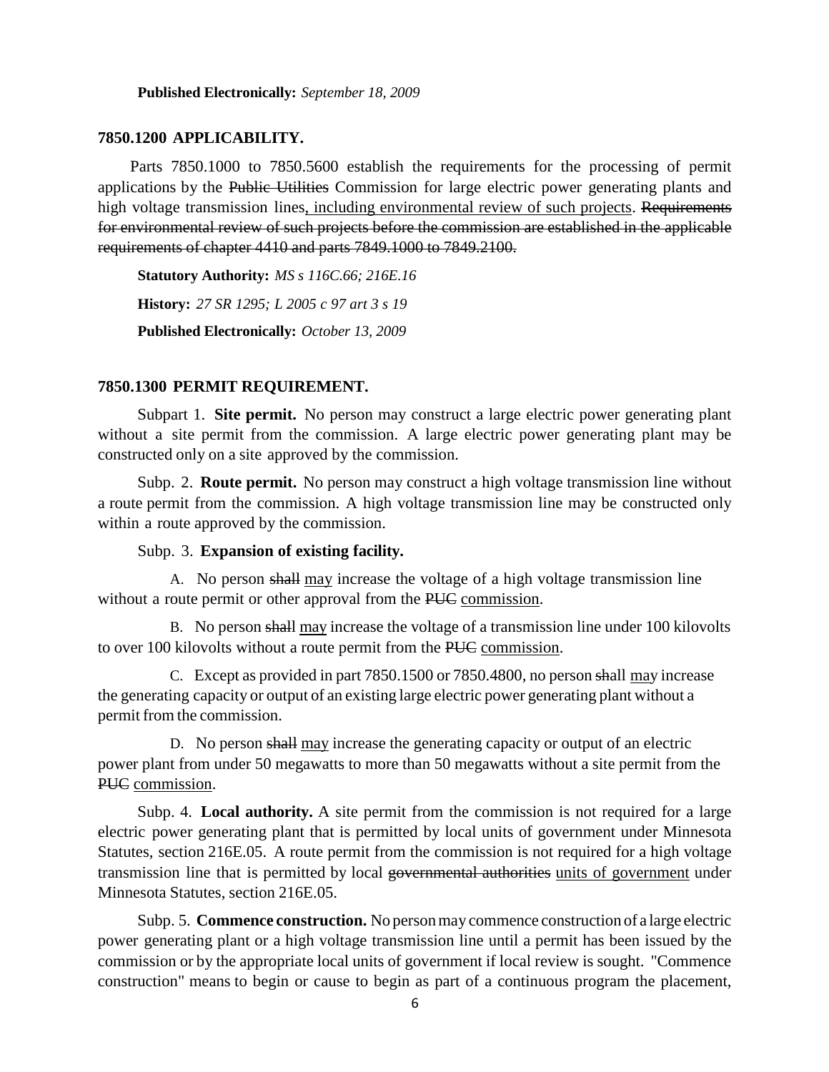**Published Electronically:** *September 18, 2009*

### 7850.1200 APPLICABILITY.

Parts 7850.1000 to 7850.5600 establish the requirements for the processing of permit applications by the ~~Public Utilities~~ Commission for large electric power generating plants and high voltage transmission lines<u>, including environmental review of such projects</u>. ~~Requirements for environmental review of such projects before the commission are established in the applicable requirements of chapter 4410 and parts 7849.1000 to 7849.2100.~~

**Statutory Authority:** *MS s 116C.66; 216E.16*

**History:** *27 SR 1295; L 2005 c 97 art 3 s 19*

**Published Electronically:** *October 13, 2009*

### 7850.1300 PERMIT REQUIREMENT.

Subpart 1. **Site permit.** No person may construct a large electric power generating plant without a site permit from the commission. A large electric power generating plant may be constructed only on a site approved by the commission.

Subp. 2. **Route permit.** No person may construct a high voltage transmission line without a route permit from the commission. A high voltage transmission line may be constructed only within a route approved by the commission.

Subp. 3. **Expansion of existing facility.**

A. No person ~~shall~~ <u>may</u> increase the voltage of a high voltage transmission line without a route permit or other approval from the ~~PUC~~ <u>commission</u>.

B. No person ~~shall~~ <u>may</u> increase the voltage of a transmission line under 100 kilovolts to over 100 kilovolts without a route permit from the ~~PUC~~ <u>commission</u>.

C. Except as provided in part 7850.1500 or 7850.4800, no person ~~shall~~ <u>may</u> increase the generating capacity or output of an existing large electric power generating plant without a permit from the commission.

D. No person ~~shall~~ <u>may</u> increase the generating capacity or output of an electric power plant from under 50 megawatts to more than 50 megawatts without a site permit from the ~~PUC~~ <u>commission</u>.

Subp. 4. **Local authority.** A site permit from the commission is not required for a large electric power generating plant that is permitted by local units of government under Minnesota Statutes, section 216E.05. A route permit from the commission is not required for a high voltage transmission line that is permitted by local ~~governmental authorities~~ <u>units of government</u> under Minnesota Statutes, section 216E.05.

Subp. 5. **Commence construction.** No person may commence construction of a large electric power generating plant or a high voltage transmission line until a permit has been issued by the commission or by the appropriate local units of government if local review is sought. "Commence construction" means to begin or cause to begin as part of a continuous program the placement,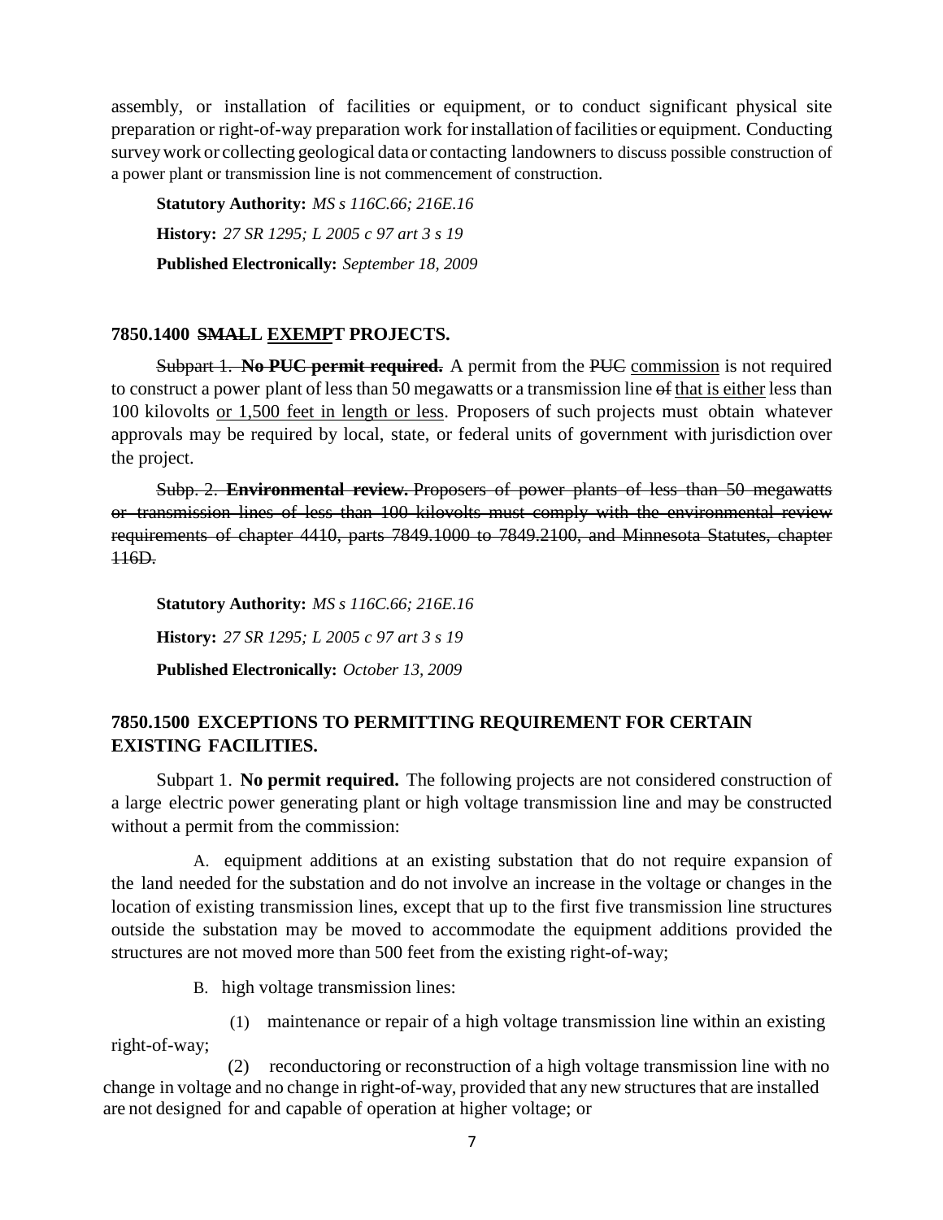assembly, or installation of facilities or equipment, or to conduct significant physical site preparation or right-of-way preparation work for installation of facilities or equipment. Conducting survey work or collecting geological data or contacting landowners to discuss possible construction of a power plant or transmission line is not commencement of construction.

**Statutory Authority:** *MS s 116C.66; 216E.16*

**History:** *27 SR 1295; L 2005 c 97 art 3 s 19*

**Published Electronically:** *September 18, 2009*

### 7850.1400 ~~SMALL~~ EXEMPT PROJECTS.

~~Subpart 1.~~ **~~No PUC permit required.~~** A permit from the ~~PUC~~ commission is not required to construct a power plant of less than 50 megawatts or a transmission line ~~of~~ that is either less than 100 kilovolts or 1,500 feet in length or less. Proposers of such projects must obtain whatever approvals may be required by local, state, or federal units of government with jurisdiction over the project.

~~Subp. 2. **Environmental review.** Proposers of power plants of less than 50 megawatts or transmission lines of less than 100 kilovolts must comply with the environmental review requirements of chapter 4410, parts 7849.1000 to 7849.2100, and Minnesota Statutes, chapter 116D.~~

**Statutory Authority:** *MS s 116C.66; 216E.16*

**History:** *27 SR 1295; L 2005 c 97 art 3 s 19*

**Published Electronically:** *October 13, 2009*

### 7850.1500 EXCEPTIONS TO PERMITTING REQUIREMENT FOR CERTAIN EXISTING FACILITIES.

Subpart 1. **No permit required.** The following projects are not considered construction of a large electric power generating plant or high voltage transmission line and may be constructed without a permit from the commission:

A. equipment additions at an existing substation that do not require expansion of the land needed for the substation and do not involve an increase in the voltage or changes in the location of existing transmission lines, except that up to the first five transmission line structures outside the substation may be moved to accommodate the equipment additions provided the structures are not moved more than 500 feet from the existing right-of-way;

B. high voltage transmission lines:

(1) maintenance or repair of a high voltage transmission line within an existing right-of-way;

(2) reconductoring or reconstruction of a high voltage transmission line with no change in voltage and no change in right-of-way, provided that any new structures that are installed are not designed for and capable of operation at higher voltage; or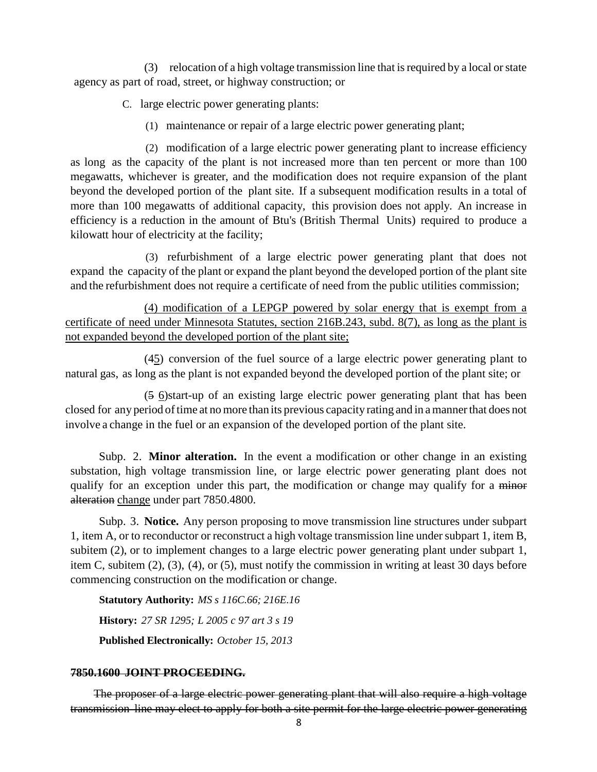(3) relocation of a high voltage transmission line that is required by a local or state agency as part of road, street, or highway construction; or

C. large electric power generating plants:

(1) maintenance or repair of a large electric power generating plant;

(2) modification of a large electric power generating plant to increase efficiency as long as the capacity of the plant is not increased more than ten percent or more than 100 megawatts, whichever is greater, and the modification does not require expansion of the plant beyond the developed portion of the plant site. If a subsequent modification results in a total of more than 100 megawatts of additional capacity, this provision does not apply. An increase in efficiency is a reduction in the amount of Btu's (British Thermal Units) required to produce a kilowatt hour of electricity at the facility;

(3) refurbishment of a large electric power generating plant that does not expand the capacity of the plant or expand the plant beyond the developed portion of the plant site and the refurbishment does not require a certificate of need from the public utilities commission;

<u>(4) modification of a LEPGP powered by solar energy that is exempt from a certificate of need under Minnesota Statutes, section 216B.243, subd. 8(7), as long as the plant is not expanded beyond the developed portion of the plant site;</u>

(4<u>5</u>) conversion of the fuel source of a large electric power generating plant to natural gas, as long as the plant is not expanded beyond the developed portion of the plant site; or

(~~5~~ <u>6</u>)start-up of an existing large electric power generating plant that has been closed for any period of time at no more than its previous capacity rating and in a manner that does not involve a change in the fuel or an expansion of the developed portion of the plant site.

Subp. 2. **Minor alteration.** In the event a modification or other change in an existing substation, high voltage transmission line, or large electric power generating plant does not qualify for an exception under this part, the modification or change may qualify for a ~~minor alteration~~ <u>change</u> under part 7850.4800.

Subp. 3. **Notice.** Any person proposing to move transmission line structures under subpart 1, item A, or to reconductor or reconstruct a high voltage transmission line under subpart 1, item B, subitem (2), or to implement changes to a large electric power generating plant under subpart 1, item C, subitem (2), (3), (4), or (5), must notify the commission in writing at least 30 days before commencing construction on the modification or change.

**Statutory Authority:** *MS s 116C.66; 216E.16*

**History:** *27 SR 1295; L 2005 c 97 art 3 s 19*

**Published Electronically:** *October 15, 2013*

~~**7850.1600 JOINT PROCEEDING.**~~

~~The proposer of a large electric power generating plant that will also require a high voltage transmission line may elect to apply for both a site permit for the large electric power generating~~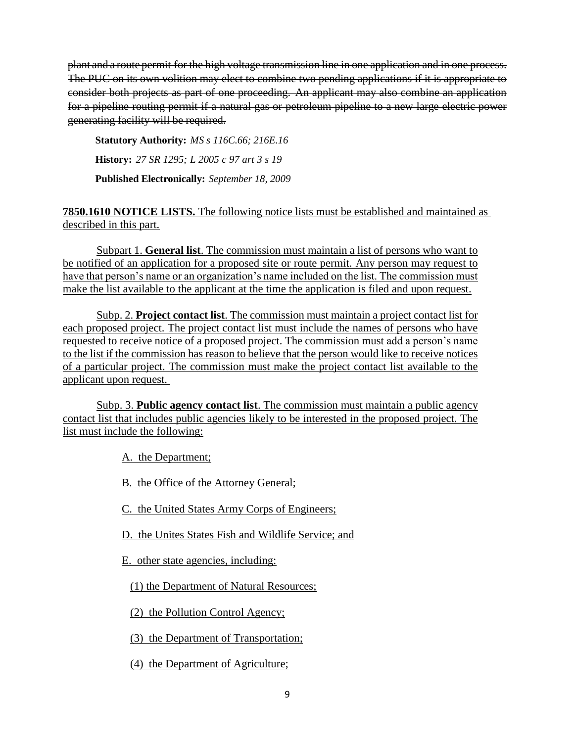~~plant and a route permit for the high voltage transmission line in one application and in one process. The PUC on its own volition may elect to combine two pending applications if it is appropriate to consider both projects as part of one proceeding. An applicant may also combine an application for a pipeline routing permit if a natural gas or petroleum pipeline to a new large electric power generating facility will be required.~~

**Statutory Authority:** *MS s 116C.66; 216E.16*

**History:** *27 SR 1295; L 2005 c 97 art 3 s 19*

**Published Electronically:** *September 18, 2009*

<u>**7850.1610 NOTICE LISTS.** The following notice lists must be established and maintained as described in this part.</u>

<u>Subpart 1. **General list**. The commission must maintain a list of persons who want to be notified of an application for a proposed site or route permit. Any person may request to have that person's name or an organization's name included on the list. The commission must make the list available to the applicant at the time the application is filed and upon request.</u>

<u>Subp. 2. **Project contact list**. The commission must maintain a project contact list for each proposed project. The project contact list must include the names of persons who have requested to receive notice of a proposed project. The commission must add a person's name to the list if the commission has reason to believe that the person would like to receive notices of a particular project. The commission must make the project contact list available to the applicant upon request.</u>

<u>Subp. 3. **Public agency contact list**. The commission must maintain a public agency contact list that includes public agencies likely to be interested in the proposed project. The list must include the following:</u>

<u>A. the Department;</u>

<u>B. the Office of the Attorney General;</u>

<u>C. the United States Army Corps of Engineers;</u>

<u>D. the Unites States Fish and Wildlife Service; and</u>

<u>E. other state agencies, including:</u>

<u>(1) the Department of Natural Resources;</u>

<u>(2) the Pollution Control Agency;</u>

<u>(3) the Department of Transportation;</u>

<u>(4) the Department of Agriculture;</u>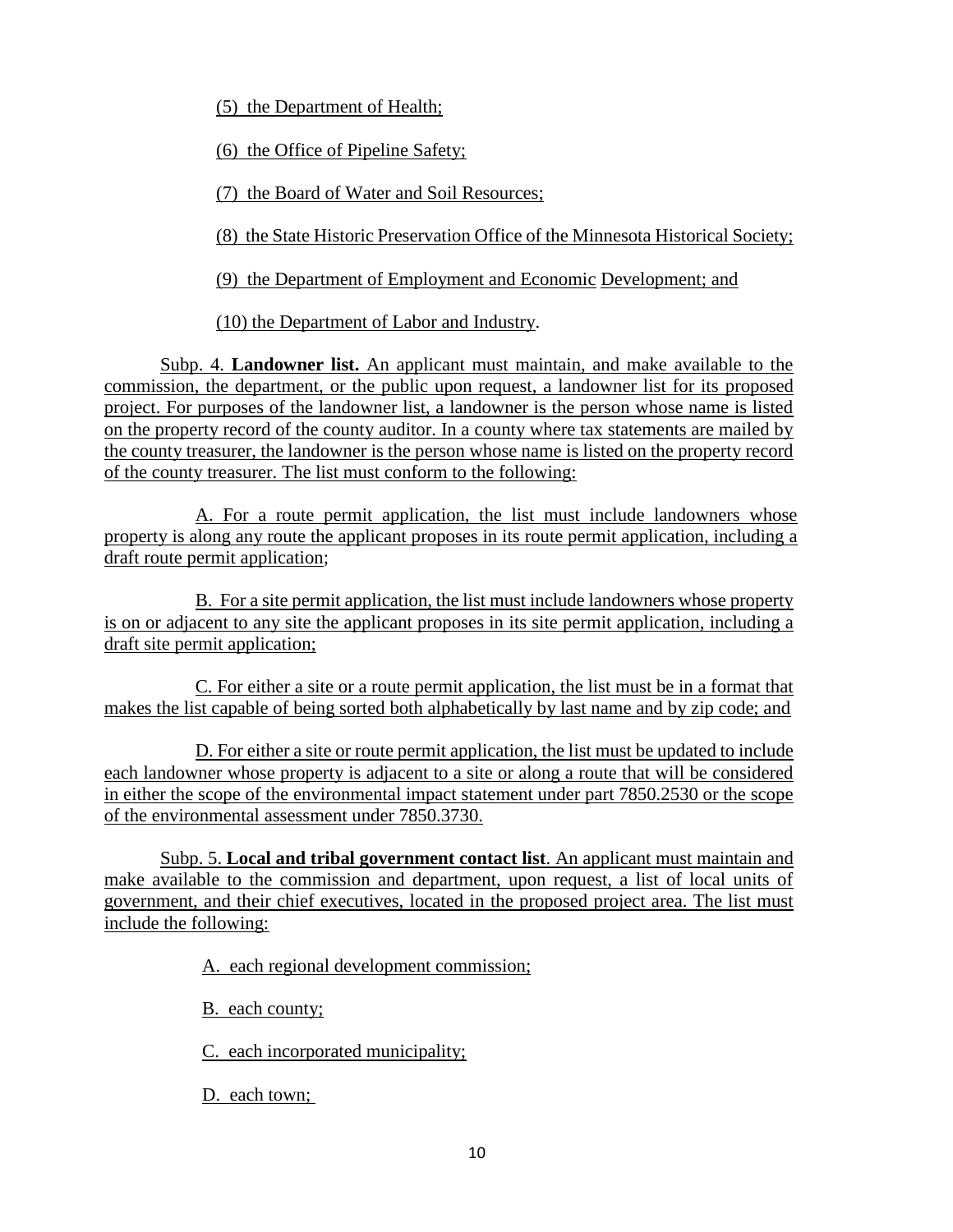(5) the Department of Health;

(6) the Office of Pipeline Safety;

(7) the Board of Water and Soil Resources;

(8) the State Historic Preservation Office of the Minnesota Historical Society;

(9) the Department of Employment and Economic Development; and

(10) the Department of Labor and Industry.

Subp. 4. **Landowner list.** An applicant must maintain, and make available to the commission, the department, or the public upon request, a landowner list for its proposed project. For purposes of the landowner list, a landowner is the person whose name is listed on the property record of the county auditor. In a county where tax statements are mailed by the county treasurer, the landowner is the person whose name is listed on the property record of the county treasurer. The list must conform to the following:

A. For a route permit application, the list must include landowners whose property is along any route the applicant proposes in its route permit application, including a draft route permit application;

B. For a site permit application, the list must include landowners whose property is on or adjacent to any site the applicant proposes in its site permit application, including a draft site permit application;

C. For either a site or a route permit application, the list must be in a format that makes the list capable of being sorted both alphabetically by last name and by zip code; and

D. For either a site or route permit application, the list must be updated to include each landowner whose property is adjacent to a site or along a route that will be considered in either the scope of the environmental impact statement under part 7850.2530 or the scope of the environmental assessment under 7850.3730.

Subp. 5. **Local and tribal government contact list**. An applicant must maintain and make available to the commission and department, upon request, a list of local units of government, and their chief executives, located in the proposed project area. The list must include the following:

A. each regional development commission;

B. each county;

C. each incorporated municipality;

D. each town;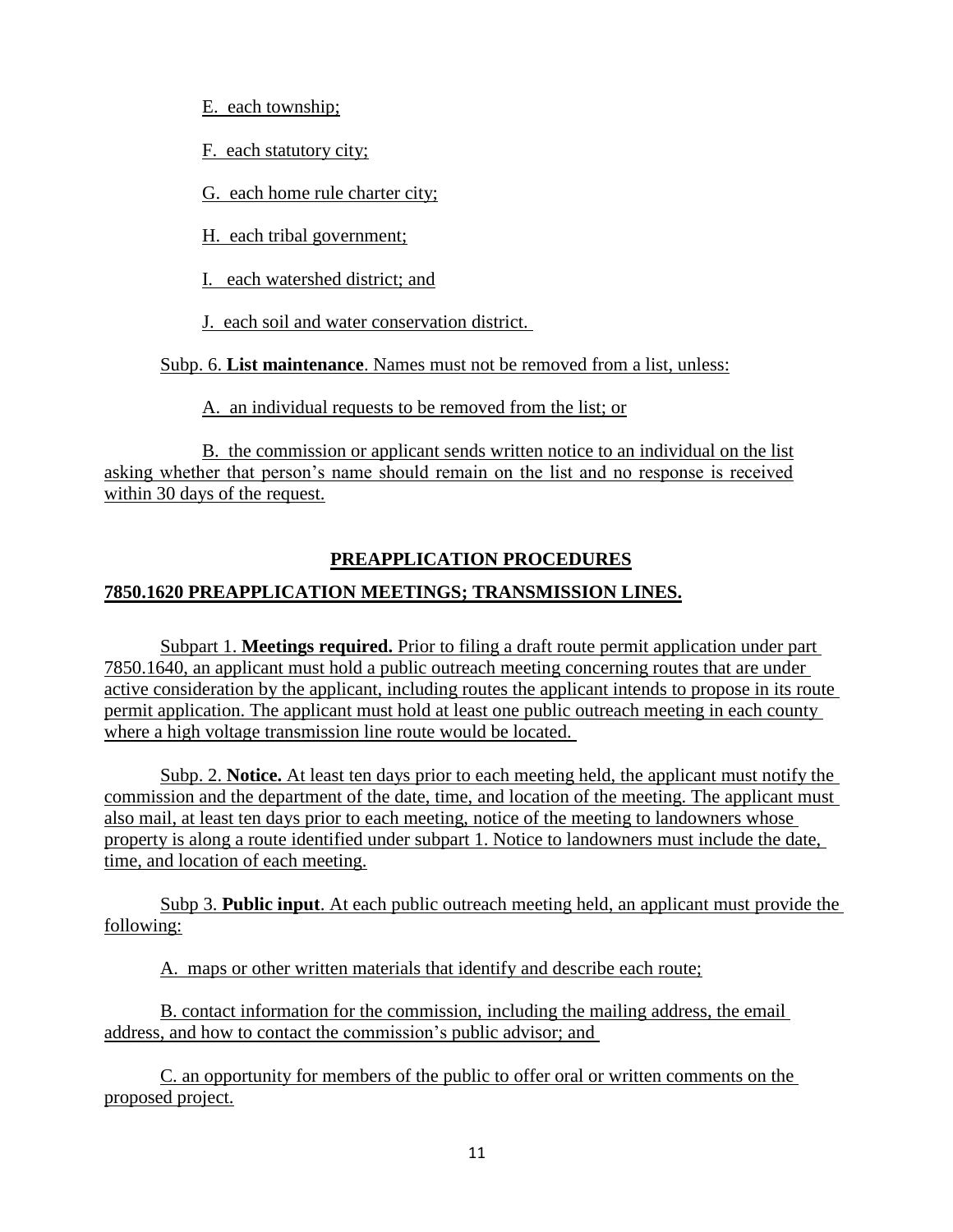E. each township;

F. each statutory city;

G. each home rule charter city;

H. each tribal government;

I. each watershed district; and

J. each soil and water conservation district.

Subp. 6. **List maintenance**. Names must not be removed from a list, unless:

A. an individual requests to be removed from the list; or

B. the commission or applicant sends written notice to an individual on the list asking whether that person's name should remain on the list and no response is received within 30 days of the request.

## PREAPPLICATION PROCEDURES

### 7850.1620 PREAPPLICATION MEETINGS; TRANSMISSION LINES.

Subpart 1. **Meetings required.** Prior to filing a draft route permit application under part 7850.1640, an applicant must hold a public outreach meeting concerning routes that are under active consideration by the applicant, including routes the applicant intends to propose in its route permit application. The applicant must hold at least one public outreach meeting in each county where a high voltage transmission line route would be located.

Subp. 2. **Notice.** At least ten days prior to each meeting held, the applicant must notify the commission and the department of the date, time, and location of the meeting. The applicant must also mail, at least ten days prior to each meeting, notice of the meeting to landowners whose property is along a route identified under subpart 1. Notice to landowners must include the date, time, and location of each meeting.

Subp 3. **Public input**. At each public outreach meeting held, an applicant must provide the following:

A. maps or other written materials that identify and describe each route;

B. contact information for the commission, including the mailing address, the email address, and how to contact the commission's public advisor; and

C. an opportunity for members of the public to offer oral or written comments on the proposed project.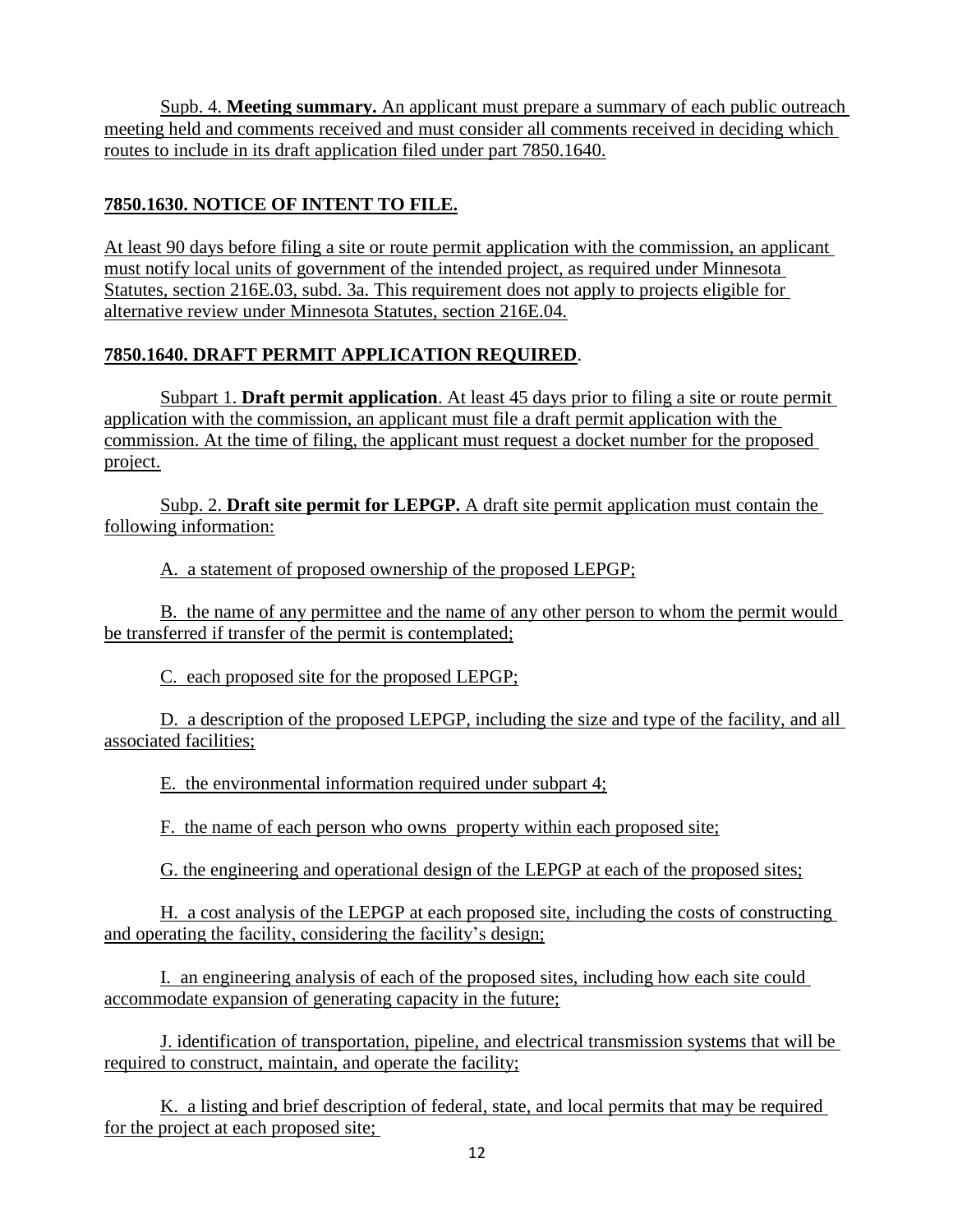Supb. 4. **Meeting summary.** An applicant must prepare a summary of each public outreach meeting held and comments received and must consider all comments received in deciding which routes to include in its draft application filed under part 7850.1640.

**7850.1630. NOTICE OF INTENT TO FILE.**

At least 90 days before filing a site or route permit application with the commission, an applicant must notify local units of government of the intended project, as required under Minnesota Statutes, section 216E.03, subd. 3a. This requirement does not apply to projects eligible for alternative review under Minnesota Statutes, section 216E.04.

**7850.1640. DRAFT PERMIT APPLICATION REQUIRED**.

Subpart 1. **Draft permit application**. At least 45 days prior to filing a site or route permit application with the commission, an applicant must file a draft permit application with the commission. At the time of filing, the applicant must request a docket number for the proposed project.

Subp. 2. **Draft site permit for LEPGP.** A draft site permit application must contain the following information:

A. a statement of proposed ownership of the proposed LEPGP;

B. the name of any permittee and the name of any other person to whom the permit would be transferred if transfer of the permit is contemplated;

C. each proposed site for the proposed LEPGP;

D. a description of the proposed LEPGP, including the size and type of the facility, and all associated facilities;

E. the environmental information required under subpart 4;

F. the name of each person who owns property within each proposed site;

G. the engineering and operational design of the LEPGP at each of the proposed sites;

H. a cost analysis of the LEPGP at each proposed site, including the costs of constructing and operating the facility, considering the facility's design;

I. an engineering analysis of each of the proposed sites, including how each site could accommodate expansion of generating capacity in the future;

J. identification of transportation, pipeline, and electrical transmission systems that will be required to construct, maintain, and operate the facility;

K. a listing and brief description of federal, state, and local permits that may be required for the project at each proposed site;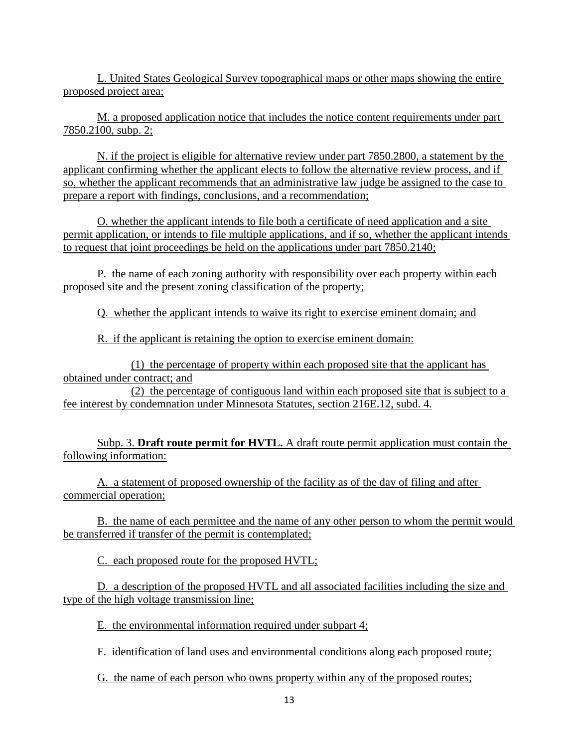L. United States Geological Survey topographical maps or other maps showing the entire proposed project area;

M. a proposed application notice that includes the notice content requirements under part 7850.2100, subp. 2;

N. if the project is eligible for alternative review under part 7850.2800, a statement by the applicant confirming whether the applicant elects to follow the alternative review process, and if so, whether the applicant recommends that an administrative law judge be assigned to the case to prepare a report with findings, conclusions, and a recommendation;

O. whether the applicant intends to file both a certificate of need application and a site permit application, or intends to file multiple applications, and if so, whether the applicant intends to request that joint proceedings be held on the applications under part 7850.2140;

P. the name of each zoning authority with responsibility over each property within each proposed site and the present zoning classification of the property;

Q. whether the applicant intends to waive its right to exercise eminent domain; and

R. if the applicant is retaining the option to exercise eminent domain:

(1) the percentage of property within each proposed site that the applicant has obtained under contract; and

(2) the percentage of contiguous land within each proposed site that is subject to a fee interest by condemnation under Minnesota Statutes, section 216E.12, subd. 4.

Subp. 3. **Draft route permit for HVTL.** A draft route permit application must contain the following information:

A. a statement of proposed ownership of the facility as of the day of filing and after commercial operation;

B. the name of each permittee and the name of any other person to whom the permit would be transferred if transfer of the permit is contemplated;

C. each proposed route for the proposed HVTL;

D. a description of the proposed HVTL and all associated facilities including the size and type of the high voltage transmission line;

E. the environmental information required under subpart 4;

F. identification of land uses and environmental conditions along each proposed route;

G. the name of each person who owns property within any of the proposed routes;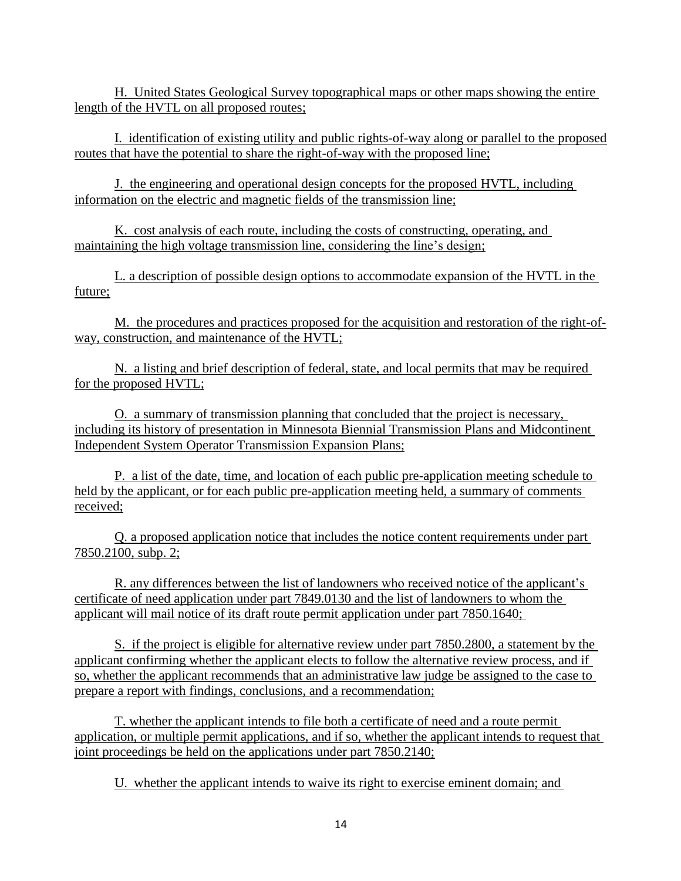H. United States Geological Survey topographical maps or other maps showing the entire length of the HVTL on all proposed routes;

I. identification of existing utility and public rights-of-way along or parallel to the proposed routes that have the potential to share the right-of-way with the proposed line;

J. the engineering and operational design concepts for the proposed HVTL, including information on the electric and magnetic fields of the transmission line;

K. cost analysis of each route, including the costs of constructing, operating, and maintaining the high voltage transmission line, considering the line's design;

L. a description of possible design options to accommodate expansion of the HVTL in the future;

M. the procedures and practices proposed for the acquisition and restoration of the right-of-way, construction, and maintenance of the HVTL;

N. a listing and brief description of federal, state, and local permits that may be required for the proposed HVTL;

O. a summary of transmission planning that concluded that the project is necessary, including its history of presentation in Minnesota Biennial Transmission Plans and Midcontinent Independent System Operator Transmission Expansion Plans;

P. a list of the date, time, and location of each public pre-application meeting schedule to held by the applicant, or for each public pre-application meeting held, a summary of comments received;

Q. a proposed application notice that includes the notice content requirements under part 7850.2100, subp. 2;

R. any differences between the list of landowners who received notice of the applicant's certificate of need application under part 7849.0130 and the list of landowners to whom the applicant will mail notice of its draft route permit application under part 7850.1640;

S. if the project is eligible for alternative review under part 7850.2800, a statement by the applicant confirming whether the applicant elects to follow the alternative review process, and if so, whether the applicant recommends that an administrative law judge be assigned to the case to prepare a report with findings, conclusions, and a recommendation;

T. whether the applicant intends to file both a certificate of need and a route permit application, or multiple permit applications, and if so, whether the applicant intends to request that joint proceedings be held on the applications under part 7850.2140;

U. whether the applicant intends to waive its right to exercise eminent domain; and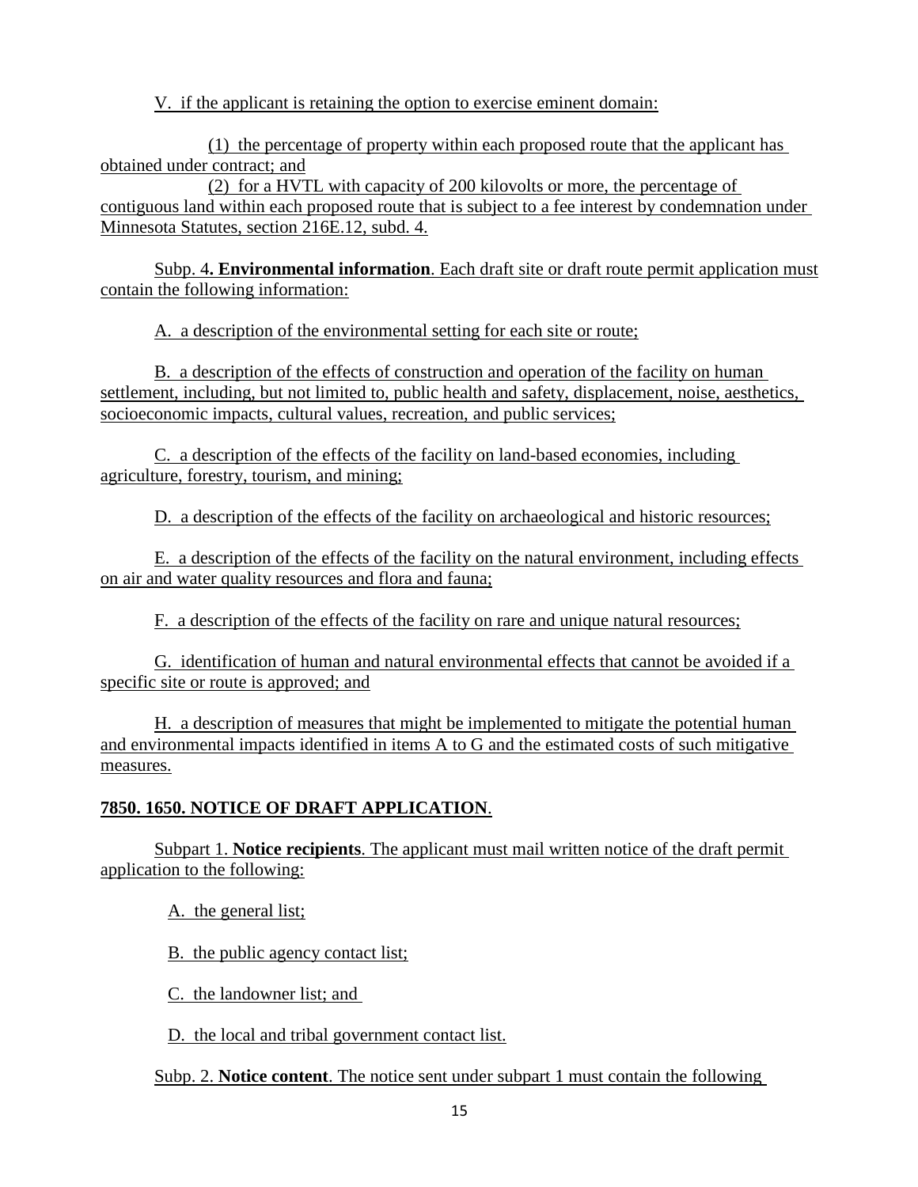V. if the applicant is retaining the option to exercise eminent domain:

(1) the percentage of property within each proposed route that the applicant has obtained under contract; and

(2) for a HVTL with capacity of 200 kilovolts or more, the percentage of contiguous land within each proposed route that is subject to a fee interest by condemnation under Minnesota Statutes, section 216E.12, subd. 4.

Subp. 4**. Environmental information**. Each draft site or draft route permit application must contain the following information:

A. a description of the environmental setting for each site or route;

B. a description of the effects of construction and operation of the facility on human settlement, including, but not limited to, public health and safety, displacement, noise, aesthetics, socioeconomic impacts, cultural values, recreation, and public services;

C. a description of the effects of the facility on land-based economies, including agriculture, forestry, tourism, and mining;

D. a description of the effects of the facility on archaeological and historic resources;

E. a description of the effects of the facility on the natural environment, including effects on air and water quality resources and flora and fauna;

F. a description of the effects of the facility on rare and unique natural resources;

G. identification of human and natural environmental effects that cannot be avoided if a specific site or route is approved; and

H. a description of measures that might be implemented to mitigate the potential human and environmental impacts identified in items A to G and the estimated costs of such mitigative measures.

**7850. 1650. NOTICE OF DRAFT APPLICATION**.

Subpart 1. **Notice recipients**. The applicant must mail written notice of the draft permit application to the following:

A. the general list;

B. the public agency contact list;

C. the landowner list; and

D. the local and tribal government contact list.

Subp. 2. **Notice content**. The notice sent under subpart 1 must contain the following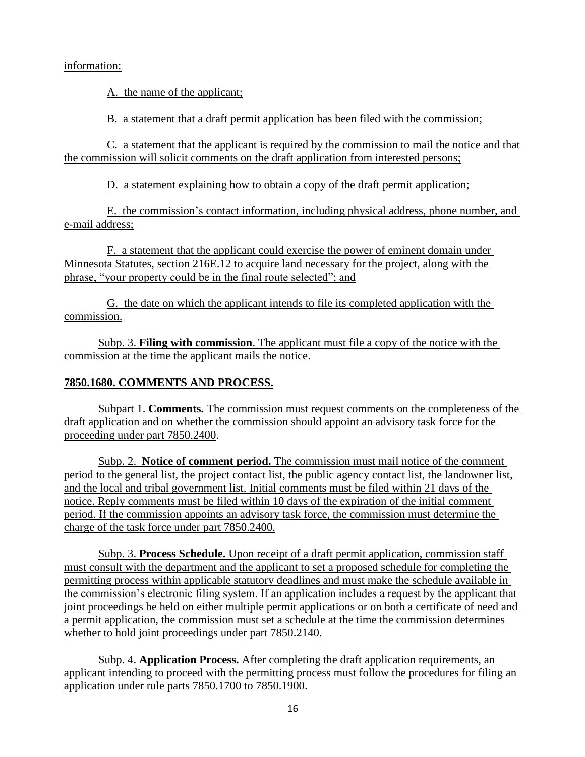information:

A. the name of the applicant;

B. a statement that a draft permit application has been filed with the commission;

C. a statement that the applicant is required by the commission to mail the notice and that the commission will solicit comments on the draft application from interested persons;

D. a statement explaining how to obtain a copy of the draft permit application;

E. the commission's contact information, including physical address, phone number, and e-mail address;

F. a statement that the applicant could exercise the power of eminent domain under Minnesota Statutes, section 216E.12 to acquire land necessary for the project, along with the phrase, "your property could be in the final route selected"; and

G. the date on which the applicant intends to file its completed application with the commission.

Subp. 3. **Filing with commission**. The applicant must file a copy of the notice with the commission at the time the applicant mails the notice.

**7850.1680. COMMENTS AND PROCESS.**

Subpart 1. **Comments.** The commission must request comments on the completeness of the draft application and on whether the commission should appoint an advisory task force for the proceeding under part 7850.2400.

Subp. 2. **Notice of comment period.** The commission must mail notice of the comment period to the general list, the project contact list, the public agency contact list, the landowner list, and the local and tribal government list. Initial comments must be filed within 21 days of the notice. Reply comments must be filed within 10 days of the expiration of the initial comment period. If the commission appoints an advisory task force, the commission must determine the charge of the task force under part 7850.2400.

Subp. 3. **Process Schedule.** Upon receipt of a draft permit application, commission staff must consult with the department and the applicant to set a proposed schedule for completing the permitting process within applicable statutory deadlines and must make the schedule available in the commission's electronic filing system. If an application includes a request by the applicant that joint proceedings be held on either multiple permit applications or on both a certificate of need and a permit application, the commission must set a schedule at the time the commission determines whether to hold joint proceedings under part 7850.2140.

Subp. 4. **Application Process.** After completing the draft application requirements, an applicant intending to proceed with the permitting process must follow the procedures for filing an application under rule parts 7850.1700 to 7850.1900.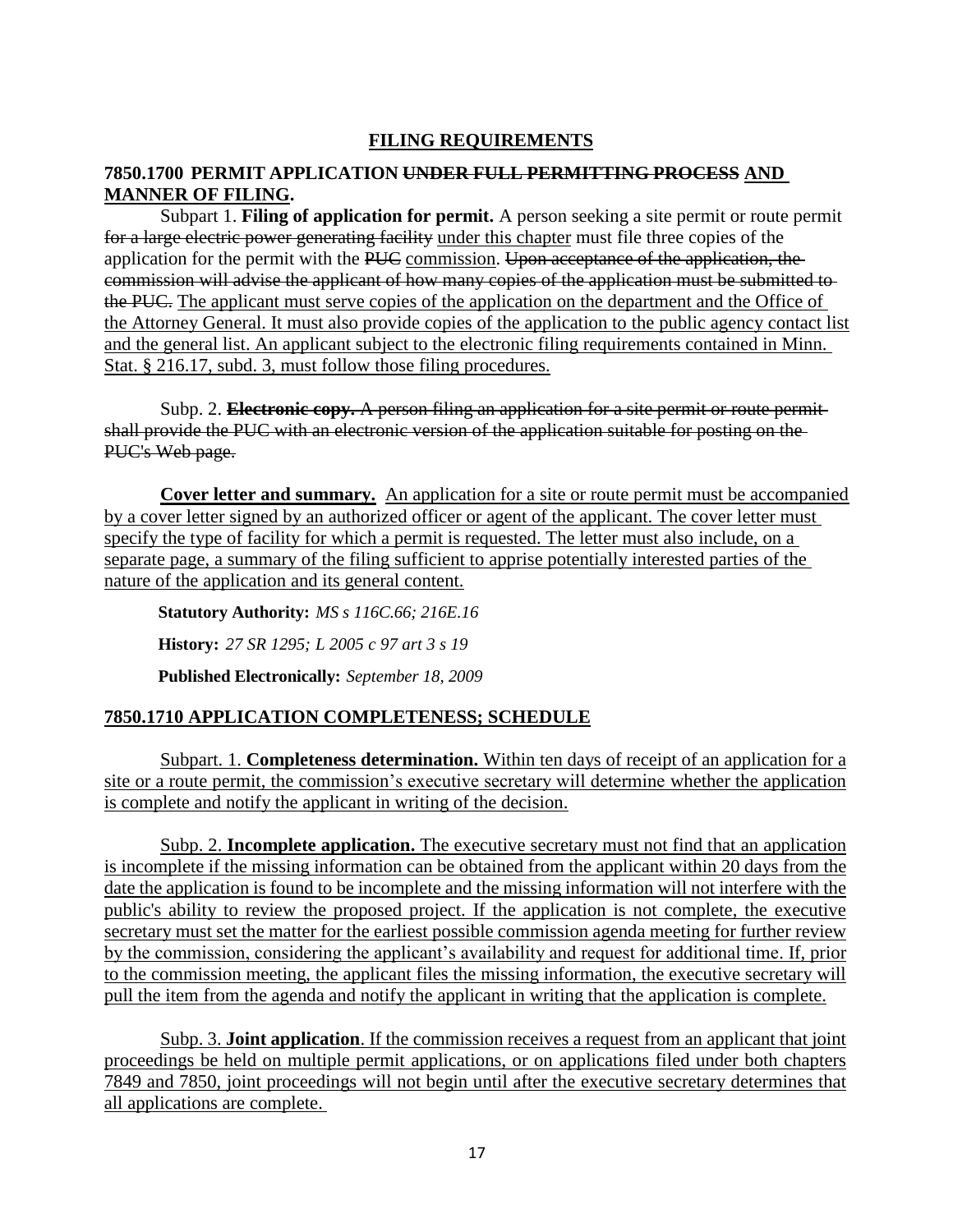## FILING REQUIREMENTS

### 7850.1700 PERMIT APPLICATION ~~UNDER FULL PERMITTING PROCESS~~ AND MANNER OF FILING.

Subpart 1. **Filing of application for permit.** A person seeking a site permit or route permit ~~for a large electric power generating facility~~ under this chapter must file three copies of the application for the permit with the ~~PUC~~ commission. ~~Upon acceptance of the application, the commission will advise the applicant of how many copies of the application must be submitted to the PUC.~~ The applicant must serve copies of the application on the department and the Office of the Attorney General. It must also provide copies of the application to the public agency contact list and the general list. An applicant subject to the electronic filing requirements contained in Minn. Stat. § 216.17, subd. 3, must follow those filing procedures.

Subp. 2. ~~**Electronic copy.** A person filing an application for a site permit or route permit shall provide the PUC with an electronic version of the application suitable for posting on the PUC's Web page.~~

**Cover letter and summary.** An application for a site or route permit must be accompanied by a cover letter signed by an authorized officer or agent of the applicant. The cover letter must specify the type of facility for which a permit is requested. The letter must also include, on a separate page, a summary of the filing sufficient to apprise potentially interested parties of the nature of the application and its general content.

**Statutory Authority:** *MS s 116C.66; 216E.16*

**History:** *27 SR 1295; L 2005 c 97 art 3 s 19*

**Published Electronically:** *September 18, 2009*

### 7850.1710 APPLICATION COMPLETENESS; SCHEDULE

Subpart. 1. **Completeness determination.** Within ten days of receipt of an application for a site or a route permit, the commission's executive secretary will determine whether the application is complete and notify the applicant in writing of the decision.

Subp. 2. **Incomplete application.** The executive secretary must not find that an application is incomplete if the missing information can be obtained from the applicant within 20 days from the date the application is found to be incomplete and the missing information will not interfere with the public's ability to review the proposed project. If the application is not complete, the executive secretary must set the matter for the earliest possible commission agenda meeting for further review by the commission, considering the applicant's availability and request for additional time. If, prior to the commission meeting, the applicant files the missing information, the executive secretary will pull the item from the agenda and notify the applicant in writing that the application is complete.

Subp. 3. **Joint application**. If the commission receives a request from an applicant that joint proceedings be held on multiple permit applications, or on applications filed under both chapters 7849 and 7850, joint proceedings will not begin until after the executive secretary determines that all applications are complete.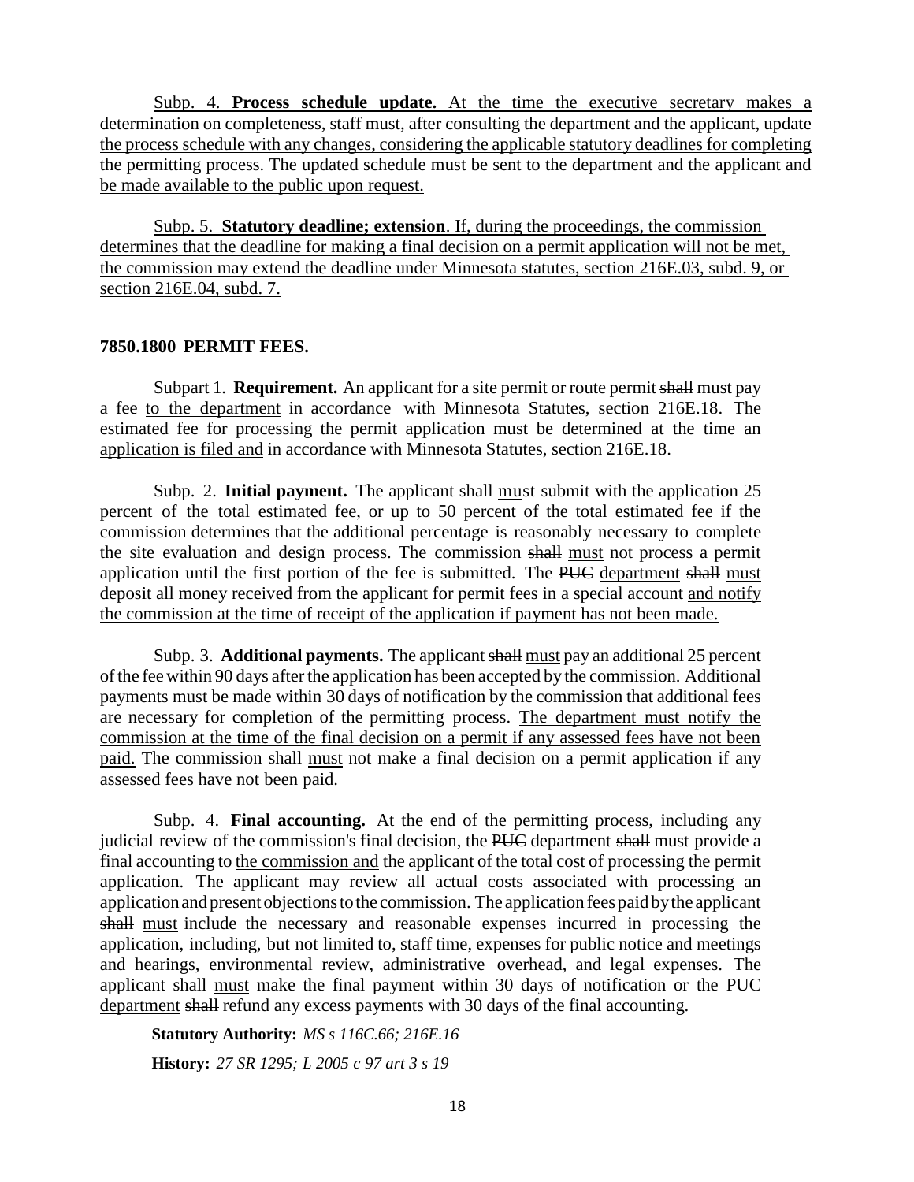<u>Subp. 4. **Process schedule update.** At the time the executive secretary makes a determination on completeness, staff must, after consulting the department and the applicant, update the process schedule with any changes, considering the applicable statutory deadlines for completing the permitting process. The updated schedule must be sent to the department and the applicant and be made available to the public upon request.</u>

<u>Subp. 5. **Statutory deadline; extension**. If, during the proceedings, the commission determines that the deadline for making a final decision on a permit application will not be met, the commission may extend the deadline under Minnesota statutes, section 216E.03, subd. 9, or section 216E.04, subd. 7.</u>

**7850.1800 PERMIT FEES.**

Subpart 1. **Requirement.** An applicant for a site permit or route permit ~~shall~~ <u>must</u> pay a fee <u>to the department</u> in accordance with Minnesota Statutes, section 216E.18. The estimated fee for processing the permit application must be determined <u>at the time an application is filed and</u> in accordance with Minnesota Statutes, section 216E.18.

Subp. 2. **Initial payment.** The applicant ~~shall~~ <u>must</u> submit with the application 25 percent of the total estimated fee, or up to 50 percent of the total estimated fee if the commission determines that the additional percentage is reasonably necessary to complete the site evaluation and design process. The commission ~~shall~~ <u>must</u> not process a permit application until the first portion of the fee is submitted. The ~~PUC~~ <u>department</u> ~~shall~~ <u>must</u> deposit all money received from the applicant for permit fees in a special account <u>and notify the commission at the time of receipt of the application if payment has not been made.</u>

Subp. 3. **Additional payments.** The applicant ~~shall~~ <u>must</u> pay an additional 25 percent of the fee within 90 days after the application has been accepted by the commission. Additional payments must be made within 30 days of notification by the commission that additional fees are necessary for completion of the permitting process. <u>The department must notify the commission at the time of the final decision on a permit if any assessed fees have not been paid.</u> The commission ~~shall~~ <u>must</u> not make a final decision on a permit application if any assessed fees have not been paid.

Subp. 4. **Final accounting.** At the end of the permitting process, including any judicial review of the commission's final decision, the ~~PUC~~ <u>department</u> ~~shall~~ <u>must</u> provide a final accounting to <u>the commission and</u> the applicant of the total cost of processing the permit application. The applicant may review all actual costs associated with processing an application and present objections to the commission. The application fees paid by the applicant ~~shall~~ <u>must</u> include the necessary and reasonable expenses incurred in processing the application, including, but not limited to, staff time, expenses for public notice and meetings and hearings, environmental review, administrative overhead, and legal expenses. The applicant ~~shall~~ <u>must</u> make the final payment within 30 days of notification or the ~~PUC~~ <u>department</u> ~~shall~~ refund any excess payments with 30 days of the final accounting.

**Statutory Authority:** *MS s 116C.66; 216E.16*

**History:** *27 SR 1295; L 2005 c 97 art 3 s 19*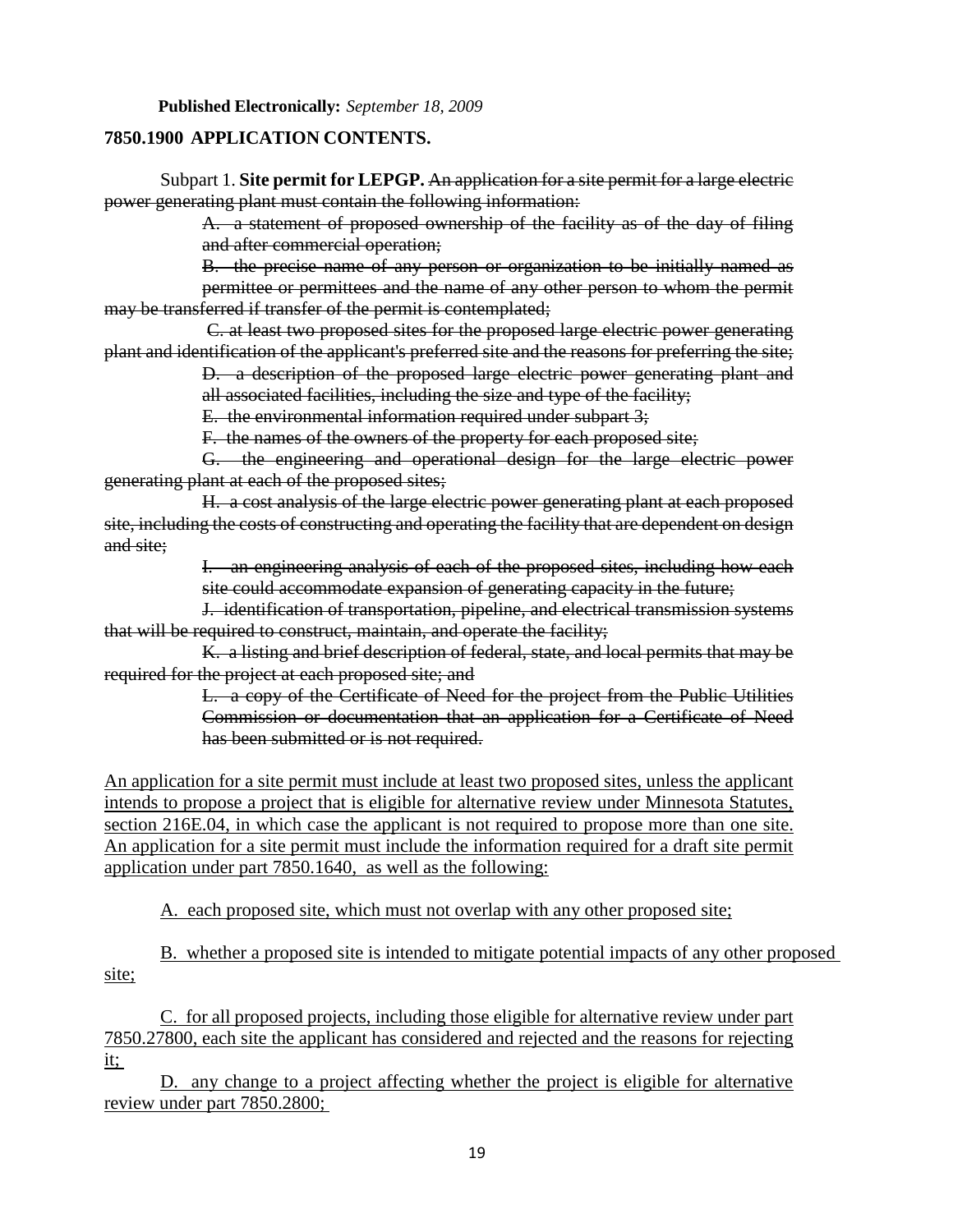**Published Electronically:** *September 18, 2009*

**7850.1900 APPLICATION CONTENTS.**

Subpart 1. **Site permit for LEPGP.** ~~An application for a site permit for a large electric power generating plant must contain the following information:~~

~~A. a statement of proposed ownership of the facility as of the day of filing and after commercial operation;~~

~~B. the precise name of any person or organization to be initially named as permittee or permittees and the name of any other person to whom the permit may be transferred if transfer of the permit is contemplated;~~

~~C. at least two proposed sites for the proposed large electric power generating plant and identification of the applicant's preferred site and the reasons for preferring the site;~~

~~D. a description of the proposed large electric power generating plant and all associated facilities, including the size and type of the facility;~~

~~E. the environmental information required under subpart 3;~~

~~F. the names of the owners of the property for each proposed site;~~

~~G. the engineering and operational design for the large electric power generating plant at each of the proposed sites;~~

~~H. a cost analysis of the large electric power generating plant at each proposed site, including the costs of constructing and operating the facility that are dependent on design and site;~~

~~I. an engineering analysis of each of the proposed sites, including how each site could accommodate expansion of generating capacity in the future;~~

~~J. identification of transportation, pipeline, and electrical transmission systems that will be required to construct, maintain, and operate the facility;~~

~~K. a listing and brief description of federal, state, and local permits that may be required for the project at each proposed site; and~~

~~L. a copy of the Certificate of Need for the project from the Public Utilities Commission or documentation that an application for a Certificate of Need has been submitted or is not required.~~

<u>An application for a site permit must include at least two proposed sites, unless the applicant intends to propose a project that is eligible for alternative review under Minnesota Statutes, section 216E.04, in which case the applicant is not required to propose more than one site. An application for a site permit must include the information required for a draft site permit application under part 7850.1640, as well as the following:</u>

<u>A. each proposed site, which must not overlap with any other proposed site;</u>

<u>B. whether a proposed site is intended to mitigate potential impacts of any other proposed site;</u>

<u>C. for all proposed projects, including those eligible for alternative review under part 7850.27800, each site the applicant has considered and rejected and the reasons for rejecting it;</u>

<u>D. any change to a project affecting whether the project is eligible for alternative review under part 7850.2800;</u>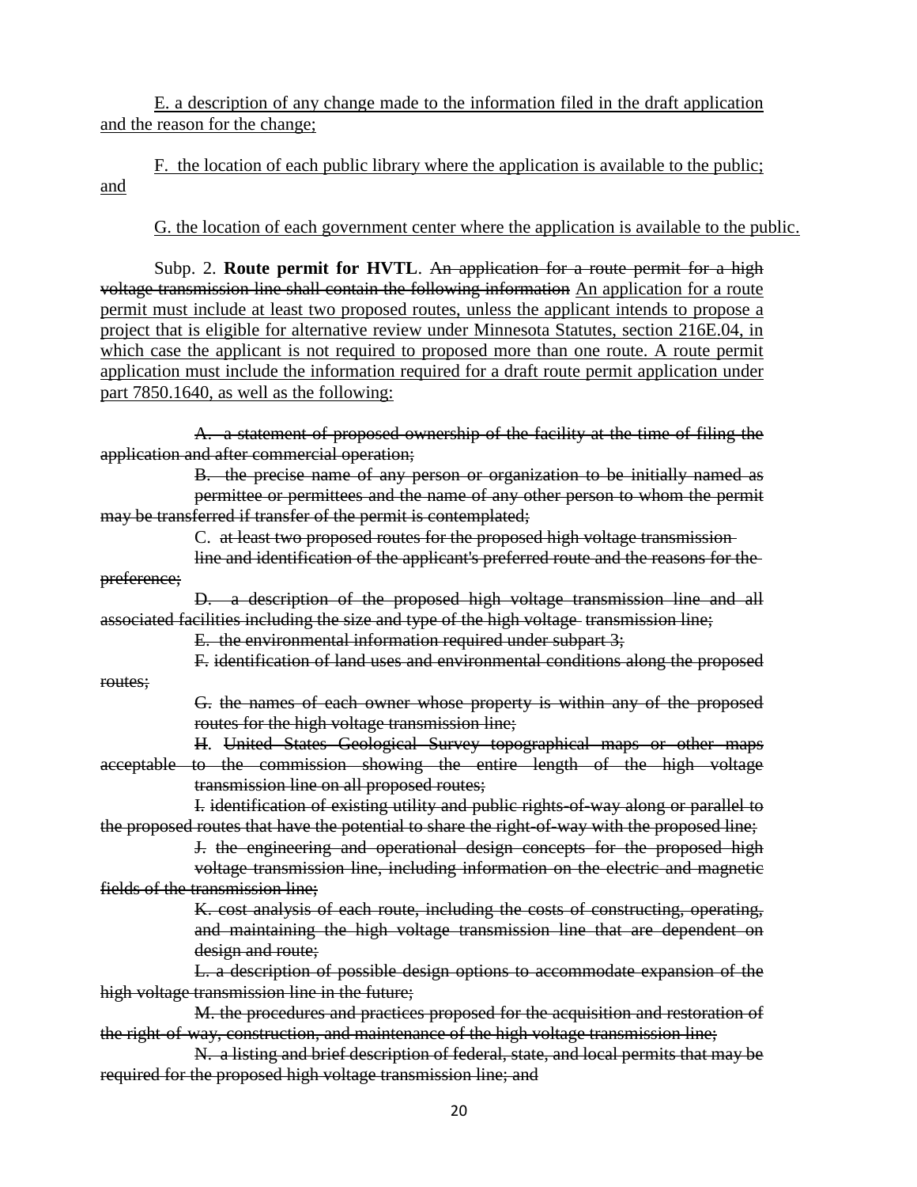<u>E. a description of any change made to the information filed in the draft application and the reason for the change;</u>

<u>F. the location of each public library where the application is available to the public; and</u>

<u>G. the location of each government center where the application is available to the public.</u>

Subp. 2. **Route permit for HVTL**. ~~An application for a route permit for a high voltage transmission line shall contain the following information~~ <u>An application for a route permit must include at least two proposed routes, unless the applicant intends to propose a project that is eligible for alternative review under Minnesota Statutes, section 216E.04, in which case the applicant is not required to proposed more than one route. A route permit application must include the information required for a draft route permit application under part 7850.1640, as well as the following:</u>

~~A. a statement of proposed ownership of the facility at the time of filing the application and after commercial operation;~~

~~B. the precise name of any person or organization to be initially named as permittee or permittees and the name of any other person to whom the permit may be transferred if transfer of the permit is contemplated;~~

C. ~~at least two proposed routes for the proposed high voltage transmission line and identification of the applicant's preferred route and the reasons for the preference;~~

~~D. a description of the proposed high voltage transmission line and all associated facilities including the size and type of the high voltage transmission line;~~

~~E. the environmental information required under subpart 3;~~

~~F. identification of land uses and environmental conditions along the proposed routes;~~

~~G. the names of each owner whose property is within any of the proposed routes for the high voltage transmission line;~~

~~H. United States Geological Survey topographical maps or other maps acceptable to the commission showing the entire length of the high voltage transmission line on all proposed routes;~~

~~I. identification of existing utility and public rights-of-way along or parallel to the proposed routes that have the potential to share the right-of-way with the proposed line;~~

~~J. the engineering and operational design concepts for the proposed high voltage transmission line, including information on the electric and magnetic fields of the transmission line;~~

~~K. cost analysis of each route, including the costs of constructing, operating, and maintaining the high voltage transmission line that are dependent on design and route;~~

~~L. a description of possible design options to accommodate expansion of the high voltage transmission line in the future;~~

~~M. the procedures and practices proposed for the acquisition and restoration of the right-of-way, construction, and maintenance of the high voltage transmission line;~~

~~N. a listing and brief description of federal, state, and local permits that may be required for the proposed high voltage transmission line; and~~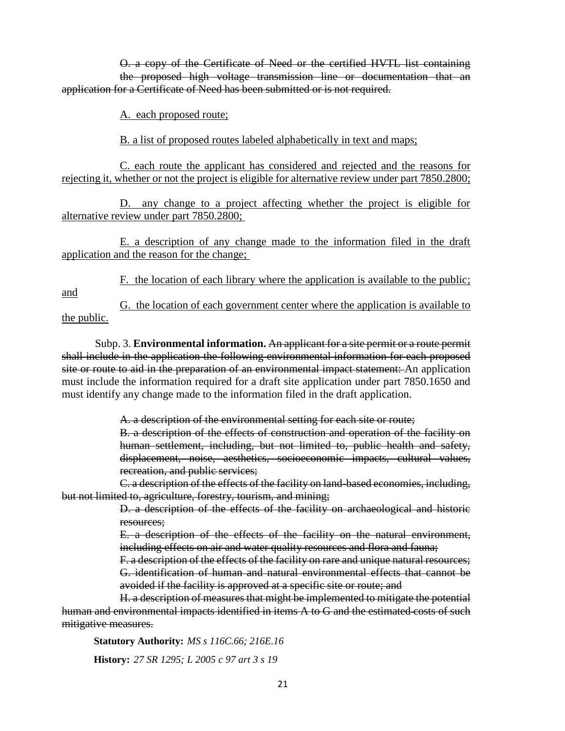~~O. a copy of the Certificate of Need or the certified HVTL list containing the proposed high voltage transmission line or documentation that an application for a Certificate of Need has been submitted or is not required.~~

<u>A. each proposed route;</u>

<u>B. a list of proposed routes labeled alphabetically in text and maps;</u>

<u>C. each route the applicant has considered and rejected and the reasons for rejecting it, whether or not the project is eligible for alternative review under part 7850.2800;</u>

<u>D. any change to a project affecting whether the project is eligible for alternative review under part 7850.2800;</u>

<u>E. a description of any change made to the information filed in the draft application and the reason for the change;</u>

<u>F. the location of each library where the application is available to the public; and</u>

<u>G. the location of each government center where the application is available to the public.</u>

Subp. 3. **Environmental information.** ~~An applicant for a site permit or a route permit shall include in the application the following environmental information for each proposed site or route to aid in the preparation of an environmental impact statement:~~ An application must include the information required for a draft site application under part 7850.1650 and must identify any change made to the information filed in the draft application.

~~A. a description of the environmental setting for each site or route;~~

~~B. a description of the effects of construction and operation of the facility on human settlement, including, but not limited to, public health and safety, displacement, noise, aesthetics, socioeconomic impacts, cultural values, recreation, and public services;~~

~~C. a description of the effects of the facility on land-based economies, including, but not limited to, agriculture, forestry, tourism, and mining;~~

~~D. a description of the effects of the facility on archaeological and historic resources;~~

~~E. a description of the effects of the facility on the natural environment, including effects on air and water quality resources and flora and fauna;~~

~~F. a description of the effects of the facility on rare and unique natural resources;~~

~~G. identification of human and natural environmental effects that cannot be avoided if the facility is approved at a specific site or route; and~~

~~H. a description of measures that might be implemented to mitigate the potential human and environmental impacts identified in items A to G and the estimated costs of such mitigative measures.~~

**Statutory Authority:** *MS s 116C.66; 216E.16*

**History:** *27 SR 1295; L 2005 c 97 art 3 s 19*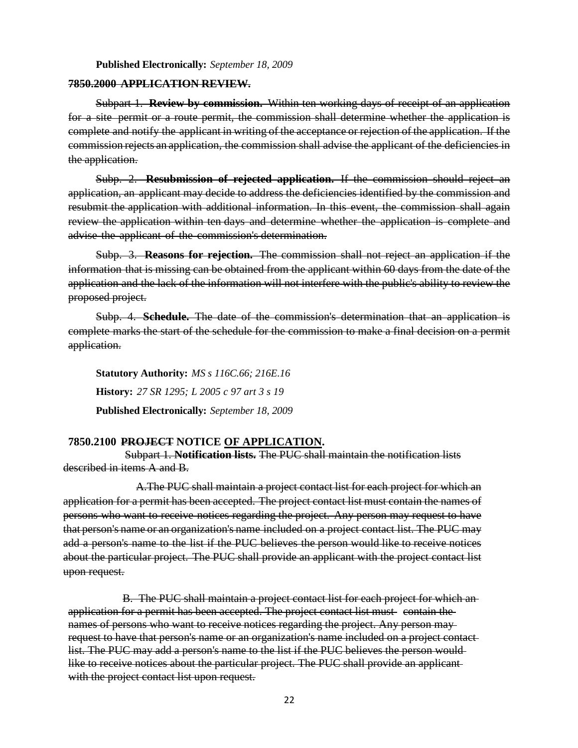**Published Electronically:** *September 18, 2009*

~~**7850.2000 APPLICATION REVIEW.**~~

~~Subpart 1. **Review by commission.** Within ten working days of receipt of an application for a site permit or a route permit, the commission shall determine whether the application is complete and notify the applicant in writing of the acceptance or rejection of the application. If the commission rejects an application, the commission shall advise the applicant of the deficiencies in the application.~~

~~Subp. 2. **Resubmission of rejected application.** If the commission should reject an application, an applicant may decide to address the deficiencies identified by the commission and resubmit the application with additional information. In this event, the commission shall again review the application within ten days and determine whether the application is complete and advise the applicant of the commission's determination.~~

~~Subp. 3. **Reasons for rejection.** The commission shall not reject an application if the information that is missing can be obtained from the applicant within 60 days from the date of the application and the lack of the information will not interfere with the public's ability to review the proposed project.~~

~~Subp. 4. **Schedule.** The date of the commission's determination that an application is complete marks the start of the schedule for the commission to make a final decision on a permit application.~~

**Statutory Authority:** *MS s 116C.66; 216E.16*

**History:** *27 SR 1295; L 2005 c 97 art 3 s 19*

**Published Electronically:** *September 18, 2009*

**7850.2100 ~~PROJECT~~ NOTICE <u>OF APPLICATION</u>.**

~~Subpart 1. **Notification lists.** The PUC shall maintain the notification lists described in items A and B.~~

~~A. The PUC shall maintain a project contact list for each project for which an application for a permit has been accepted. The project contact list must contain the names of persons who want to receive notices regarding the project. Any person may request to have that person's name or an organization's name included on a project contact list. The PUC may add a person's name to the list if the PUC believes the person would like to receive notices about the particular project. The PUC shall provide an applicant with the project contact list upon request.~~

~~B. The PUC shall maintain a project contact list for each project for which an application for a permit has been accepted. The project contact list must contain the names of persons who want to receive notices regarding the project. Any person may request to have that person's name or an organization's name included on a project contact list. The PUC may add a person's name to the list if the PUC believes the person would like to receive notices about the particular project. The PUC shall provide an applicant with the project contact list upon request.~~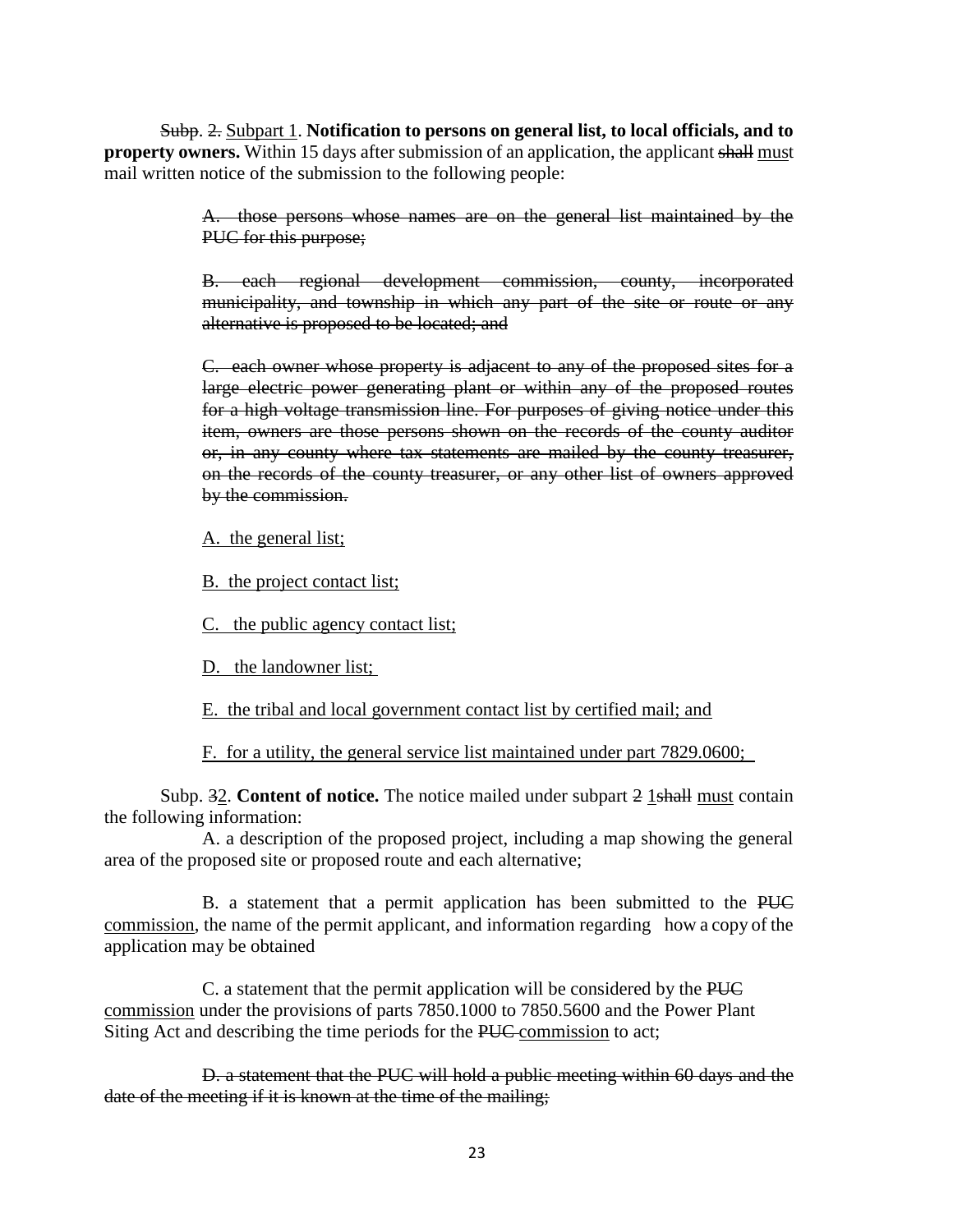~~Subp. 2.~~ <u>Subpart 1</u>. **Notification to persons on general list, to local officials, and to property owners.** Within 15 days after submission of an application, the applicant ~~shall~~ <u>must</u> mail written notice of the submission to the following people:

> ~~A. those persons whose names are on the general list maintained by the PUC for this purpose;~~
>
> ~~B. each regional development commission, county, incorporated municipality, and township in which any part of the site or route or any alternative is proposed to be located; and~~
>
> ~~C. each owner whose property is adjacent to any of the proposed sites for a large electric power generating plant or within any of the proposed routes for a high voltage transmission line. For purposes of giving notice under this item, owners are those persons shown on the records of the county auditor or, in any county where tax statements are mailed by the county treasurer, on the records of the county treasurer, or any other list of owners approved by the commission.~~
>
> <u>A. the general list;</u>
>
> <u>B. the project contact list;</u>
>
> <u>C. the public agency contact list;</u>
>
> <u>D. the landowner list;</u>
>
> <u>E. the tribal and local government contact list by certified mail; and</u>
>
> <u>F. for a utility, the general service list maintained under part 7829.0600;</u>

Subp. ~~3~~<u>2</u>. **Content of notice.** The notice mailed under subpart ~~2~~ <u>1</u>~~shall~~ <u>must</u> contain the following information:

A. a description of the proposed project, including a map showing the general area of the proposed site or proposed route and each alternative;

B. a statement that a permit application has been submitted to the ~~PUC~~ <u>commission</u>, the name of the permit applicant, and information regarding how a copy of the application may be obtained

C. a statement that the permit application will be considered by the ~~PUC~~ <u>commission</u> under the provisions of parts 7850.1000 to 7850.5600 and the Power Plant Siting Act and describing the time periods for the ~~PUC~~ <u>commission</u> to act;

~~D. a statement that the PUC will hold a public meeting within 60 days and the date of the meeting if it is known at the time of the mailing;~~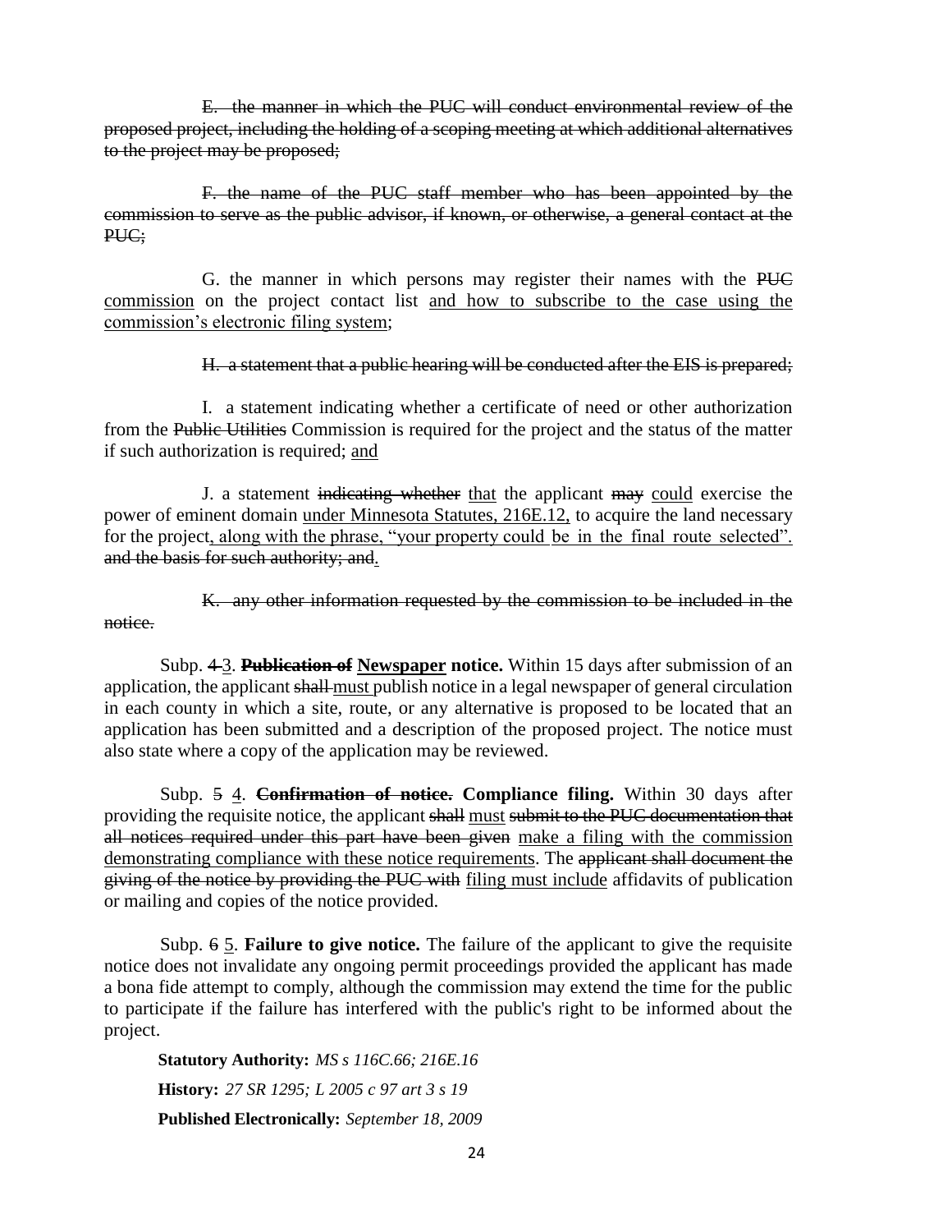~~E. the manner in which the PUC will conduct environmental review of the proposed project, including the holding of a scoping meeting at which additional alternatives to the project may be proposed;~~

~~F. the name of the PUC staff member who has been appointed by the commission to serve as the public advisor, if known, or otherwise, a general contact at the PUC;~~

G. the manner in which persons may register their names with the ~~PUC~~ <u>commission</u> on the project contact list <u>and how to subscribe to the case using the commission's electronic filing system</u>;

~~H. a statement that a public hearing will be conducted after the EIS is prepared;~~

I. a statement indicating whether a certificate of need or other authorization from the ~~Public Utilities~~ Commission is required for the project and the status of the matter if such authorization is required; <u>and</u>

J. a statement ~~indicating whether~~ <u>that</u> the applicant ~~may~~ <u>could</u> exercise the power of eminent domain <u>under Minnesota Statutes, 216E.12,</u> to acquire the land necessary for the project<u>, along with the phrase, "your property could be in the final route selected".</u> ~~and the basis for such authority; and~~<u>.</u>

~~K. any other information requested by the commission to be included in the notice.~~

Subp. ~~4~~ <u>3</u>. **~~Publication of~~ <u>Newspaper</u> notice.** Within 15 days after submission of an application, the applicant ~~shall~~ <u>must</u> publish notice in a legal newspaper of general circulation in each county in which a site, route, or any alternative is proposed to be located that an application has been submitted and a description of the proposed project. The notice must also state where a copy of the application may be reviewed.

Subp. ~~5~~ <u>4</u>. **~~Confirmation of notice.~~ Compliance filing.** Within 30 days after providing the requisite notice, the applicant ~~shall~~ <u>must</u> ~~submit to the PUC documentation that all notices required under this part have been given~~ <u>make a filing with the commission demonstrating compliance with these notice requirements</u>. The ~~applicant shall document the giving of the notice by providing the PUC with~~ <u>filing must include</u> affidavits of publication or mailing and copies of the notice provided.

Subp. ~~6~~ <u>5</u>. **Failure to give notice.** The failure of the applicant to give the requisite notice does not invalidate any ongoing permit proceedings provided the applicant has made a bona fide attempt to comply, although the commission may extend the time for the public to participate if the failure has interfered with the public's right to be informed about the project.

**Statutory Authority:** *MS s 116C.66; 216E.16*

**History:** *27 SR 1295; L 2005 c 97 art 3 s 19*

**Published Electronically:** *September 18, 2009*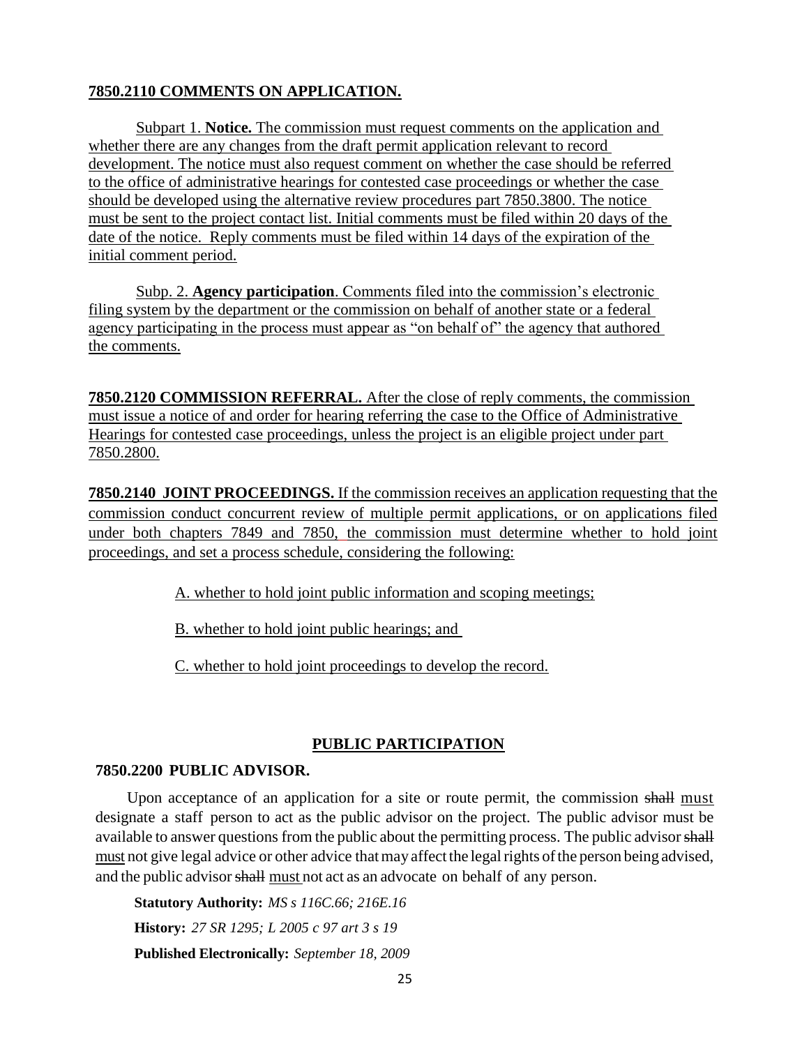**7850.2110 COMMENTS ON APPLICATION.**

Subpart 1. **Notice.** The commission must request comments on the application and whether there are any changes from the draft permit application relevant to record development. The notice must also request comment on whether the case should be referred to the office of administrative hearings for contested case proceedings or whether the case should be developed using the alternative review procedures part 7850.3800. The notice must be sent to the project contact list. Initial comments must be filed within 20 days of the date of the notice. Reply comments must be filed within 14 days of the expiration of the initial comment period.

Subp. 2. **Agency participation**. Comments filed into the commission's electronic filing system by the department or the commission on behalf of another state or a federal agency participating in the process must appear as "on behalf of" the agency that authored the comments.

**7850.2120 COMMISSION REFERRAL.** After the close of reply comments, the commission must issue a notice of and order for hearing referring the case to the Office of Administrative Hearings for contested case proceedings, unless the project is an eligible project under part 7850.2800.

**7850.2140 JOINT PROCEEDINGS.** If the commission receives an application requesting that the commission conduct concurrent review of multiple permit applications, or on applications filed under both chapters 7849 and 7850, the commission must determine whether to hold joint proceedings, and set a process schedule, considering the following:

A. whether to hold joint public information and scoping meetings;

B. whether to hold joint public hearings; and

C. whether to hold joint proceedings to develop the record.

## PUBLIC PARTICIPATION

**7850.2200 PUBLIC ADVISOR.**

Upon acceptance of an application for a site or route permit, the commission ~~shall~~ must designate a staff person to act as the public advisor on the project. The public advisor must be available to answer questions from the public about the permitting process. The public advisor ~~shall~~ must not give legal advice or other advice that may affect the legal rights of the person being advised, and the public advisor ~~shall~~ must not act as an advocate on behalf of any person.

**Statutory Authority:** *MS s 116C.66; 216E.16*

**History:** *27 SR 1295; L 2005 c 97 art 3 s 19*

**Published Electronically:** *September 18, 2009*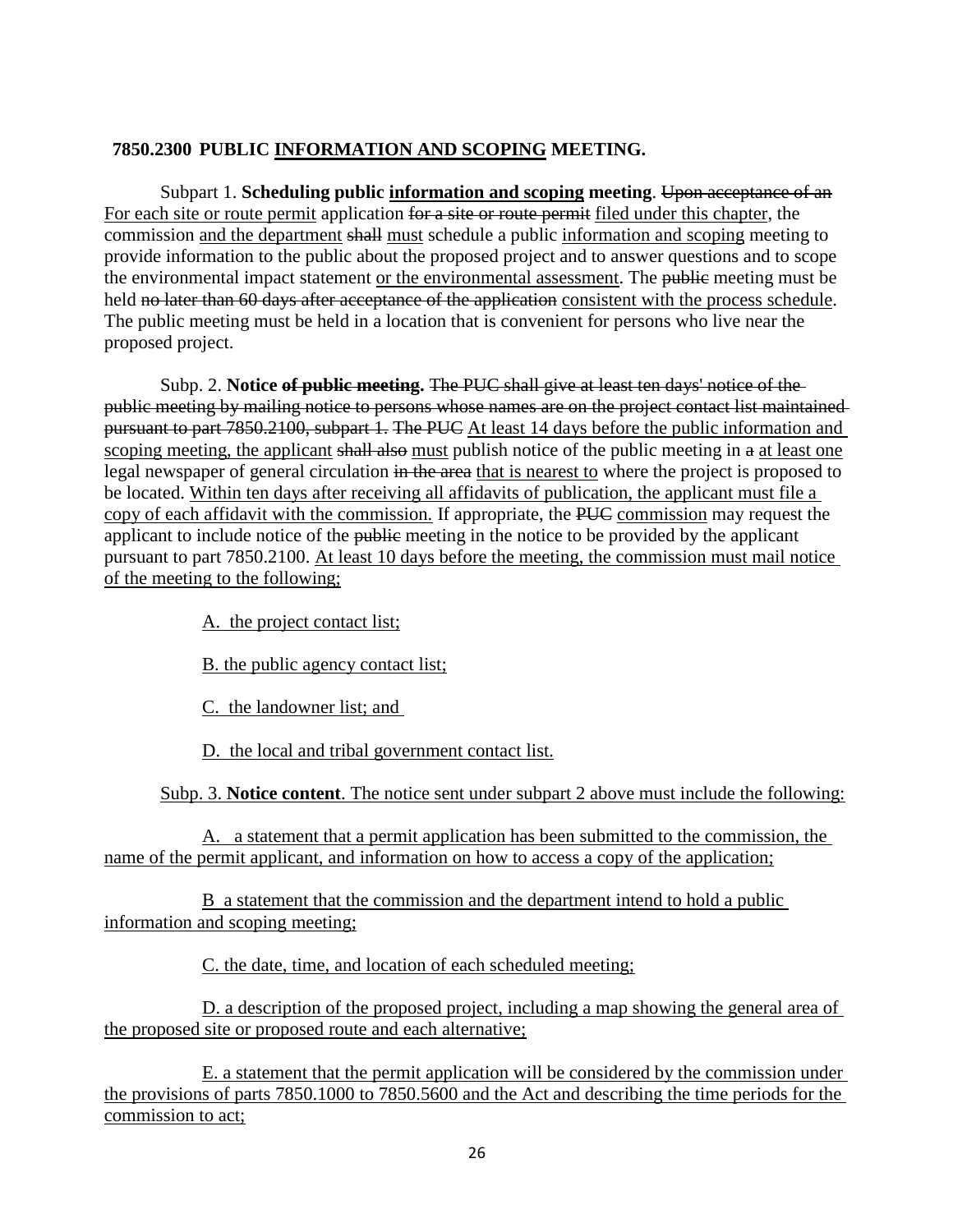**7850.2300 PUBLIC <u>INFORMATION AND SCOPING</u> MEETING.**

Subpart 1. **Scheduling public <u>information and scoping</u> meeting**. ~~Upon acceptance of an~~ <u>For each site or route permit</u> application ~~for a site or route permit~~ <u>filed under this chapter</u>, the commission <u>and the department</u> ~~shall~~ <u>must</u> schedule a public <u>information and scoping</u> meeting to provide information to the public about the proposed project and to answer questions and to scope the environmental impact statement <u>or the environmental assessment</u>. The ~~public~~ meeting must be held ~~no later than 60 days after acceptance of the application~~ <u>consistent with the process schedule</u>. The public meeting must be held in a location that is convenient for persons who live near the proposed project.

Subp. 2. **Notice ~~of public meeting~~.** ~~The PUC shall give at least ten days' notice of the public meeting by mailing notice to persons whose names are on the project contact list maintained pursuant to part 7850.2100, subpart 1. The PUC~~ <u>At least 14 days before the public information and scoping meeting, the applicant</u> ~~shall also~~ <u>must</u> publish notice of the public meeting in ~~a~~ <u>at least one</u> legal newspaper of general circulation ~~in the area~~ <u>that is nearest to</u> where the project is proposed to be located. <u>Within ten days after receiving all affidavits of publication, the applicant must file a copy of each affidavit with the commission.</u> If appropriate, the ~~PUC~~ <u>commission</u> may request the applicant to include notice of the ~~public~~ meeting in the notice to be provided by the applicant pursuant to part 7850.2100. <u>At least 10 days before the meeting, the commission must mail notice of the meeting to the following;</u>

<u>A. the project contact list;</u>

<u>B. the public agency contact list;</u>

<u>C. the landowner list; and</u>

<u>D. the local and tribal government contact list.</u>

<u>Subp. 3.</u> **<u>Notice content</u>**<u>. The notice sent under subpart 2 above must include the following:</u>

<u>A. a statement that a permit application has been submitted to the commission, the name of the permit applicant, and information on how to access a copy of the application;</u>

<u>B a statement that the commission and the department intend to hold a public information and scoping meeting;</u>

<u>C. the date, time, and location of each scheduled meeting;</u>

<u>D. a description of the proposed project, including a map showing the general area of the proposed site or proposed route and each alternative;</u>

<u>E. a statement that the permit application will be considered by the commission under the provisions of parts 7850.1000 to 7850.5600 and the Act and describing the time periods for the commission to act;</u>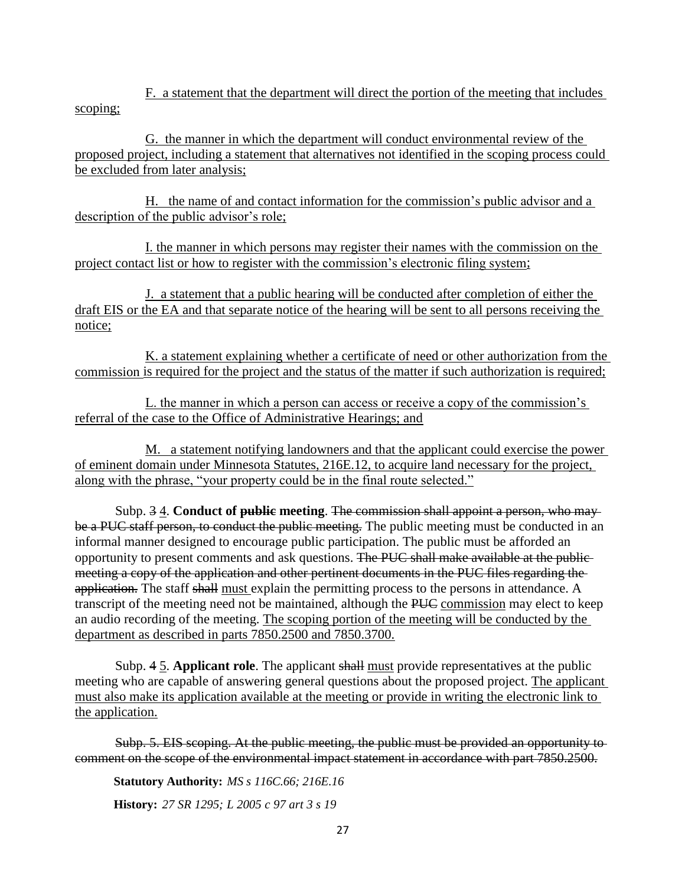F. a statement that the department will direct the portion of the meeting that includes scoping;

G. the manner in which the department will conduct environmental review of the proposed project, including a statement that alternatives not identified in the scoping process could be excluded from later analysis;

H. the name of and contact information for the commission's public advisor and a description of the public advisor's role;

I. the manner in which persons may register their names with the commission on the project contact list or how to register with the commission's electronic filing system;

J. a statement that a public hearing will be conducted after completion of either the draft EIS or the EA and that separate notice of the hearing will be sent to all persons receiving the notice;

K. a statement explaining whether a certificate of need or other authorization from the commission is required for the project and the status of the matter if such authorization is required;

L. the manner in which a person can access or receive a copy of the commission's referral of the case to the Office of Administrative Hearings; and

M. a statement notifying landowners and that the applicant could exercise the power of eminent domain under Minnesota Statutes, 216E.12, to acquire land necessary for the project, along with the phrase, "your property could be in the final route selected."

Subp. ~~3~~ 4. **Conduct of ~~public~~ meeting**. ~~The commission shall appoint a person, who may be a PUC staff person, to conduct the public meeting.~~ The public meeting must be conducted in an informal manner designed to encourage public participation. The public must be afforded an opportunity to present comments and ask questions. ~~The PUC shall make available at the public meeting a copy of the application and other pertinent documents in the PUC files regarding the application.~~ The staff ~~shall~~ must explain the permitting process to the persons in attendance. A transcript of the meeting need not be maintained, although the ~~PUC~~ commission may elect to keep an audio recording of the meeting. The scoping portion of the meeting will be conducted by the department as described in parts 7850.2500 and 7850.3700.

Subp. ~~4~~ 5. **Applicant role**. The applicant ~~shall~~ must provide representatives at the public meeting who are capable of answering general questions about the proposed project. The applicant must also make its application available at the meeting or provide in writing the electronic link to the application.

~~Subp. 5. EIS scoping. At the public meeting, the public must be provided an opportunity to comment on the scope of the environmental impact statement in accordance with part 7850.2500.~~

**Statutory Authority:** *MS s 116C.66; 216E.16*

**History:** *27 SR 1295; L 2005 c 97 art 3 s 19*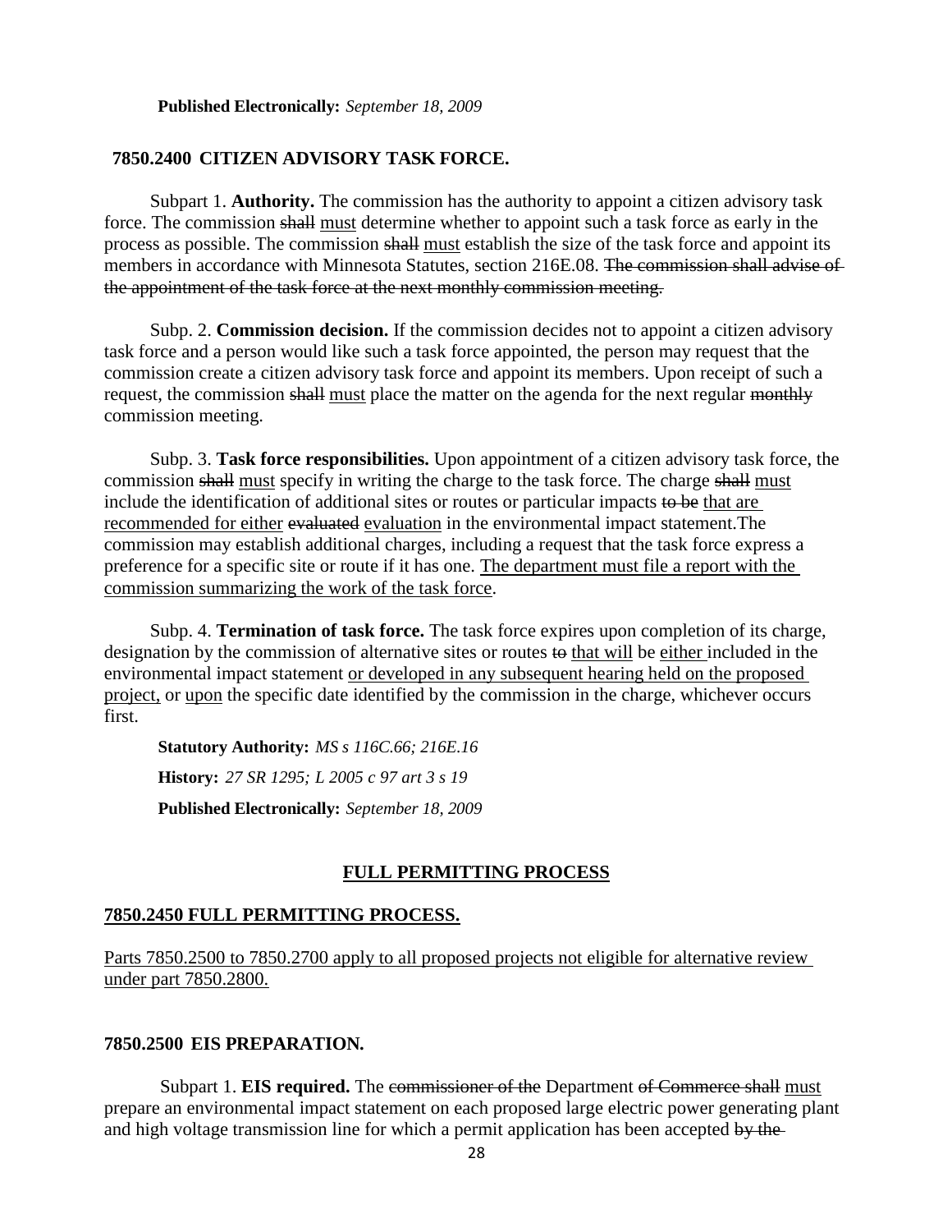**Published Electronically:** *September 18, 2009*

**7850.2400 CITIZEN ADVISORY TASK FORCE.**

Subpart 1. **Authority.** The commission has the authority to appoint a citizen advisory task force. The commission ~~shall~~ <u>must</u> determine whether to appoint such a task force as early in the process as possible. The commission ~~shall~~ <u>must</u> establish the size of the task force and appoint its members in accordance with Minnesota Statutes, section 216E.08. ~~The commission shall advise of the appointment of the task force at the next monthly commission meeting.~~

Subp. 2. **Commission decision.** If the commission decides not to appoint a citizen advisory task force and a person would like such a task force appointed, the person may request that the commission create a citizen advisory task force and appoint its members. Upon receipt of such a request, the commission ~~shall~~ <u>must</u> place the matter on the agenda for the next regular ~~monthly~~ commission meeting.

Subp. 3. **Task force responsibilities.** Upon appointment of a citizen advisory task force, the commission ~~shall~~ <u>must</u> specify in writing the charge to the task force. The charge ~~shall~~ <u>must</u> include the identification of additional sites or routes or particular impacts ~~to be~~ <u>that are recommended for either</u> ~~evaluated~~ <u>evaluation</u> in the environmental impact statement.The commission may establish additional charges, including a request that the task force express a preference for a specific site or route if it has one. <u>The department must file a report with the commission summarizing the work of the task force</u>.

Subp. 4. **Termination of task force.** The task force expires upon completion of its charge, designation by the commission of alternative sites or routes ~~to~~ <u>that will</u> be <u>either</u> included in the environmental impact statement <u>or developed in any subsequent hearing held on the proposed project,</u> or <u>upon</u> the specific date identified by the commission in the charge, whichever occurs first.

**Statutory Authority:** *MS s 116C.66; 216E.16*

**History:** *27 SR 1295; L 2005 c 97 art 3 s 19*

**Published Electronically:** *September 18, 2009*

## <u>FULL PERMITTING PROCESS</u>

### <u>7850.2450 FULL PERMITTING PROCESS.</u>

<u>Parts 7850.2500 to 7850.2700 apply to all proposed projects not eligible for alternative review under part 7850.2800.</u>

### 7850.2500 EIS PREPARATION.

Subpart 1. **EIS required.** The ~~commissioner of the~~ Department ~~of Commerce shall~~ <u>must</u> prepare an environmental impact statement on each proposed large electric power generating plant and high voltage transmission line for which a permit application has been accepted ~~by the~~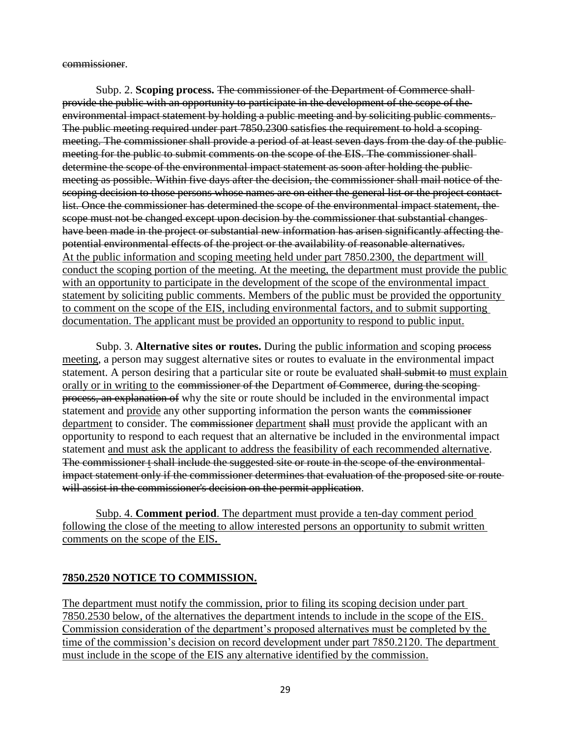~~commissioner~~.

Subp. 2. **Scoping process.** ~~The commissioner of the Department of Commerce shall provide the public with an opportunity to participate in the development of the scope of the environmental impact statement by holding a public meeting and by soliciting public comments. The public meeting required under part 7850.2300 satisfies the requirement to hold a scoping meeting. The commissioner shall provide a period of at least seven days from the day of the public meeting for the public to submit comments on the scope of the EIS. The commissioner shall determine the scope of the environmental impact statement as soon after holding the public meeting as possible. Within five days after the decision, the commissioner shall mail notice of the scoping decision to those persons whose names are on either the general list or the project contact list. Once the commissioner has determined the scope of the environmental impact statement, the scope must not be changed except upon decision by the commissioner that substantial changes have been made in the project or substantial new information has arisen significantly affecting the potential environmental effects of the project or the availability of reasonable alternatives.~~ <u>At the public information and scoping meeting held under part 7850.2300, the department will conduct the scoping portion of the meeting. At the meeting, the department must provide the public with an opportunity to participate in the development of the scope of the environmental impact statement by soliciting public comments. Members of the public must be provided the opportunity to comment on the scope of the EIS, including environmental factors, and to submit supporting documentation. The applicant must be provided an opportunity to respond to public input.</u>

Subp. 3. **Alternative sites or routes.** During the <u>public information and</u> scoping ~~process~~ <u>meeting</u>, a person may suggest alternative sites or routes to evaluate in the environmental impact statement. A person desiring that a particular site or route be evaluated ~~shall submit to~~ <u>must explain orally or in writing to</u> the ~~commissioner of the~~ Department ~~of Commerce~~, ~~during the scoping process, an explanation of~~ why the site or route should be included in the environmental impact statement and <u>provide</u> any other supporting information the person wants the ~~commissioner~~ <u>department</u> to consider. The ~~commissioner~~ <u>department</u> ~~shall~~ <u>must</u> provide the applicant with an opportunity to respond to each request that an alternative be included in the environmental impact statement <u>and must ask the applicant to address the feasibility of each recommended alternative</u>. ~~The commissioner~~ <u>t</u> ~~shall include the suggested site or route in the scope of the environmental impact statement only if the commissioner determines that evaluation of the proposed site or route will assist in the commissioner's decision on the permit application~~.

<u>Subp. 4. **Comment period**. The department must provide a ten-day comment period following the close of the meeting to allow interested persons an opportunity to submit written comments on the scope of the EIS.</u>

## <u>7850.2520 NOTICE TO COMMISSION.</u>

<u>The department must notify the commission, prior to filing its scoping decision under part 7850.2530 below, of the alternatives the department intends to include in the scope of the EIS. Commission consideration of the department's proposed alternatives must be completed by the time of the commission's decision on record development under part 7850.2120. The department must include in the scope of the EIS any alternative identified by the commission.</u>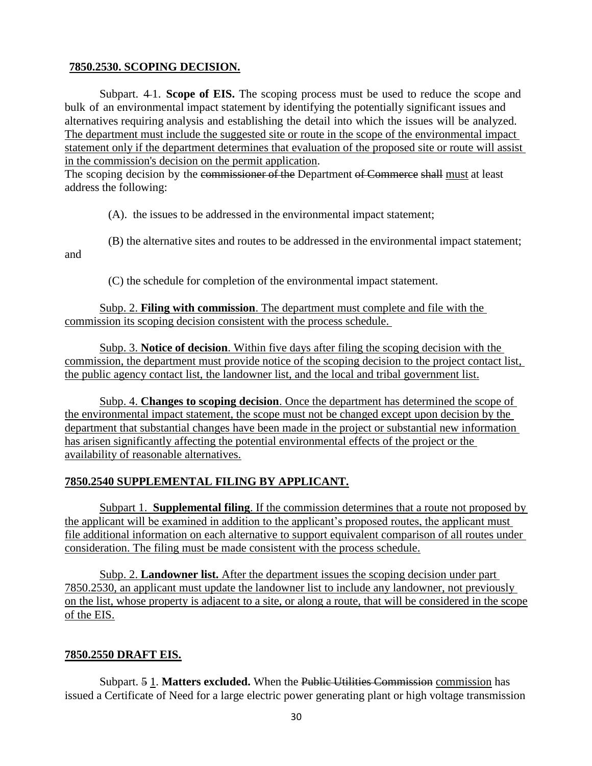## <u>7850.2530. SCOPING DECISION.</u>

Subpart. ~~4~~ 1. **Scope of EIS.** The scoping process must be used to reduce the scope and bulk of an environmental impact statement by identifying the potentially significant issues and alternatives requiring analysis and establishing the detail into which the issues will be analyzed. <u>The department must include the suggested site or route in the scope of the environmental impact statement only if the department determines that evaluation of the proposed site or route will assist in the commission's decision on the permit application</u>.
The scoping decision by the ~~commissioner of the~~ Department ~~of Commerce~~ ~~shall~~ <u>must</u> at least address the following:

(A). the issues to be addressed in the environmental impact statement;

(B) the alternative sites and routes to be addressed in the environmental impact statement; and

(C) the schedule for completion of the environmental impact statement.

<u>Subp. 2. **Filing with commission**. The department must complete and file with the commission its scoping decision consistent with the process schedule.</u>

<u>Subp. 3. **Notice of decision**. Within five days after filing the scoping decision with the commission, the department must provide notice of the scoping decision to the project contact list, the public agency contact list, the landowner list, and the local and tribal government list.</u>

<u>Subp. 4. **Changes to scoping decision**. Once the department has determined the scope of the environmental impact statement, the scope must not be changed except upon decision by the department that substantial changes have been made in the project or substantial new information has arisen significantly affecting the potential environmental effects of the project or the availability of reasonable alternatives.</u>

## <u>7850.2540 SUPPLEMENTAL FILING BY APPLICANT.</u>

<u>Subpart 1. **Supplemental filing**. If the commission determines that a route not proposed by the applicant will be examined in addition to the applicant's proposed routes, the applicant must file additional information on each alternative to support equivalent comparison of all routes under consideration. The filing must be made consistent with the process schedule.</u>

<u>Subp. 2. **Landowner list.** After the department issues the scoping decision under part 7850.2530, an applicant must update the landowner list to include any landowner, not previously on the list, whose property is adjacent to a site, or along a route, that will be considered in the scope of the EIS.</u>

## <u>7850.2550 DRAFT EIS.</u>

Subpart. ~~5~~ <u>1</u>. **Matters excluded.** When the ~~Public Utilities Commission~~ <u>commission</u> has issued a Certificate of Need for a large electric power generating plant or high voltage transmission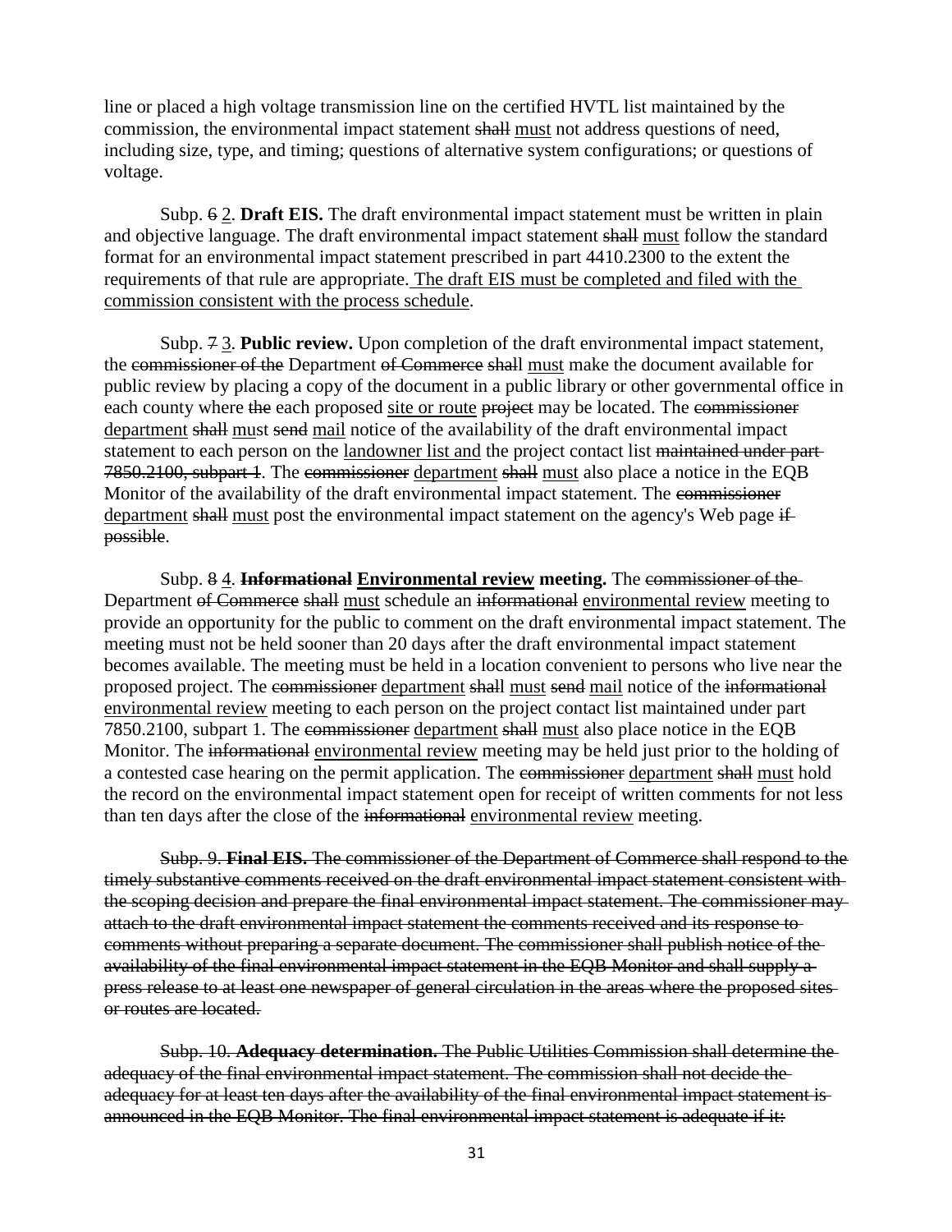line or placed a high voltage transmission line on the certified HVTL list maintained by the commission, the environmental impact statement ~~shall~~ <u>must</u> not address questions of need, including size, type, and timing; questions of alternative system configurations; or questions of voltage.

Subp. ~~6~~ <u>2</u>. **Draft EIS.** The draft environmental impact statement must be written in plain and objective language. The draft environmental impact statement ~~shall~~ <u>must</u> follow the standard format for an environmental impact statement prescribed in part 4410.2300 to the extent the requirements of that rule are appropriate.<u> The draft EIS must be completed and filed with the commission consistent with the process schedule</u>.

Subp. ~~7~~ <u>3</u>. **Public review.** Upon completion of the draft environmental impact statement, the ~~commissioner of the~~ Department ~~of Commerce~~ ~~shall~~ <u>must</u> make the document available for public review by placing a copy of the document in a public library or other governmental office in each county where ~~the~~ each proposed <u>site or route</u> ~~project~~ may be located. The ~~commissioner~~ <u>department</u> ~~shall~~ <u>must</u> ~~send~~ <u>mail</u> notice of the availability of the draft environmental impact statement to each person on the <u>landowner list and</u> the project contact list ~~maintained under part 7850.2100, subpart 1~~. The ~~commissioner~~ <u>department</u> ~~shall~~ <u>must</u> also place a notice in the EQB Monitor of the availability of the draft environmental impact statement. The ~~commissioner~~ <u>department</u> ~~shall~~ <u>must</u> post the environmental impact statement on the agency's Web page ~~if possible~~.

Subp. ~~8~~ <u>4</u>. **~~Informational~~ <u>Environmental review</u> meeting.** The ~~commissioner of the~~ Department ~~of Commerce~~ ~~shall~~ <u>must</u> schedule an ~~informational~~ <u>environmental review</u> meeting to provide an opportunity for the public to comment on the draft environmental impact statement. The meeting must not be held sooner than 20 days after the draft environmental impact statement becomes available. The meeting must be held in a location convenient to persons who live near the proposed project. The ~~commissioner~~ <u>department</u> ~~shall~~ <u>must</u> ~~send~~ <u>mail</u> notice of the ~~informational~~ <u>environmental review</u> meeting to each person on the project contact list maintained under part 7850.2100, subpart 1. The ~~commissioner~~ <u>department</u> ~~shall~~ <u>must</u> also place notice in the EQB Monitor. The ~~informational~~ <u>environmental review</u> meeting may be held just prior to the holding of a contested case hearing on the permit application. The ~~commissioner~~ <u>department</u> ~~shall~~ <u>must</u> hold the record on the environmental impact statement open for receipt of written comments for not less than ten days after the close of the ~~informational~~ <u>environmental review</u> meeting.

~~Subp. 9. **Final EIS.** The commissioner of the Department of Commerce shall respond to the timely substantive comments received on the draft environmental impact statement consistent with the scoping decision and prepare the final environmental impact statement. The commissioner may attach to the draft environmental impact statement the comments received and its response to comments without preparing a separate document. The commissioner shall publish notice of the availability of the final environmental impact statement in the EQB Monitor and shall supply a press release to at least one newspaper of general circulation in the areas where the proposed sites or routes are located.~~

~~Subp. 10. **Adequacy determination.** The Public Utilities Commission shall determine the adequacy of the final environmental impact statement. The commission shall not decide the adequacy for at least ten days after the availability of the final environmental impact statement is announced in the EQB Monitor. The final environmental impact statement is adequate if it:~~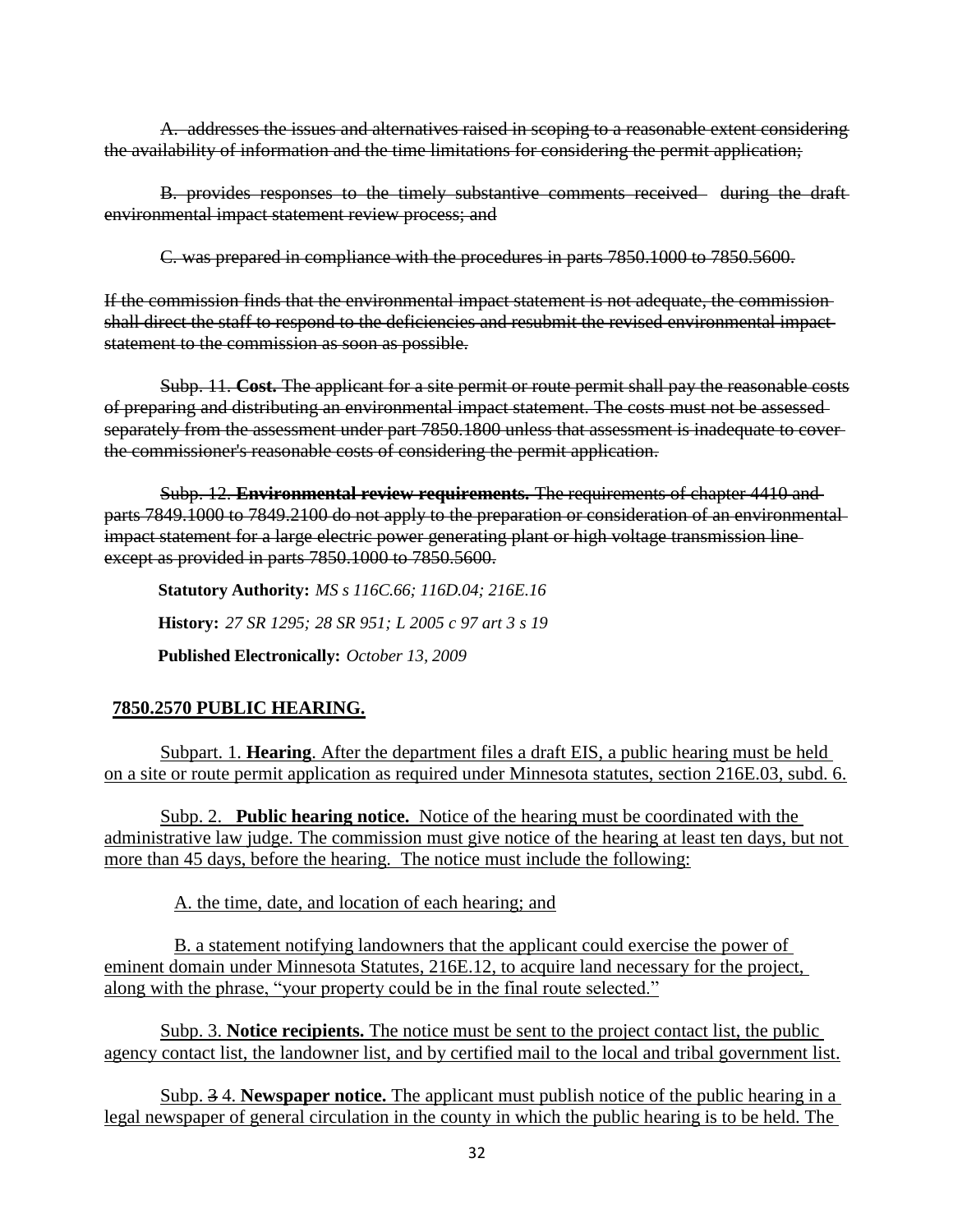~~A. addresses the issues and alternatives raised in scoping to a reasonable extent considering the availability of information and the time limitations for considering the permit application;~~

~~B. provides responses to the timely substantive comments received during the draft environmental impact statement review process; and~~

~~C. was prepared in compliance with the procedures in parts 7850.1000 to 7850.5600.~~

~~If the commission finds that the environmental impact statement is not adequate, the commission shall direct the staff to respond to the deficiencies and resubmit the revised environmental impact statement to the commission as soon as possible.~~

~~Subp. 11. **Cost.** The applicant for a site permit or route permit shall pay the reasonable costs of preparing and distributing an environmental impact statement. The costs must not be assessed separately from the assessment under part 7850.1800 unless that assessment is inadequate to cover the commissioner's reasonable costs of considering the permit application.~~

~~Subp. 12. **Environmental review requirements.** The requirements of chapter 4410 and parts 7849.1000 to 7849.2100 do not apply to the preparation or consideration of an environmental impact statement for a large electric power generating plant or high voltage transmission line except as provided in parts 7850.1000 to 7850.5600.~~

**Statutory Authority:** *MS s 116C.66; 116D.04; 216E.16*

**History:** *27 SR 1295; 28 SR 951; L 2005 c 97 art 3 s 19*

**Published Electronically:** *October 13, 2009*

<u>**7850.2570 PUBLIC HEARING.**</u>

<u>Subpart. 1. **Hearing**. After the department files a draft EIS, a public hearing must be held on a site or route permit application as required under Minnesota statutes, section 216E.03, subd. 6.</u>

<u>Subp. 2. **Public hearing notice.** Notice of the hearing must be coordinated with the administrative law judge. The commission must give notice of the hearing at least ten days, but not more than 45 days, before the hearing. The notice must include the following:</u>

<u>A. the time, date, and location of each hearing; and</u>

<u>B. a statement notifying landowners that the applicant could exercise the power of eminent domain under Minnesota Statutes, 216E.12, to acquire land necessary for the project, along with the phrase, "your property could be in the final route selected."</u>

<u>Subp. 3. **Notice recipients.** The notice must be sent to the project contact list, the public agency contact list, the landowner list, and by certified mail to the local and tribal government list.</u>

<u>Subp. ~~3~~ 4. **Newspaper notice.** The applicant must publish notice of the public hearing in a legal newspaper of general circulation in the county in which the public hearing is to be held. The</u>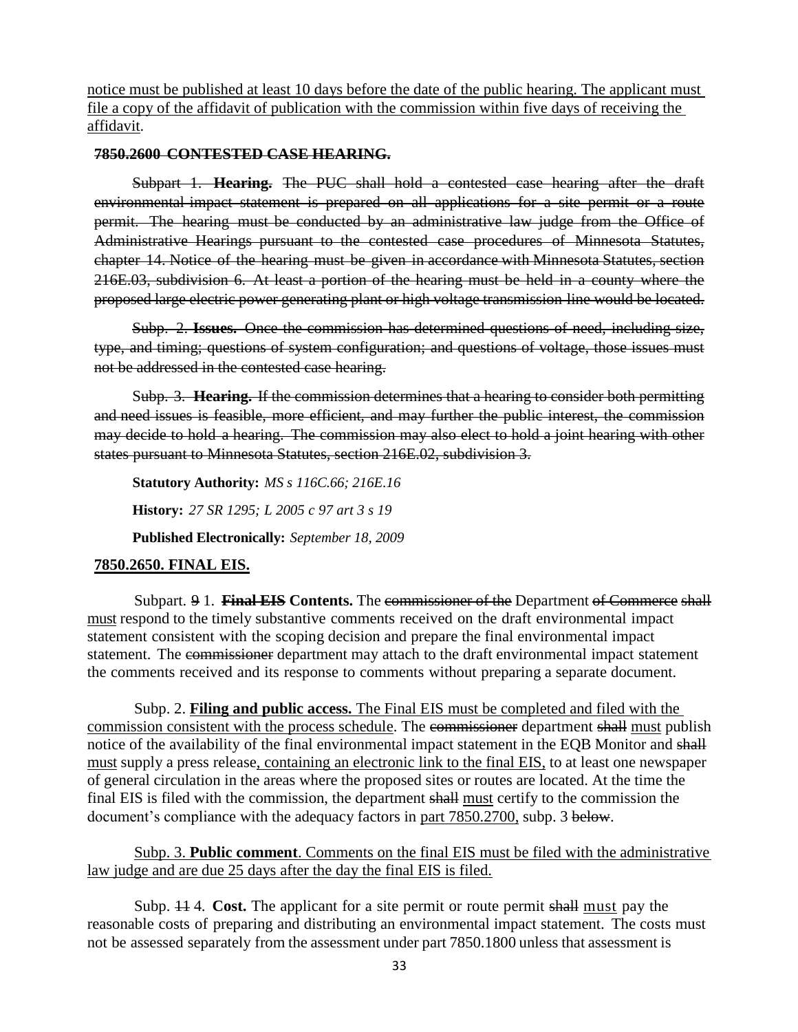<u>notice must be published at least 10 days before the date of the public hearing. The applicant must file a copy of the affidavit of publication with the commission within five days of receiving the affidavit</u>.

~~**7850.2600 CONTESTED CASE HEARING.**~~

~~Subpart 1. **Hearing.** The PUC shall hold a contested case hearing after the draft environmental impact statement is prepared on all applications for a site permit or a route permit. The hearing must be conducted by an administrative law judge from the Office of Administrative Hearings pursuant to the contested case procedures of Minnesota Statutes, chapter 14. Notice of the hearing must be given in accordance with Minnesota Statutes, section 216E.03, subdivision 6. At least a portion of the hearing must be held in a county where the proposed large electric power generating plant or high voltage transmission line would be located.~~

~~Subp. 2. **Issues.** Once the commission has determined questions of need, including size, type, and timing; questions of system configuration; and questions of voltage, those issues must not be addressed in the contested case hearing.~~

~~Subp. 3. **Hearing.** If the commission determines that a hearing to consider both permitting and need issues is feasible, more efficient, and may further the public interest, the commission may decide to hold a hearing. The commission may also elect to hold a joint hearing with other states pursuant to Minnesota Statutes, section 216E.02, subdivision 3.~~

**Statutory Authority:** *MS s 116C.66; 216E.16*

**History:** *27 SR 1295; L 2005 c 97 art 3 s 19*

**Published Electronically:** *September 18, 2009*

<u>**7850.2650. FINAL EIS.**</u>

Subpart. ~~9~~ 1. **~~Final EIS~~ Contents.** The ~~commissioner of the~~ Department ~~of Commerce~~ ~~shall~~ <u>must</u> respond to the timely substantive comments received on the draft environmental impact statement consistent with the scoping decision and prepare the final environmental impact statement. The ~~commissioner~~ department may attach to the draft environmental impact statement the comments received and its response to comments without preparing a separate document.

Subp. 2. <u>**Filing and public access.** The Final EIS must be completed and filed with the commission consistent with the process schedule</u>. The ~~commissioner~~ department ~~shall~~ <u>must</u> publish notice of the availability of the final environmental impact statement in the EQB Monitor and ~~shall~~ <u>must</u> supply a press release<u>, containing an electronic link to the final EIS,</u> to at least one newspaper of general circulation in the areas where the proposed sites or routes are located. At the time the final EIS is filed with the commission, the department ~~shall~~ <u>must</u> certify to the commission the document's compliance with the adequacy factors in <u>part 7850.2700,</u> subp. 3 ~~below~~.

<u>Subp. 3. **Public comment**. Comments on the final EIS must be filed with the administrative law judge and are due 25 days after the day the final EIS is filed.</u>

Subp. ~~11~~ 4. **Cost.** The applicant for a site permit or route permit ~~shall~~ <u>must</u> pay the reasonable costs of preparing and distributing an environmental impact statement. The costs must not be assessed separately from the assessment under part 7850.1800 unless that assessment is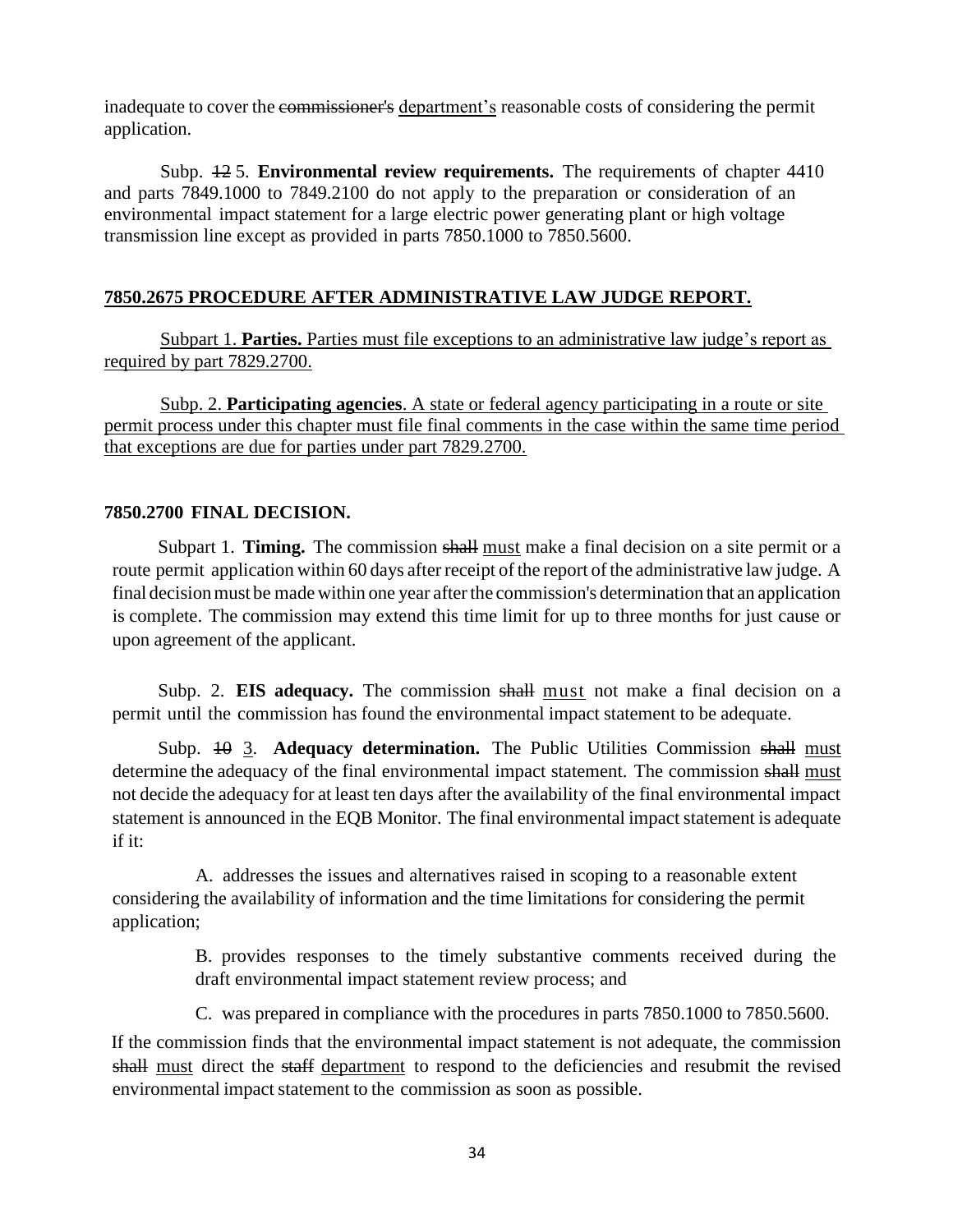inadequate to cover the ~~commissioner's~~ <u>department's</u> reasonable costs of considering the permit application.

Subp. ~~12~~ 5. **Environmental review requirements.** The requirements of chapter 4410 and parts 7849.1000 to 7849.2100 do not apply to the preparation or consideration of an environmental impact statement for a large electric power generating plant or high voltage transmission line except as provided in parts 7850.1000 to 7850.5600.

<u>**7850.2675 PROCEDURE AFTER ADMINISTRATIVE LAW JUDGE REPORT.**</u>

<u>Subpart 1. **Parties.** Parties must file exceptions to an administrative law judge's report as required by part 7829.2700.</u>

<u>Subp. 2. **Participating agencies**. A state or federal agency participating in a route or site permit process under this chapter must file final comments in the case within the same time period that exceptions are due for parties under part 7829.2700.</u>

**7850.2700 FINAL DECISION.**

Subpart 1. **Timing.** The commission ~~shall~~ <u>must</u> make a final decision on a site permit or a route permit application within 60 days after receipt of the report of the administrative law judge. A final decision must be made within one year after the commission's determination that an application is complete. The commission may extend this time limit for up to three months for just cause or upon agreement of the applicant.

Subp. 2. **EIS adequacy.** The commission ~~shall~~ <u>must</u> not make a final decision on a permit until the commission has found the environmental impact statement to be adequate.

Subp. ~~10~~ <u>3</u>. **Adequacy determination.** The Public Utilities Commission ~~shall~~ <u>must</u> determine the adequacy of the final environmental impact statement. The commission ~~shall~~ <u>must</u> not decide the adequacy for at least ten days after the availability of the final environmental impact statement is announced in the EQB Monitor. The final environmental impact statement is adequate if it:

A. addresses the issues and alternatives raised in scoping to a reasonable extent considering the availability of information and the time limitations for considering the permit application;

B. provides responses to the timely substantive comments received during the draft environmental impact statement review process; and

C. was prepared in compliance with the procedures in parts 7850.1000 to 7850.5600.

If the commission finds that the environmental impact statement is not adequate, the commission ~~shall~~ <u>must</u> direct the ~~staff~~ <u>department</u> to respond to the deficiencies and resubmit the revised environmental impact statement to the commission as soon as possible.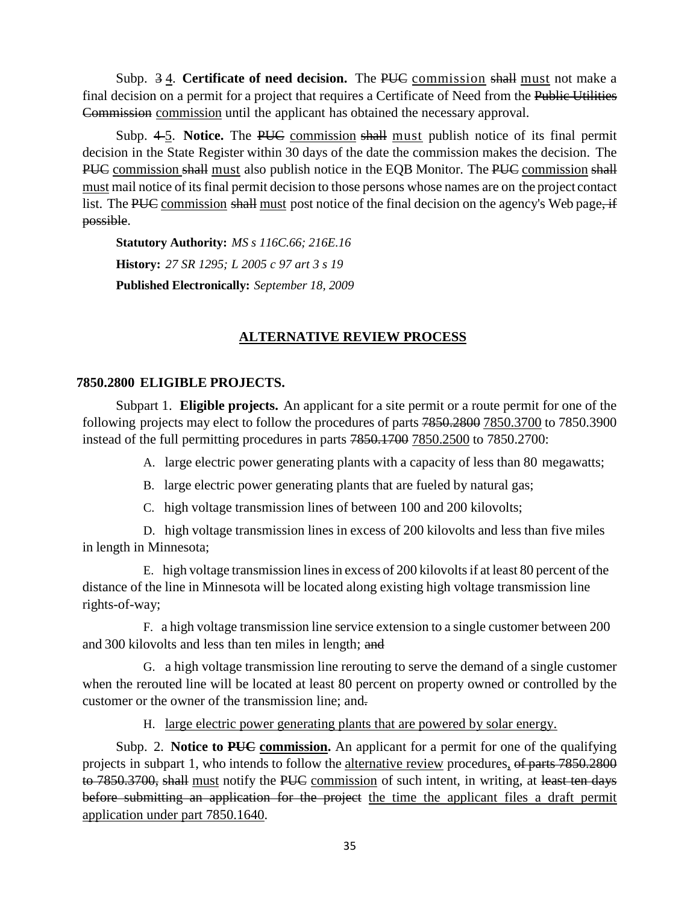Subp. ~~3~~ 4. **Certificate of need decision.** The ~~PUC~~ <u>commission</u> ~~shall~~ <u>must</u> not make a final decision on a permit for a project that requires a Certificate of Need from the ~~Public Utilities Commission~~ <u>commission</u> until the applicant has obtained the necessary approval.

Subp. ~~4~~ 5. **Notice.** The ~~PUC~~ <u>commission</u> ~~shall~~ <u>must</u> publish notice of its final permit decision in the State Register within 30 days of the date the commission makes the decision. The ~~PUC~~ <u>commission</u> ~~shall~~ <u>must</u> also publish notice in the EQB Monitor. The ~~PUC~~ <u>commission</u> ~~shall~~ <u>must</u> mail notice of its final permit decision to those persons whose names are on the project contact list. The ~~PUC~~ <u>commission</u> ~~shall~~ <u>must</u> post notice of the final decision on the agency's Web page~~, if possible~~.

**Statutory Authority:** *MS s 116C.66; 216E.16*

**History:** *27 SR 1295; L 2005 c 97 art 3 s 19*

**Published Electronically:** *September 18, 2009*

## <u>ALTERNATIVE REVIEW PROCESS</u>

### 7850.2800 ELIGIBLE PROJECTS.

Subpart 1. **Eligible projects.** An applicant for a site permit or a route permit for one of the following projects may elect to follow the procedures of parts ~~7850.2800~~ <u>7850.3700</u> to 7850.3900 instead of the full permitting procedures in parts ~~7850.1700~~ <u>7850.2500</u> to 7850.2700:

A. large electric power generating plants with a capacity of less than 80 megawatts;

B. large electric power generating plants that are fueled by natural gas;

C. high voltage transmission lines of between 100 and 200 kilovolts;

D. high voltage transmission lines in excess of 200 kilovolts and less than five miles in length in Minnesota;

E. high voltage transmission lines in excess of 200 kilovolts if at least 80 percent of the distance of the line in Minnesota will be located along existing high voltage transmission line rights-of-way;

F. a high voltage transmission line service extension to a single customer between 200 and 300 kilovolts and less than ten miles in length; ~~and~~

G. a high voltage transmission line rerouting to serve the demand of a single customer when the rerouted line will be located at least 80 percent on property owned or controlled by the customer or the owner of the transmission line; and~~.~~

H. <u>large electric power generating plants that are powered by solar energy.</u>

Subp. 2. **Notice to ~~PUC~~ <u>commission</u>.** An applicant for a permit for one of the qualifying projects in subpart 1, who intends to follow the <u>alternative review</u> procedures<u>,</u> ~~of parts 7850.2800 to 7850.3700,~~ ~~shall~~ <u>must</u> notify the ~~PUC~~ <u>commission</u> of such intent, in writing, at ~~least ten days before submitting an application for the project~~ <u>the time the applicant files a draft permit application under part 7850.1640</u>.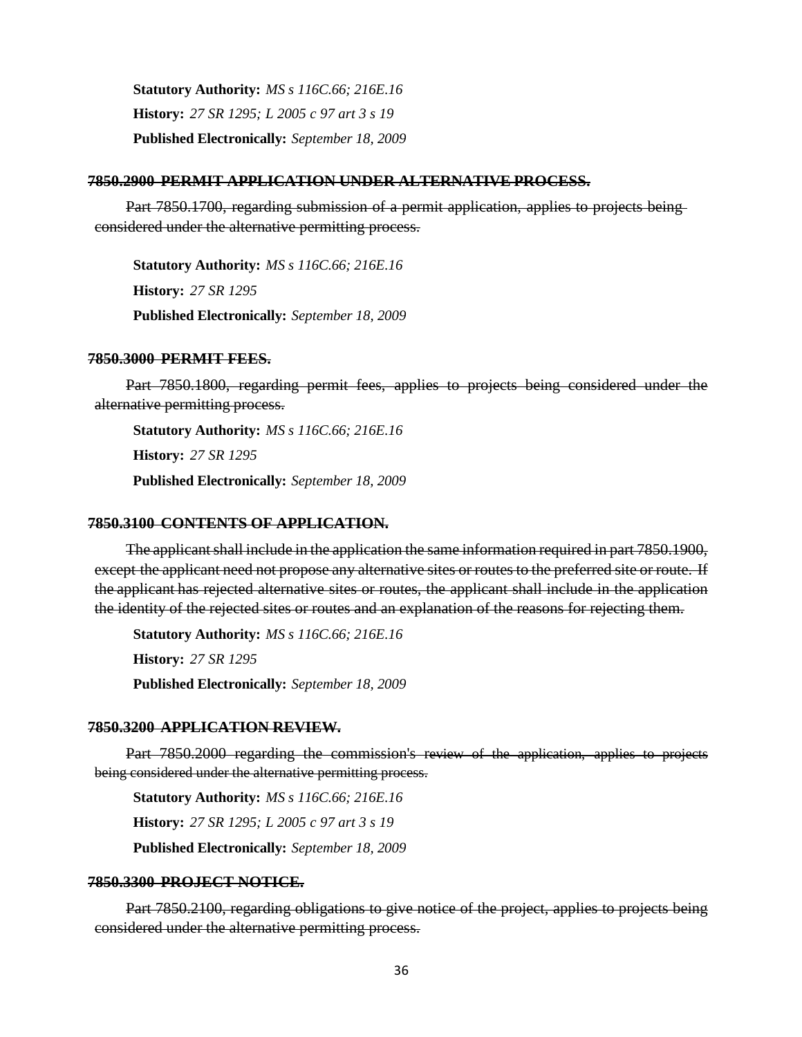**Statutory Authority:** *MS s 116C.66; 216E.16*

**History:** *27 SR 1295; L 2005 c 97 art 3 s 19*

**Published Electronically:** *September 18, 2009*

**~~7850.2900 PERMIT APPLICATION UNDER ALTERNATIVE PROCESS.~~**

~~Part 7850.1700, regarding submission of a permit application, applies to projects being considered under the alternative permitting process.~~

**Statutory Authority:** *MS s 116C.66; 216E.16*

**History:** *27 SR 1295*

**Published Electronically:** *September 18, 2009*

**~~7850.3000 PERMIT FEES.~~**

~~Part 7850.1800, regarding permit fees, applies to projects being considered under the alternative permitting process.~~

**Statutory Authority:** *MS s 116C.66; 216E.16*

**History:** *27 SR 1295*

**Published Electronically:** *September 18, 2009*

**~~7850.3100 CONTENTS OF APPLICATION.~~**

~~The applicant shall include in the application the same information required in part 7850.1900, except the applicant need not propose any alternative sites or routes to the preferred site or route. If the applicant has rejected alternative sites or routes, the applicant shall include in the application the identity of the rejected sites or routes and an explanation of the reasons for rejecting them.~~

**Statutory Authority:** *MS s 116C.66; 216E.16*

**History:** *27 SR 1295*

**Published Electronically:** *September 18, 2009*

**~~7850.3200 APPLICATION REVIEW.~~**

~~Part 7850.2000 regarding the commission's review of the application, applies to projects being considered under the alternative permitting process.~~

**Statutory Authority:** *MS s 116C.66; 216E.16*

**History:** *27 SR 1295; L 2005 c 97 art 3 s 19*

**Published Electronically:** *September 18, 2009*

**~~7850.3300 PROJECT NOTICE.~~**

~~Part 7850.2100, regarding obligations to give notice of the project, applies to projects being considered under the alternative permitting process.~~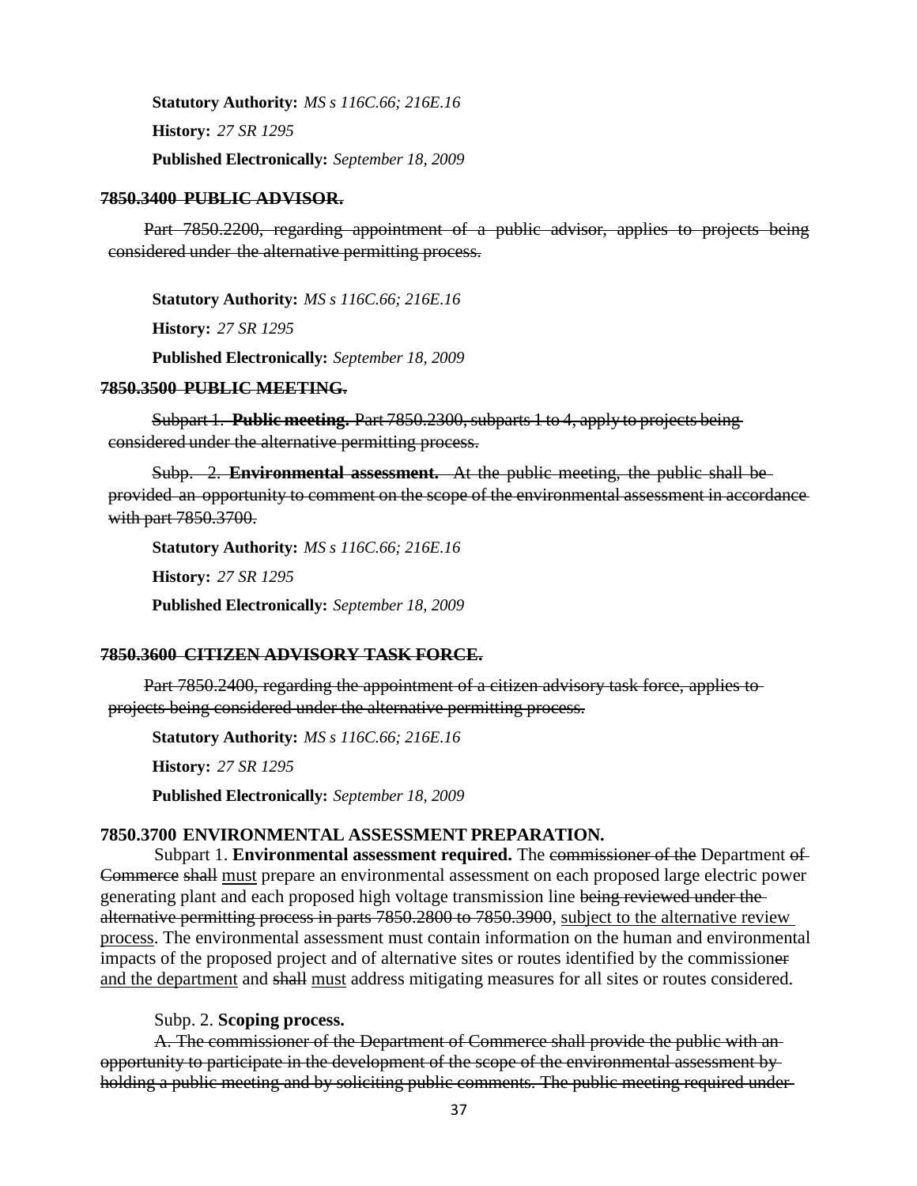**Statutory Authority:** *MS s 116C.66; 216E.16*

**History:** *27 SR 1295*

**Published Electronically:** *September 18, 2009*

**~~7850.3400 PUBLIC ADVISOR.~~**

~~Part 7850.2200, regarding appointment of a public advisor, applies to projects being considered under the alternative permitting process.~~

**Statutory Authority:** *MS s 116C.66; 216E.16*

**History:** *27 SR 1295*

**Published Electronically:** *September 18, 2009*

**~~7850.3500 PUBLIC MEETING.~~**

~~Subpart 1. **Public meeting.** Part 7850.2300, subparts 1 to 4, apply to projects being considered under the alternative permitting process.~~

~~Subp. 2. **Environmental assessment.** At the public meeting, the public shall be provided an opportunity to comment on the scope of the environmental assessment in accordance with part 7850.3700.~~

**Statutory Authority:** *MS s 116C.66; 216E.16*

**History:** *27 SR 1295*

**Published Electronically:** *September 18, 2009*

**~~7850.3600 CITIZEN ADVISORY TASK FORCE.~~**

~~Part 7850.2400, regarding the appointment of a citizen advisory task force, applies to projects being considered under the alternative permitting process.~~

**Statutory Authority:** *MS s 116C.66; 216E.16*

**History:** *27 SR 1295*

**Published Electronically:** *September 18, 2009*

**7850.3700 ENVIRONMENTAL ASSESSMENT PREPARATION.**

Subpart 1. **Environmental assessment required.** The ~~commissioner of the~~ Department ~~of Commerce~~ ~~shall~~ <u>must</u> prepare an environmental assessment on each proposed large electric power generating plant and each proposed high voltage transmission line ~~being reviewed under the alternative permitting process in parts 7850.2800 to 7850.3900~~, <u>subject to the alternative review process</u>. The environmental assessment must contain information on the human and environmental impacts of the proposed project and of alternative sites or routes identified by the commission~~er~~ <u>and the department</u> and ~~shall~~ <u>must</u> address mitigating measures for all sites or routes considered.

Subp. 2. **Scoping process.**

~~A. The commissioner of the Department of Commerce shall provide the public with an opportunity to participate in the development of the scope of the environmental assessment by holding a public meeting and by soliciting public comments. The public meeting required under~~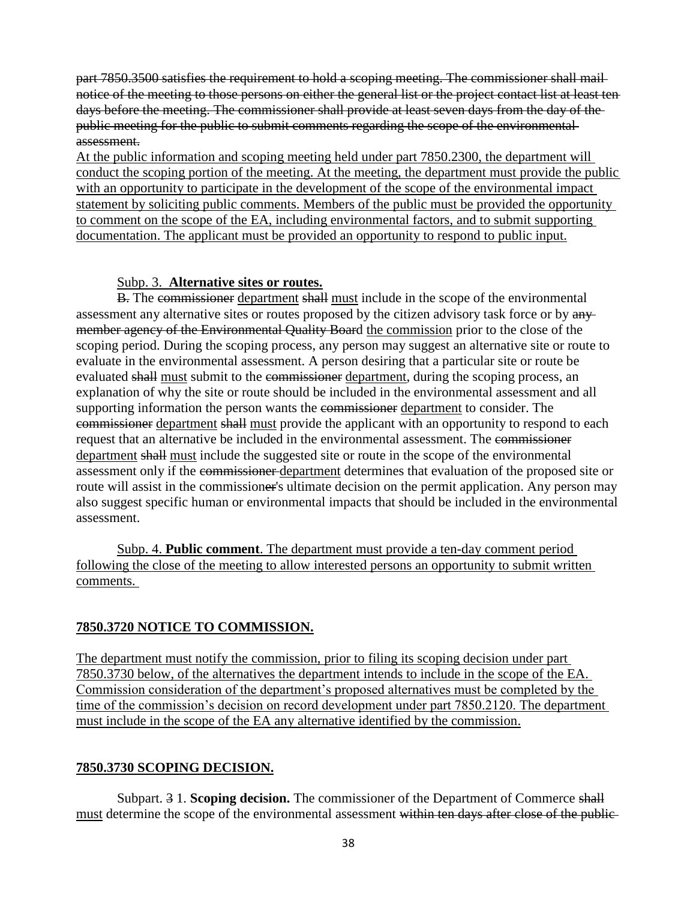~~part 7850.3500 satisfies the requirement to hold a scoping meeting. The commissioner shall mail notice of the meeting to those persons on either the general list or the project contact list at least ten days before the meeting. The commissioner shall provide at least seven days from the day of the public meeting for the public to submit comments regarding the scope of the environmental assessment.~~

<u>At the public information and scoping meeting held under part 7850.2300, the department will conduct the scoping portion of the meeting. At the meeting, the department must provide the public with an opportunity to participate in the development of the scope of the environmental impact statement by soliciting public comments. Members of the public must be provided the opportunity to comment on the scope of the EA, including environmental factors, and to submit supporting documentation. The applicant must be provided an opportunity to respond to public input.</u>

<u>Subp. 3. **Alternative sites or routes.**</u>

~~B.~~ The ~~commissioner~~ <u>department</u> ~~shall~~ <u>must</u> include in the scope of the environmental assessment any alternative sites or routes proposed by the citizen advisory task force or by ~~any member agency of the Environmental Quality Board~~ <u>the commission</u> prior to the close of the scoping period. During the scoping process, any person may suggest an alternative site or route to evaluate in the environmental assessment. A person desiring that a particular site or route be evaluated ~~shall~~ <u>must</u> submit to the ~~commissioner~~ <u>department</u>, during the scoping process, an explanation of why the site or route should be included in the environmental assessment and all supporting information the person wants the ~~commissioner~~ <u>department</u> to consider. The ~~commissioner~~ <u>department</u> ~~shall~~ <u>must</u> provide the applicant with an opportunity to respond to each request that an alternative be included in the environmental assessment. The ~~commissioner~~ <u>department</u> ~~shall~~ <u>must</u> include the suggested site or route in the scope of the environmental assessment only if the ~~commissioner~~ <u>department</u> determines that evaluation of the proposed site or route will assist in the commission~~er~~'s ultimate decision on the permit application. Any person may also suggest specific human or environmental impacts that should be included in the environmental assessment.

<u>Subp. 4. **Public comment**. The department must provide a ten-day comment period following the close of the meeting to allow interested persons an opportunity to submit written comments.</u>

<u>**7850.3720 NOTICE TO COMMISSION.**</u>

<u>The department must notify the commission, prior to filing its scoping decision under part 7850.3730 below, of the alternatives the department intends to include in the scope of the EA. Commission consideration of the department's proposed alternatives must be completed by the time of the commission's decision on record development under part 7850.2120. The department must include in the scope of the EA any alternative identified by the commission.</u>

<u>**7850.3730 SCOPING DECISION.**</u>

Subpart. ~~3~~ 1. **Scoping decision.** The commissioner of the Department of Commerce ~~shall~~ <u>must</u> determine the scope of the environmental assessment ~~within ten days after close of the public~~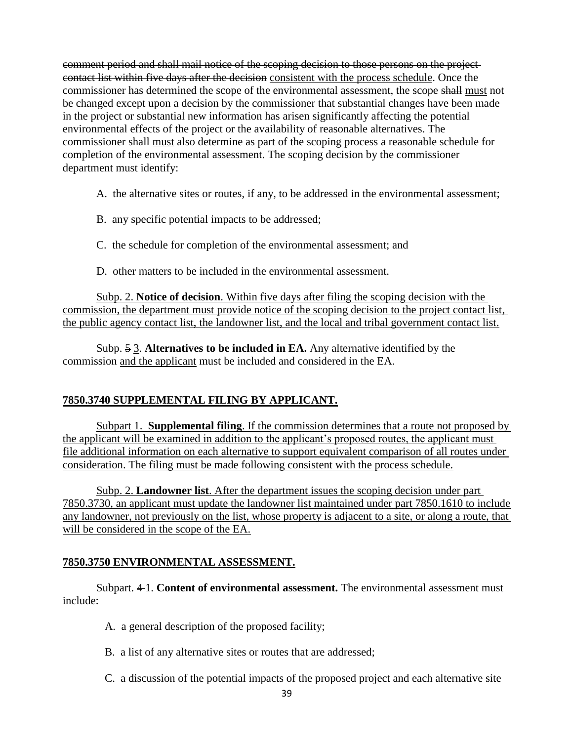~~comment period and shall mail notice of the scoping decision to those persons on the project contact list within five days after the decision~~ <u>consistent with the process schedule</u>. Once the commissioner has determined the scope of the environmental assessment, the scope ~~shall~~ <u>must</u> not be changed except upon a decision by the commissioner that substantial changes have been made in the project or substantial new information has arisen significantly affecting the potential environmental effects of the project or the availability of reasonable alternatives. The commissioner ~~shall~~ <u>must</u> also determine as part of the scoping process a reasonable schedule for completion of the environmental assessment. The scoping decision by the commissioner department must identify:

A. the alternative sites or routes, if any, to be addressed in the environmental assessment;

B. any specific potential impacts to be addressed;

C. the schedule for completion of the environmental assessment; and

D. other matters to be included in the environmental assessment.

<u>Subp. 2. **Notice of decision**. Within five days after filing the scoping decision with the commission, the department must provide notice of the scoping decision to the project contact list, the public agency contact list, the landowner list, and the local and tribal government contact list.</u>

Subp. ~~5~~ <u>3</u>. **Alternatives to be included in EA.** Any alternative identified by the commission <u>and the applicant</u> must be included and considered in the EA.

<u>**7850.3740 SUPPLEMENTAL FILING BY APPLICANT.**</u>

<u>Subpart 1. **Supplemental filing**. If the commission determines that a route not proposed by the applicant will be examined in addition to the applicant's proposed routes, the applicant must file additional information on each alternative to support equivalent comparison of all routes under consideration. The filing must be made following consistent with the process schedule.</u>

<u>Subp. 2. **Landowner list**. After the department issues the scoping decision under part 7850.3730, an applicant must update the landowner list maintained under part 7850.1610 to include any landowner, not previously on the list, whose property is adjacent to a site, or along a route, that will be considered in the scope of the EA.</u>

<u>**7850.3750 ENVIRONMENTAL ASSESSMENT.**</u>

Subpart. ~~4~~ <u>1</u>. **Content of environmental assessment.** The environmental assessment must include:

A. a general description of the proposed facility;

B. a list of any alternative sites or routes that are addressed;

C. a discussion of the potential impacts of the proposed project and each alternative site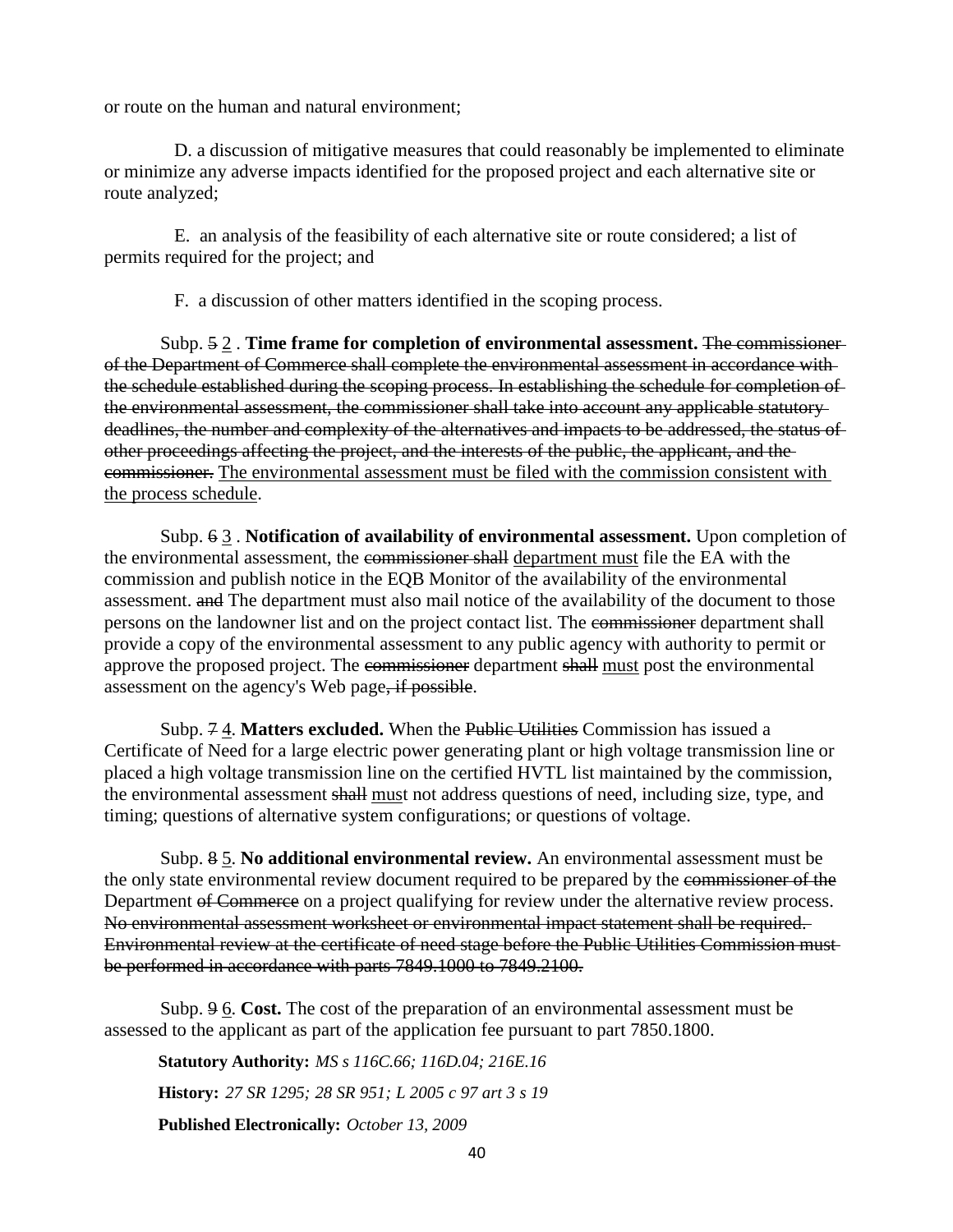or route on the human and natural environment;

D. a discussion of mitigative measures that could reasonably be implemented to eliminate or minimize any adverse impacts identified for the proposed project and each alternative site or route analyzed;

E. an analysis of the feasibility of each alternative site or route considered; a list of permits required for the project; and

F. a discussion of other matters identified in the scoping process.

Subp. ~~5~~ 2 . **Time frame for completion of environmental assessment.** ~~The commissioner of the Department of Commerce shall complete the environmental assessment in accordance with the schedule established during the scoping process. In establishing the schedule for completion of the environmental assessment, the commissioner shall take into account any applicable statutory deadlines, the number and complexity of the alternatives and impacts to be addressed, the status of other proceedings affecting the project, and the interests of the public, the applicant, and the commissioner.~~ <u>The environmental assessment must be filed with the commission consistent with the process schedule</u>.

Subp. ~~6~~ 3 . **Notification of availability of environmental assessment.** Upon completion of the environmental assessment, the ~~commissioner shall~~ <u>department must</u> file the EA with the commission and publish notice in the EQB Monitor of the availability of the environmental assessment. ~~and~~ The department must also mail notice of the availability of the document to those persons on the landowner list and on the project contact list. The ~~commissioner~~ department shall provide a copy of the environmental assessment to any public agency with authority to permit or approve the proposed project. The ~~commissioner~~ department ~~shall~~ <u>must</u> post the environmental assessment on the agency's Web page~~, if possible~~.

Subp. ~~7~~ 4. **Matters excluded.** When the ~~Public Utilities~~ Commission has issued a Certificate of Need for a large electric power generating plant or high voltage transmission line or placed a high voltage transmission line on the certified HVTL list maintained by the commission, the environmental assessment ~~shall~~ <u>mus</u>t not address questions of need, including size, type, and timing; questions of alternative system configurations; or questions of voltage.

Subp. ~~8~~ 5. **No additional environmental review.** An environmental assessment must be the only state environmental review document required to be prepared by the ~~commissioner of the~~ Department ~~of Commerce~~ on a project qualifying for review under the alternative review process. ~~No environmental assessment worksheet or environmental impact statement shall be required. Environmental review at the certificate of need stage before the Public Utilities Commission must be performed in accordance with parts 7849.1000 to 7849.2100.~~

Subp. ~~9~~ 6. **Cost.** The cost of the preparation of an environmental assessment must be assessed to the applicant as part of the application fee pursuant to part 7850.1800.

**Statutory Authority:** *MS s 116C.66; 116D.04; 216E.16*

**History:** *27 SR 1295; 28 SR 951; L 2005 c 97 art 3 s 19*

**Published Electronically:** *October 13, 2009*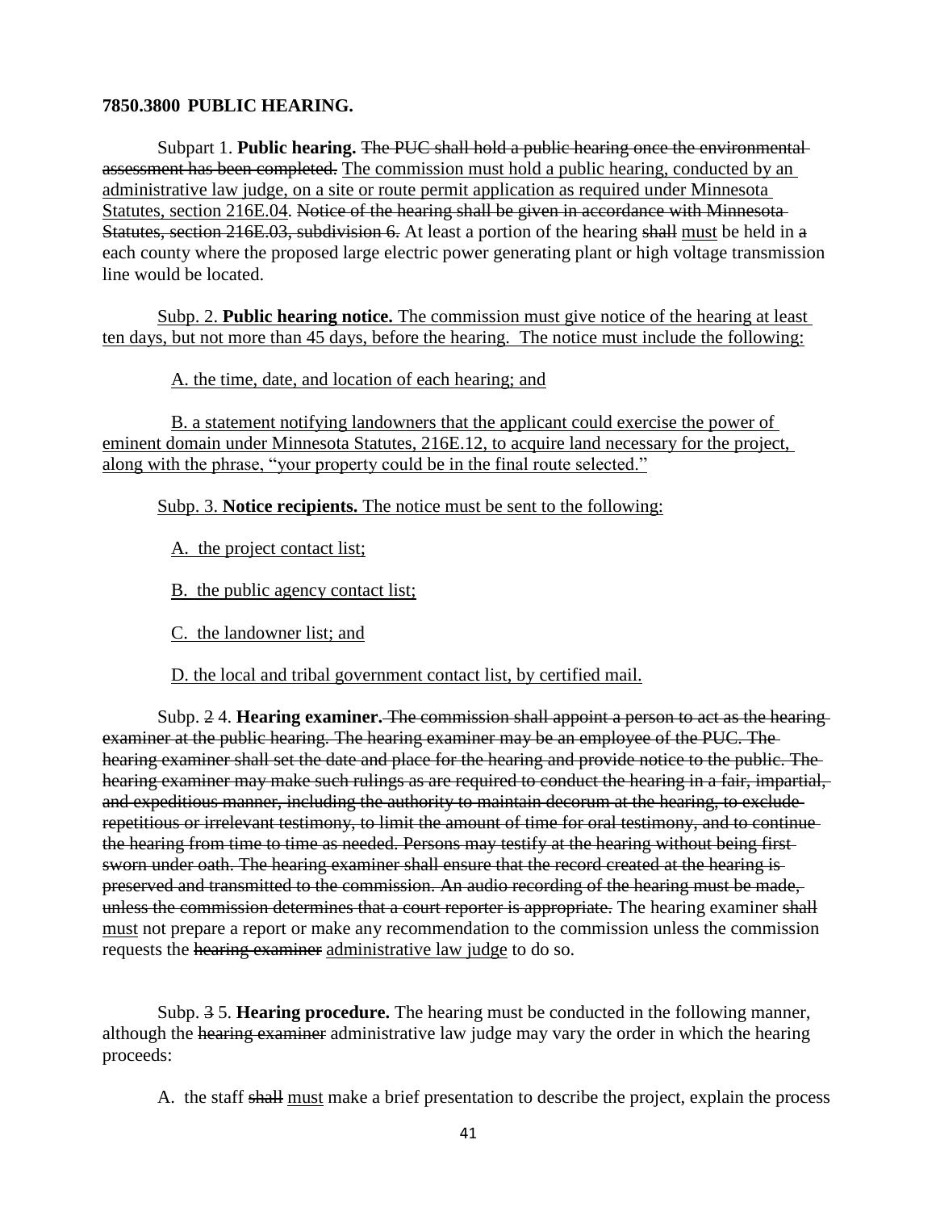**7850.3800 PUBLIC HEARING.**

Subpart 1. **Public hearing.** ~~The PUC shall hold a public hearing once the environmental assessment has been completed.~~ <u>The commission must hold a public hearing, conducted by an administrative law judge, on a site or route permit application as required under Minnesota Statutes, section 216E.04</u>. ~~Notice of the hearing shall be given in accordance with Minnesota Statutes, section 216E.03, subdivision 6.~~ At least a portion of the hearing ~~shall~~ <u>must</u> be held in ~~a~~ each county where the proposed large electric power generating plant or high voltage transmission line would be located.

<u>Subp. 2. **Public hearing notice.** The commission must give notice of the hearing at least ten days, but not more than 45 days, before the hearing. The notice must include the following:</u>

<u>A. the time, date, and location of each hearing; and</u>

<u>B. a statement notifying landowners that the applicant could exercise the power of eminent domain under Minnesota Statutes, 216E.12, to acquire land necessary for the project, along with the phrase, "your property could be in the final route selected."</u>

<u>Subp. 3. **Notice recipients.** The notice must be sent to the following:</u>

<u>A. the project contact list;</u>

<u>B. the public agency contact list;</u>

<u>C. the landowner list; and</u>

<u>D. the local and tribal government contact list, by certified mail.</u>

Subp. ~~2~~ 4. **Hearing examiner.** ~~The commission shall appoint a person to act as the hearing examiner at the public hearing. The hearing examiner may be an employee of the PUC. The hearing examiner shall set the date and place for the hearing and provide notice to the public. The hearing examiner may make such rulings as are required to conduct the hearing in a fair, impartial, and expeditious manner, including the authority to maintain decorum at the hearing, to exclude repetitious or irrelevant testimony, to limit the amount of time for oral testimony, and to continue the hearing from time to time as needed. Persons may testify at the hearing without being first sworn under oath. The hearing examiner shall ensure that the record created at the hearing is preserved and transmitted to the commission. An audio recording of the hearing must be made, unless the commission determines that a court reporter is appropriate.~~ The hearing examiner ~~shall~~ <u>must</u> not prepare a report or make any recommendation to the commission unless the commission requests the ~~hearing examiner~~ <u>administrative law judge</u> to do so.

Subp. ~~3~~ 5. **Hearing procedure.** The hearing must be conducted in the following manner, although the ~~hearing examiner~~ administrative law judge may vary the order in which the hearing proceeds:

A. the staff ~~shall~~ <u>must</u> make a brief presentation to describe the project, explain the process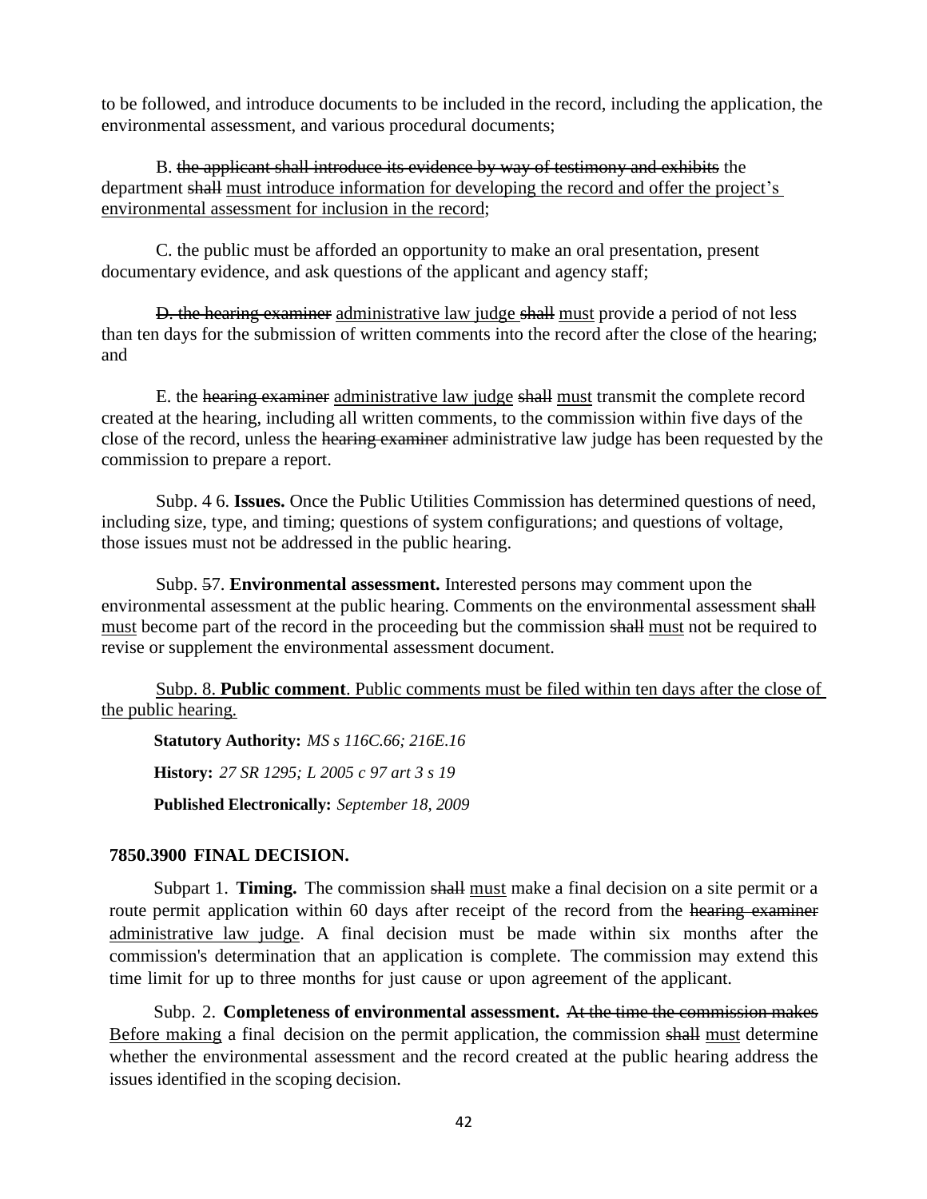to be followed, and introduce documents to be included in the record, including the application, the environmental assessment, and various procedural documents;

B. ~~the applicant shall introduce its evidence by way of testimony and exhibits~~ the department ~~shall~~ <u>must introduce information for developing the record and offer the project's environmental assessment for inclusion in the record</u>;

C. the public must be afforded an opportunity to make an oral presentation, present documentary evidence, and ask questions of the applicant and agency staff;

~~D. the hearing examiner~~ <u>administrative law judge</u> ~~shall~~ <u>must</u> provide a period of not less than ten days for the submission of written comments into the record after the close of the hearing; and

E. the ~~hearing examiner~~ <u>administrative law judge</u> ~~shall~~ <u>must</u> transmit the complete record created at the hearing, including all written comments, to the commission within five days of the close of the record, unless the ~~hearing examiner~~ administrative law judge has been requested by the commission to prepare a report.

Subp. 4 6. **Issues.** Once the Public Utilities Commission has determined questions of need, including size, type, and timing; questions of system configurations; and questions of voltage, those issues must not be addressed in the public hearing.

Subp. ~~5~~7. **Environmental assessment.** Interested persons may comment upon the environmental assessment at the public hearing. Comments on the environmental assessment ~~shall~~ <u>must</u> become part of the record in the proceeding but the commission ~~shall~~ <u>must</u> not be required to revise or supplement the environmental assessment document.

<u>Subp. 8. **Public comment**. Public comments must be filed within ten days after the close of the public hearing.</u>

**Statutory Authority:** *MS s 116C.66; 216E.16*

**History:** *27 SR 1295; L 2005 c 97 art 3 s 19*

**Published Electronically:** *September 18, 2009*

## 7850.3900 FINAL DECISION.

Subpart 1. **Timing.** The commission ~~shall~~ <u>must</u> make a final decision on a site permit or a route permit application within 60 days after receipt of the record from the ~~hearing examiner~~ <u>administrative law judge</u>. A final decision must be made within six months after the commission's determination that an application is complete. The commission may extend this time limit for up to three months for just cause or upon agreement of the applicant.

Subp. 2. **Completeness of environmental assessment.** ~~At the time the commission makes~~ <u>Before making</u> a final decision on the permit application, the commission ~~shall~~ <u>must</u> determine whether the environmental assessment and the record created at the public hearing address the issues identified in the scoping decision.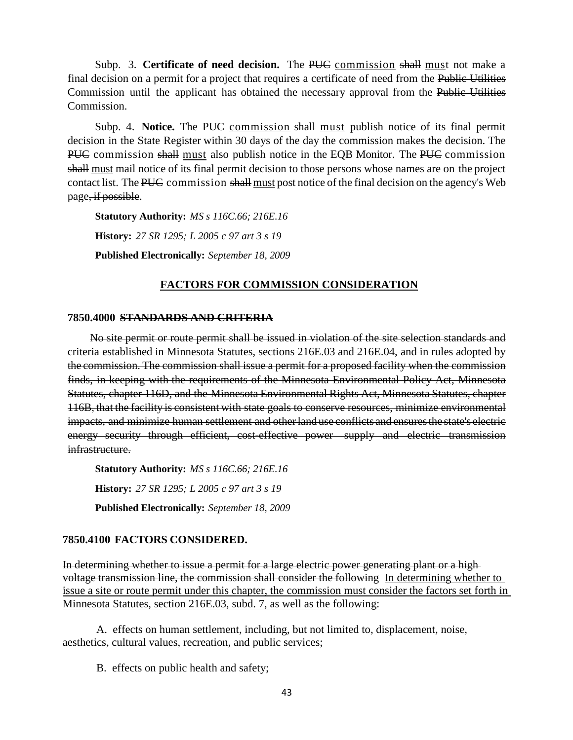Subp. 3. **Certificate of need decision.** The ~~PUC~~ commission ~~shall~~ must not make a final decision on a permit for a project that requires a certificate of need from the ~~Public Utilities~~ Commission until the applicant has obtained the necessary approval from the ~~Public Utilities~~ Commission.

Subp. 4. **Notice.** The ~~PUC~~ commission ~~shall~~ must publish notice of its final permit decision in the State Register within 30 days of the day the commission makes the decision. The ~~PUC~~ commission ~~shall~~ must also publish notice in the EQB Monitor. The ~~PUC~~ commission ~~shall~~ must mail notice of its final permit decision to those persons whose names are on the project contact list. The ~~PUC~~ commission ~~shall~~ must post notice of the final decision on the agency's Web page~~, if possible~~.

**Statutory Authority:** *MS s 116C.66; 216E.16*

**History:** *27 SR 1295; L 2005 c 97 art 3 s 19*

**Published Electronically:** *September 18, 2009*

## FACTORS FOR COMMISSION CONSIDERATION

### 7850.4000 ~~STANDARDS AND CRITERIA~~

~~No site permit or route permit shall be issued in violation of the site selection standards and criteria established in Minnesota Statutes, sections 216E.03 and 216E.04, and in rules adopted by the commission. The commission shall issue a permit for a proposed facility when the commission finds, in keeping with the requirements of the Minnesota Environmental Policy Act, Minnesota Statutes, chapter 116D, and the Minnesota Environmental Rights Act, Minnesota Statutes, chapter 116B, that the facility is consistent with state goals to conserve resources, minimize environmental impacts, and minimize human settlement and other land use conflicts and ensures the state's electric energy security through efficient, cost-effective power supply and electric transmission infrastructure.~~

**Statutory Authority:** *MS s 116C.66; 216E.16*

**History:** *27 SR 1295; L 2005 c 97 art 3 s 19*

**Published Electronically:** *September 18, 2009*

### 7850.4100 FACTORS CONSIDERED.

~~In determining whether to issue a permit for a large electric power generating plant or a high voltage transmission line, the commission shall consider the following~~ In determining whether to issue a site or route permit under this chapter, the commission must consider the factors set forth in Minnesota Statutes, section 216E.03, subd. 7, as well as the following:

A. effects on human settlement, including, but not limited to, displacement, noise, aesthetics, cultural values, recreation, and public services;

B. effects on public health and safety;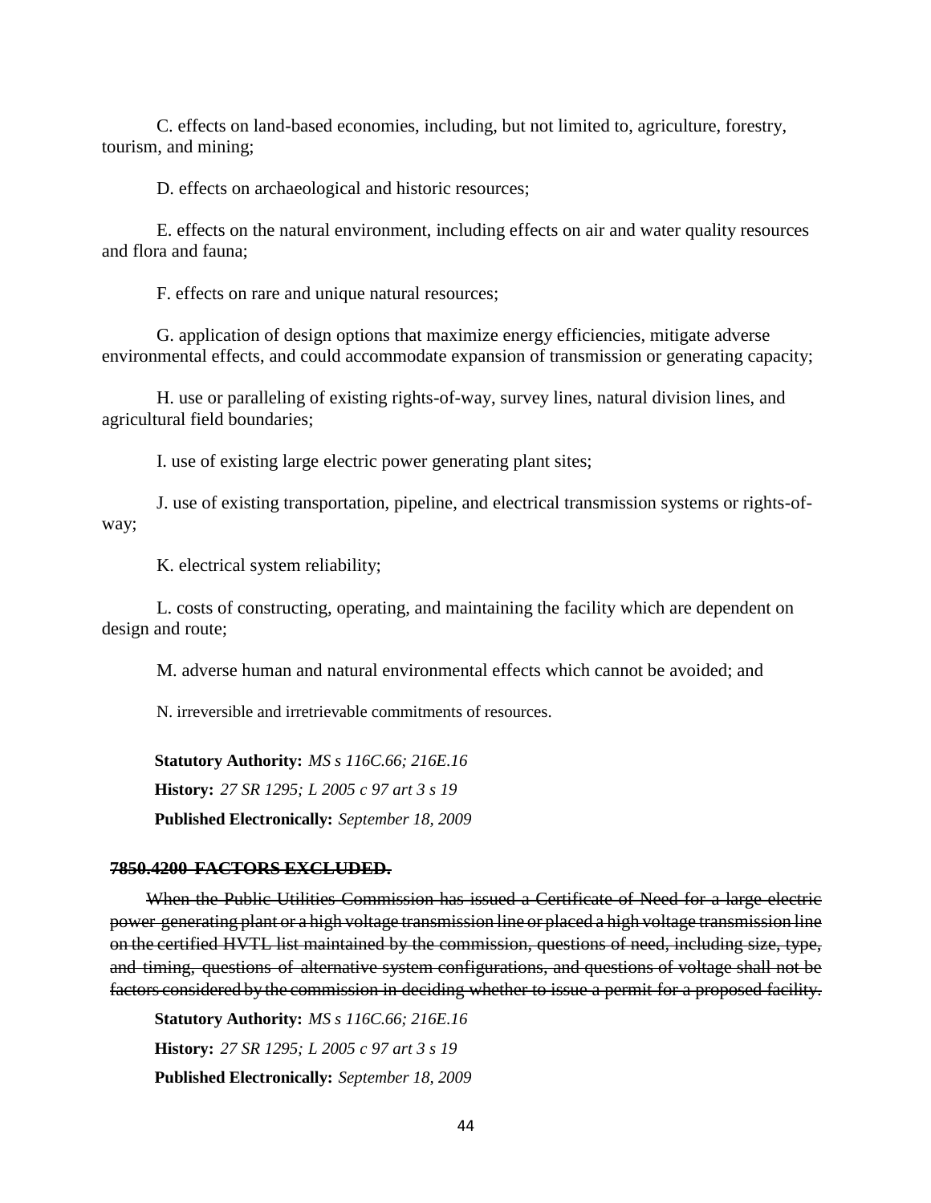C. effects on land-based economies, including, but not limited to, agriculture, forestry, tourism, and mining;

D. effects on archaeological and historic resources;

E. effects on the natural environment, including effects on air and water quality resources and flora and fauna;

F. effects on rare and unique natural resources;

G. application of design options that maximize energy efficiencies, mitigate adverse environmental effects, and could accommodate expansion of transmission or generating capacity;

H. use or paralleling of existing rights-of-way, survey lines, natural division lines, and agricultural field boundaries;

I. use of existing large electric power generating plant sites;

J. use of existing transportation, pipeline, and electrical transmission systems or rights-of-way;

K. electrical system reliability;

L. costs of constructing, operating, and maintaining the facility which are dependent on design and route;

M. adverse human and natural environmental effects which cannot be avoided; and

N. irreversible and irretrievable commitments of resources.

**Statutory Authority:** *MS s 116C.66; 216E.16*

**History:** *27 SR 1295; L 2005 c 97 art 3 s 19*

**Published Electronically:** *September 18, 2009*

~~**7850.4200 FACTORS EXCLUDED.**~~

~~When the Public Utilities Commission has issued a Certificate of Need for a large electric power generating plant or a high voltage transmission line or placed a high voltage transmission line on the certified HVTL list maintained by the commission, questions of need, including size, type, and timing, questions of alternative system configurations, and questions of voltage shall not be factors considered by the commission in deciding whether to issue a permit for a proposed facility.~~

**Statutory Authority:** *MS s 116C.66; 216E.16*

**History:** *27 SR 1295; L 2005 c 97 art 3 s 19*

**Published Electronically:** *September 18, 2009*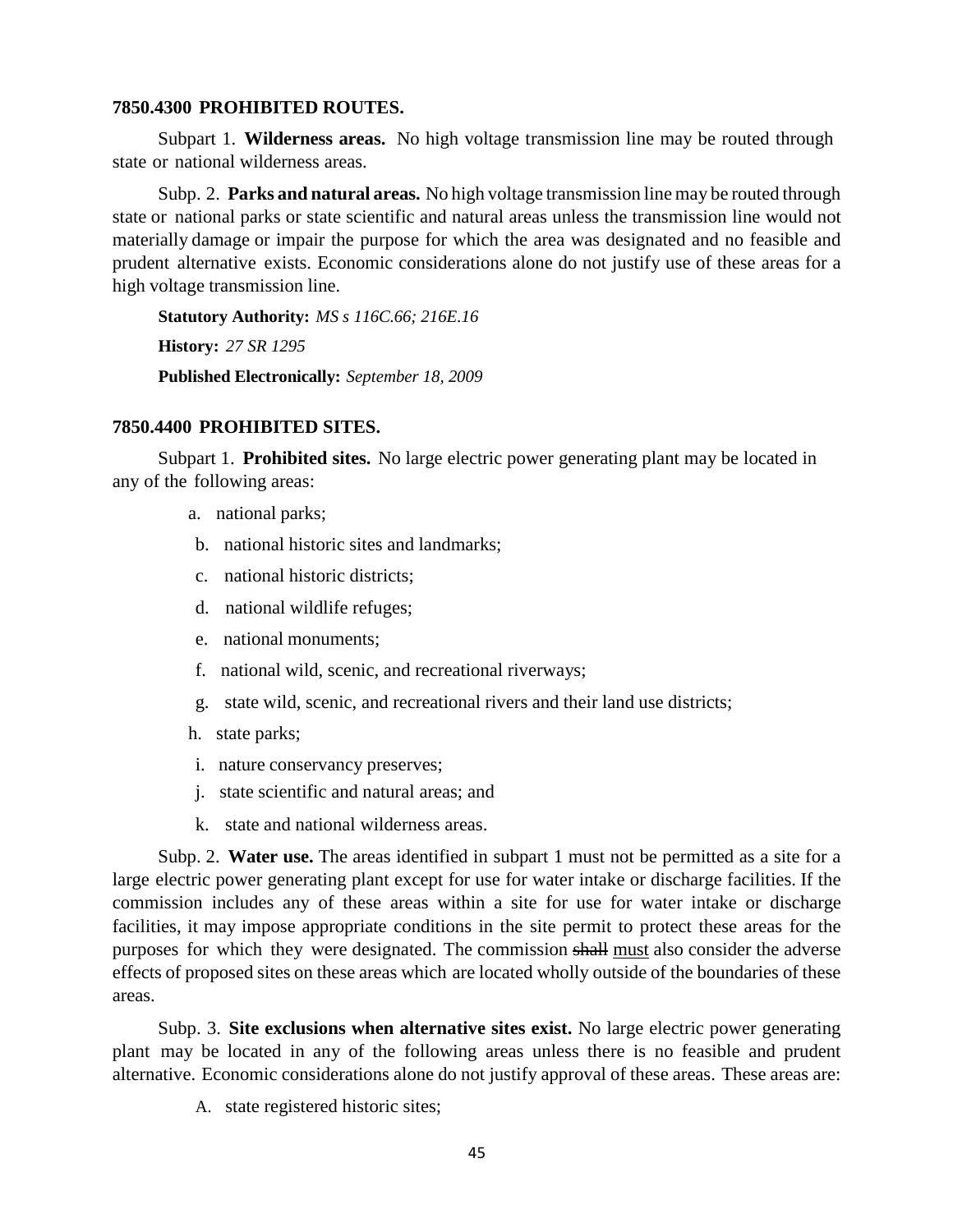### 7850.4300 PROHIBITED ROUTES.

Subpart 1. **Wilderness areas.** No high voltage transmission line may be routed through state or national wilderness areas.

Subp. 2. **Parks and natural areas.** No high voltage transmission line may be routed through state or national parks or state scientific and natural areas unless the transmission line would not materially damage or impair the purpose for which the area was designated and no feasible and prudent alternative exists. Economic considerations alone do not justify use of these areas for a high voltage transmission line.

**Statutory Authority:** *MS s 116C.66; 216E.16*

**History:** *27 SR 1295*

**Published Electronically:** *September 18, 2009*

### 7850.4400 PROHIBITED SITES.

Subpart 1. **Prohibited sites.** No large electric power generating plant may be located in any of the following areas:

a. national parks;

b. national historic sites and landmarks;

c. national historic districts;

d. national wildlife refuges;

e. national monuments;

f. national wild, scenic, and recreational riverways;

g. state wild, scenic, and recreational rivers and their land use districts;

h. state parks;

i. nature conservancy preserves;

j. state scientific and natural areas; and

k. state and national wilderness areas.

Subp. 2. **Water use.** The areas identified in subpart 1 must not be permitted as a site for a large electric power generating plant except for use for water intake or discharge facilities. If the commission includes any of these areas within a site for use for water intake or discharge facilities, it may impose appropriate conditions in the site permit to protect these areas for the purposes for which they were designated. The commission ~~shall~~ <u>must</u> also consider the adverse effects of proposed sites on these areas which are located wholly outside of the boundaries of these areas.

Subp. 3. **Site exclusions when alternative sites exist.** No large electric power generating plant may be located in any of the following areas unless there is no feasible and prudent alternative. Economic considerations alone do not justify approval of these areas. These areas are:

A. state registered historic sites;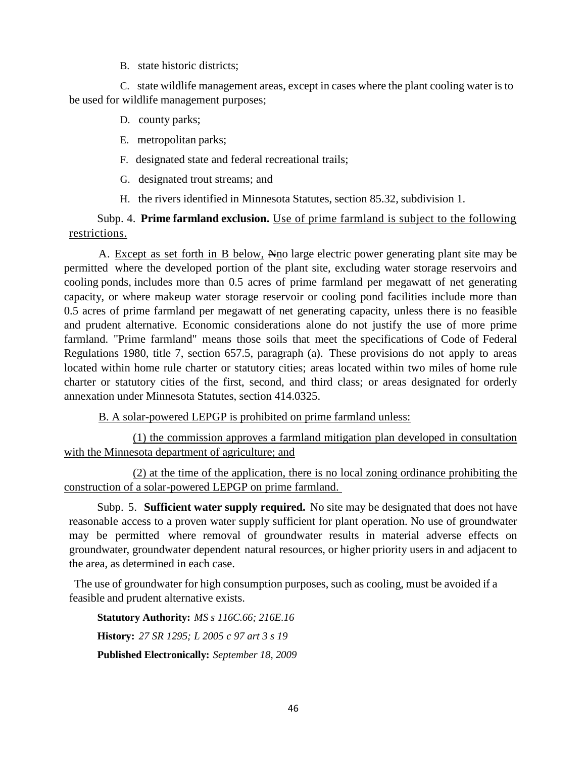B. state historic districts;

C. state wildlife management areas, except in cases where the plant cooling water is to be used for wildlife management purposes;

D. county parks;

E. metropolitan parks;

F. designated state and federal recreational trails;

G. designated trout streams; and

H. the rivers identified in Minnesota Statutes, section 85.32, subdivision 1.

Subp. 4. **Prime farmland exclusion.** <u>Use of prime farmland is subject to the following restrictions.</u>

A. <u>Except as set forth in B below,</u> ~~N~~<u>n</u>o large electric power generating plant site may be permitted where the developed portion of the plant site, excluding water storage reservoirs and cooling ponds, includes more than 0.5 acres of prime farmland per megawatt of net generating capacity, or where makeup water storage reservoir or cooling pond facilities include more than 0.5 acres of prime farmland per megawatt of net generating capacity, unless there is no feasible and prudent alternative. Economic considerations alone do not justify the use of more prime farmland. "Prime farmland" means those soils that meet the specifications of Code of Federal Regulations 1980, title 7, section 657.5, paragraph (a). These provisions do not apply to areas located within home rule charter or statutory cities; areas located within two miles of home rule charter or statutory cities of the first, second, and third class; or areas designated for orderly annexation under Minnesota Statutes, section 414.0325.

<u>B. A solar-powered LEPGP is prohibited on prime farmland unless:</u>

<u>(1) the commission approves a farmland mitigation plan developed in consultation with the Minnesota department of agriculture; and</u>

<u>(2) at the time of the application, there is no local zoning ordinance prohibiting the construction of a solar-powered LEPGP on prime farmland.</u>

Subp. 5. **Sufficient water supply required.** No site may be designated that does not have reasonable access to a proven water supply sufficient for plant operation. No use of groundwater may be permitted where removal of groundwater results in material adverse effects on groundwater, groundwater dependent natural resources, or higher priority users in and adjacent to the area, as determined in each case.

The use of groundwater for high consumption purposes, such as cooling, must be avoided if a feasible and prudent alternative exists.

**Statutory Authority:** *MS s 116C.66; 216E.16*

**History:** *27 SR 1295; L 2005 c 97 art 3 s 19*

**Published Electronically:** *September 18, 2009*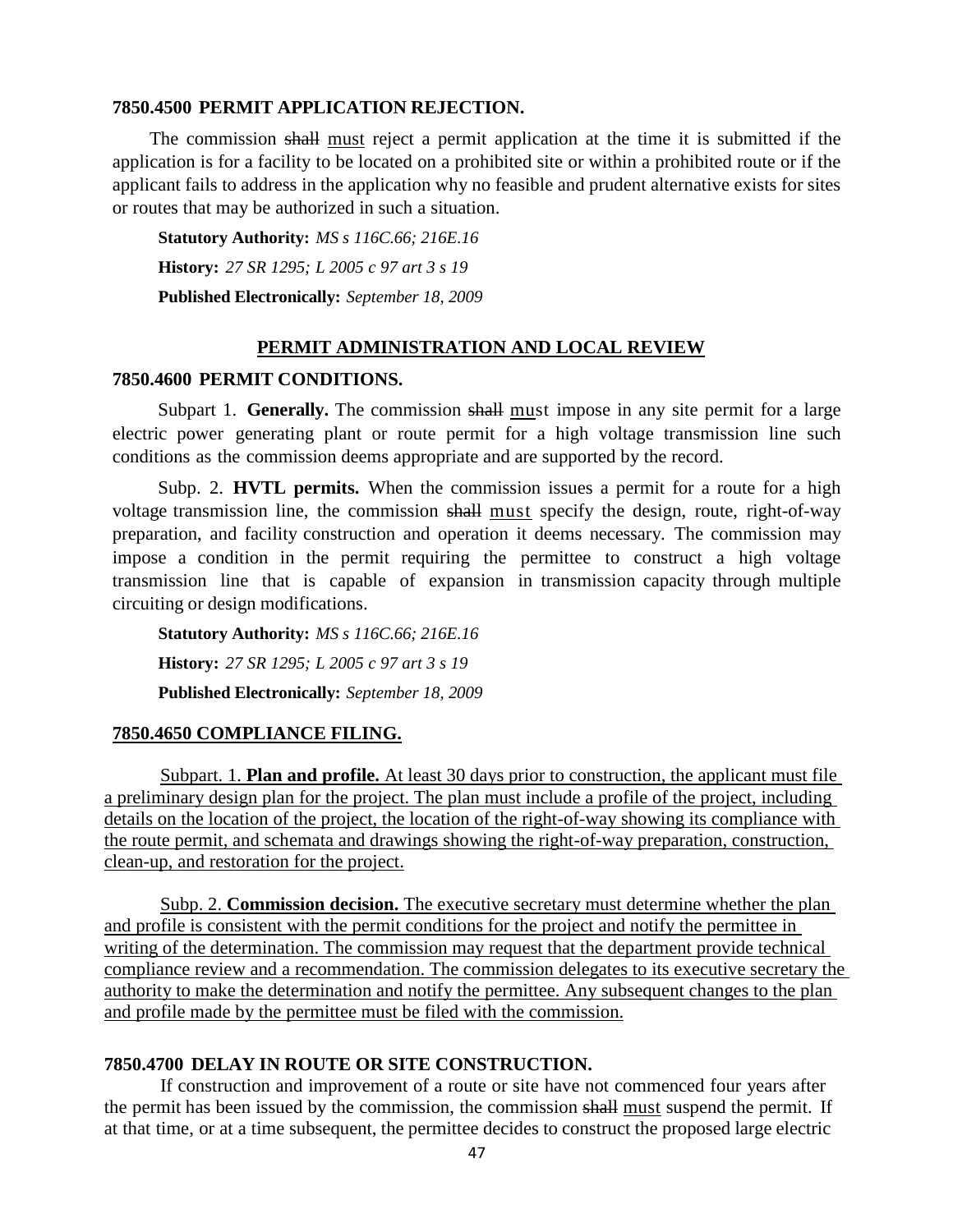**7850.4500 PERMIT APPLICATION REJECTION.**

The commission ~~shall~~ must reject a permit application at the time it is submitted if the application is for a facility to be located on a prohibited site or within a prohibited route or if the applicant fails to address in the application why no feasible and prudent alternative exists for sites or routes that may be authorized in such a situation.

**Statutory Authority:** *MS s 116C.66; 216E.16*

**History:** *27 SR 1295; L 2005 c 97 art 3 s 19*

**Published Electronically:** *September 18, 2009*

**PERMIT ADMINISTRATION AND LOCAL REVIEW**

**7850.4600 PERMIT CONDITIONS.**

Subpart 1. **Generally.** The commission ~~shall~~ must impose in any site permit for a large electric power generating plant or route permit for a high voltage transmission line such conditions as the commission deems appropriate and are supported by the record.

Subp. 2. **HVTL permits.** When the commission issues a permit for a route for a high voltage transmission line, the commission ~~shall~~ must specify the design, route, right-of-way preparation, and facility construction and operation it deems necessary. The commission may impose a condition in the permit requiring the permittee to construct a high voltage transmission line that is capable of expansion in transmission capacity through multiple circuiting or design modifications.

**Statutory Authority:** *MS s 116C.66; 216E.16*

**History:** *27 SR 1295; L 2005 c 97 art 3 s 19*

**Published Electronically:** *September 18, 2009*

**7850.4650 COMPLIANCE FILING.**

Subpart. 1. **Plan and profile.** At least 30 days prior to construction, the applicant must file a preliminary design plan for the project. The plan must include a profile of the project, including details on the location of the project, the location of the right-of-way showing its compliance with the route permit, and schemata and drawings showing the right-of-way preparation, construction, clean-up, and restoration for the project.

Subp. 2. **Commission decision.** The executive secretary must determine whether the plan and profile is consistent with the permit conditions for the project and notify the permittee in writing of the determination. The commission may request that the department provide technical compliance review and a recommendation. The commission delegates to its executive secretary the authority to make the determination and notify the permittee. Any subsequent changes to the plan and profile made by the permittee must be filed with the commission.

**7850.4700 DELAY IN ROUTE OR SITE CONSTRUCTION.**

If construction and improvement of a route or site have not commenced four years after the permit has been issued by the commission, the commission ~~shall~~ must suspend the permit. If at that time, or at a time subsequent, the permittee decides to construct the proposed large electric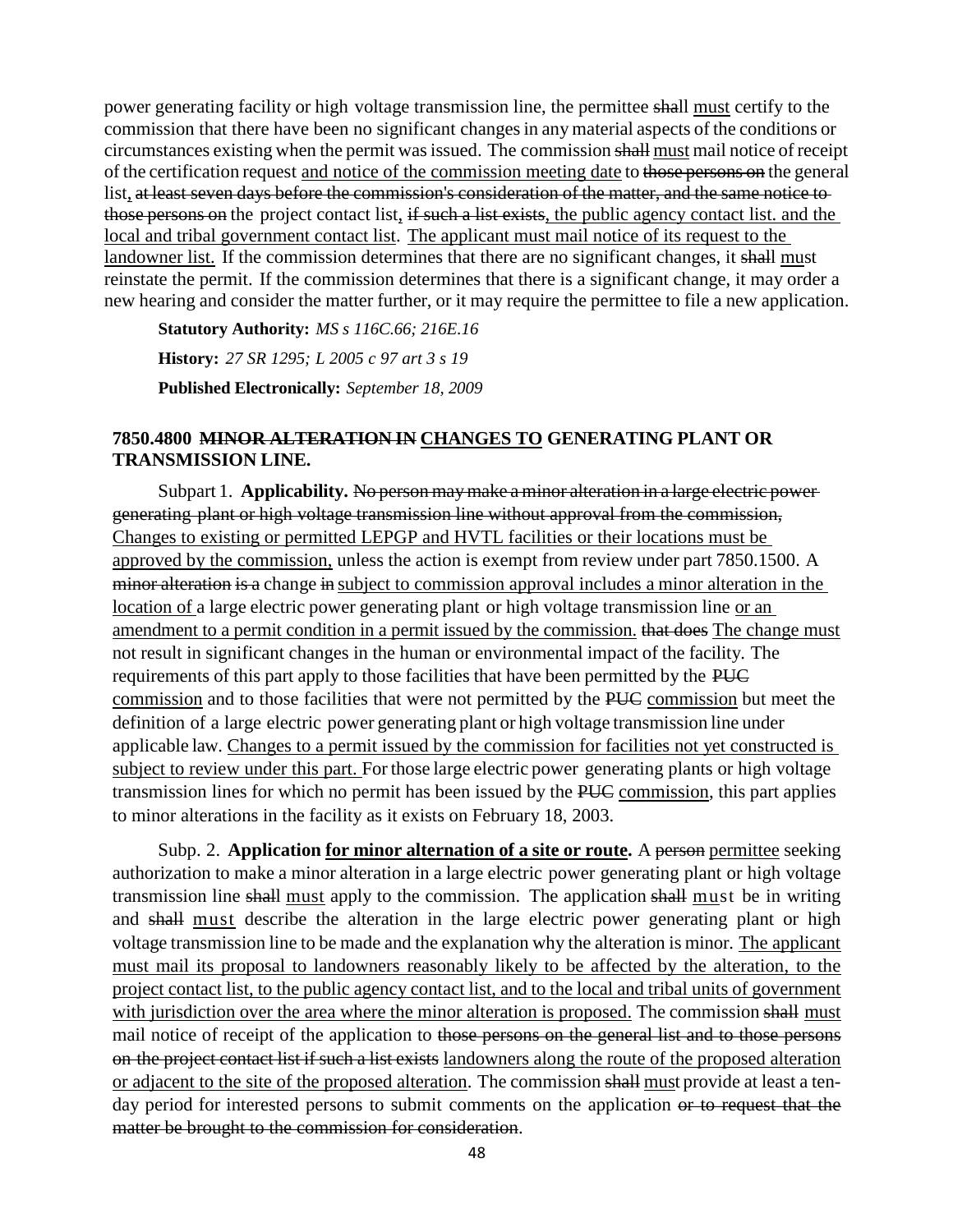power generating facility or high voltage transmission line, the permittee ~~shall~~ <u>must</u> certify to the commission that there have been no significant changes in any material aspects of the conditions or circumstances existing when the permit was issued. The commission ~~shall~~ <u>must</u> mail notice of receipt of the certification request <u>and notice of the commission meeting date</u> to ~~those persons on~~ the general list<u>,</u> ~~at least seven days before the commission's consideration of the matter, and the same notice to those persons on~~ the project contact list<u>,</u> ~~if such a list exists~~<u>, the public agency contact list. and the local and tribal government contact list</u>. <u>The applicant must mail notice of its request to the landowner list.</u> If the commission determines that there are no significant changes, it ~~shall~~ <u>must</u> reinstate the permit. If the commission determines that there is a significant change, it may order a new hearing and consider the matter further, or it may require the permittee to file a new application.

**Statutory Authority:** *MS s 116C.66; 216E.16*

**History:** *27 SR 1295; L 2005 c 97 art 3 s 19*

**Published Electronically:** *September 18, 2009*

### 7850.4800 ~~MINOR ALTERATION IN~~ <u>CHANGES TO</u> GENERATING PLANT OR TRANSMISSION LINE.

Subpart 1. **Applicability.** ~~No person may make a minor alteration in a large electric power generating plant or high voltage transmission line without approval from the commission,~~ <u>Changes to existing or permitted LEPGP and HVTL facilities or their locations must be approved by the commission,</u> unless the action is exempt from review under part 7850.1500. A ~~minor alteration is a~~ change ~~in~~ <u>subject to commission approval includes a minor alteration in the location of</u> a large electric power generating plant or high voltage transmission line <u>or an amendment to a permit condition in a permit issued by the commission.</u> ~~that does~~ <u>The change must</u> not result in significant changes in the human or environmental impact of the facility. The requirements of this part apply to those facilities that have been permitted by the ~~PUC~~ <u>commission</u> and to those facilities that were not permitted by the ~~PUC~~ <u>commission</u> but meet the definition of a large electric power generating plant or high voltage transmission line under applicable law. <u>Changes to a permit issued by the commission for facilities not yet constructed is subject to review under this part.</u> For those large electric power generating plants or high voltage transmission lines for which no permit has been issued by the ~~PUC~~ <u>commission</u>, this part applies to minor alterations in the facility as it exists on February 18, 2003.

Subp. 2. **Application <u>for minor alternation of a site or route</u>.** A ~~person~~ <u>permittee</u> seeking authorization to make a minor alteration in a large electric power generating plant or high voltage transmission line ~~shall~~ <u>must</u> apply to the commission. The application ~~shall~~ <u>must</u> be in writing and ~~shall~~ <u>must</u> describe the alteration in the large electric power generating plant or high voltage transmission line to be made and the explanation why the alteration is minor. <u>The applicant must mail its proposal to landowners reasonably likely to be affected by the alteration, to the project contact list, to the public agency contact list, and to the local and tribal units of government with jurisdiction over the area where the minor alteration is proposed.</u> The commission ~~shall~~ <u>must</u> mail notice of receipt of the application to ~~those persons on the general list and to those persons on the project contact list if such a list exists~~ <u>landowners along the route of the proposed alteration or adjacent to the site of the proposed alteration</u>. The commission ~~shall~~ <u>must</u> provide at least a ten-day period for interested persons to submit comments on the application ~~or to request that the matter be brought to the commission for consideration~~.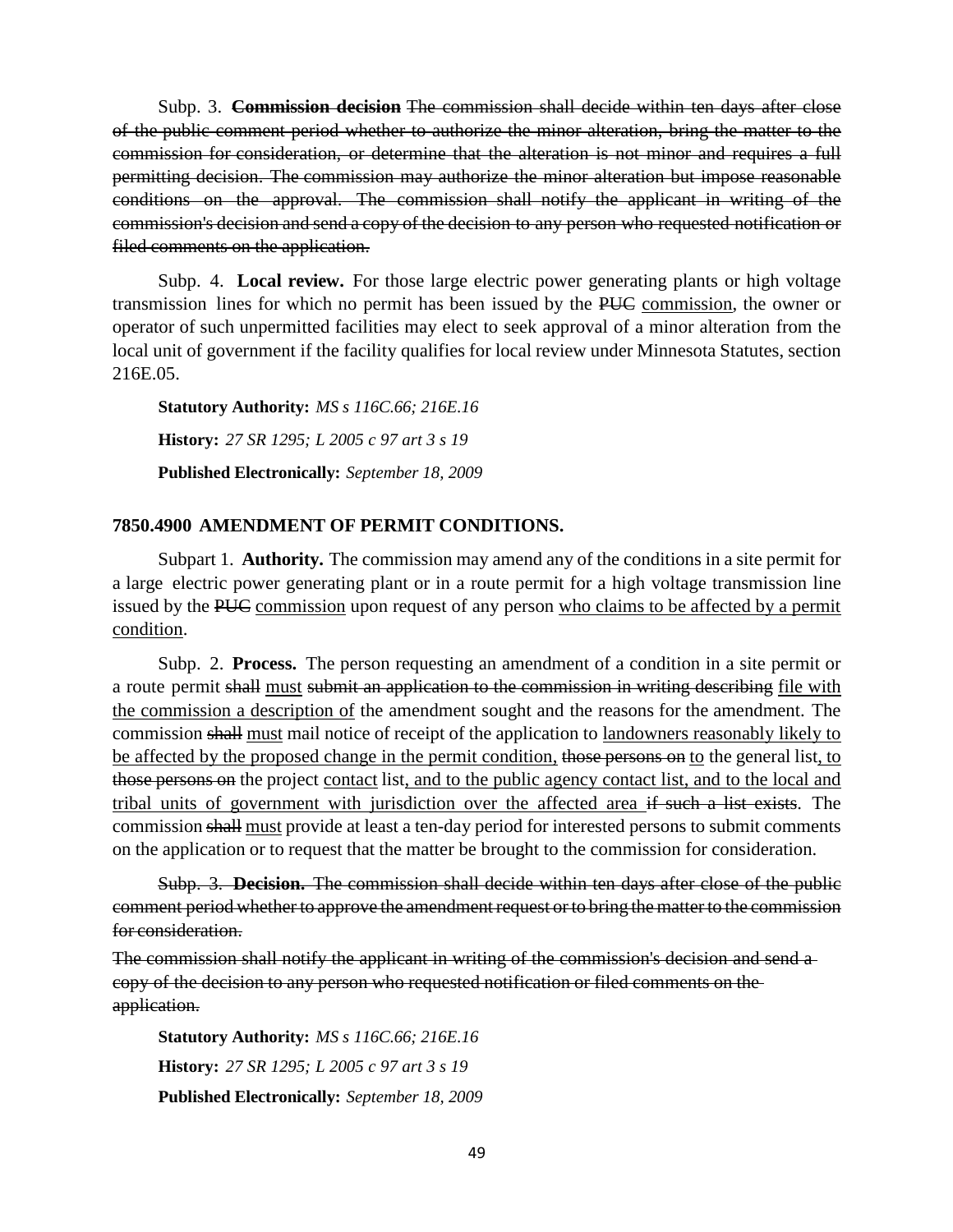Subp. 3. ~~**Commission decision** The commission shall decide within ten days after close of the public comment period whether to authorize the minor alteration, bring the matter to the commission for consideration, or determine that the alteration is not minor and requires a full permitting decision. The commission may authorize the minor alteration but impose reasonable conditions on the approval. The commission shall notify the applicant in writing of the commission's decision and send a copy of the decision to any person who requested notification or filed comments on the application.~~

Subp. 4. **Local review.** For those large electric power generating plants or high voltage transmission lines for which no permit has been issued by the ~~PUC~~ <u>commission</u>, the owner or operator of such unpermitted facilities may elect to seek approval of a minor alteration from the local unit of government if the facility qualifies for local review under Minnesota Statutes, section 216E.05.

**Statutory Authority:** *MS s 116C.66; 216E.16*

**History:** *27 SR 1295; L 2005 c 97 art 3 s 19*

**Published Electronically:** *September 18, 2009*

**7850.4900 AMENDMENT OF PERMIT CONDITIONS.**

Subpart 1. **Authority.** The commission may amend any of the conditions in a site permit for a large electric power generating plant or in a route permit for a high voltage transmission line issued by the ~~PUC~~ <u>commission</u> upon request of any person <u>who claims to be affected by a permit condition</u>.

Subp. 2. **Process.** The person requesting an amendment of a condition in a site permit or a route permit ~~shall~~ <u>must</u> ~~submit an application to the commission in writing describing~~ <u>file with the commission a description of</u> the amendment sought and the reasons for the amendment. The commission ~~shall~~ <u>must</u> mail notice of receipt of the application to <u>landowners reasonably likely to be affected by the proposed change in the permit condition,</u> ~~those persons on~~ <u>to</u> the general list<u>, to</u> ~~those persons on~~ the project <u>contact</u> list<u>, and to the public agency contact list, and to the local and tribal units of government with jurisdiction over the affected area</u> ~~if such a list exists~~. The commission ~~shall~~ <u>must</u> provide at least a ten-day period for interested persons to submit comments on the application or to request that the matter be brought to the commission for consideration.

~~Subp. 3. **Decision.** The commission shall decide within ten days after close of the public comment period whether to approve the amendment request or to bring the matter to the commission for consideration.~~

~~The commission shall notify the applicant in writing of the commission's decision and send a copy of the decision to any person who requested notification or filed comments on the application.~~

**Statutory Authority:** *MS s 116C.66; 216E.16*

**History:** *27 SR 1295; L 2005 c 97 art 3 s 19*

**Published Electronically:** *September 18, 2009*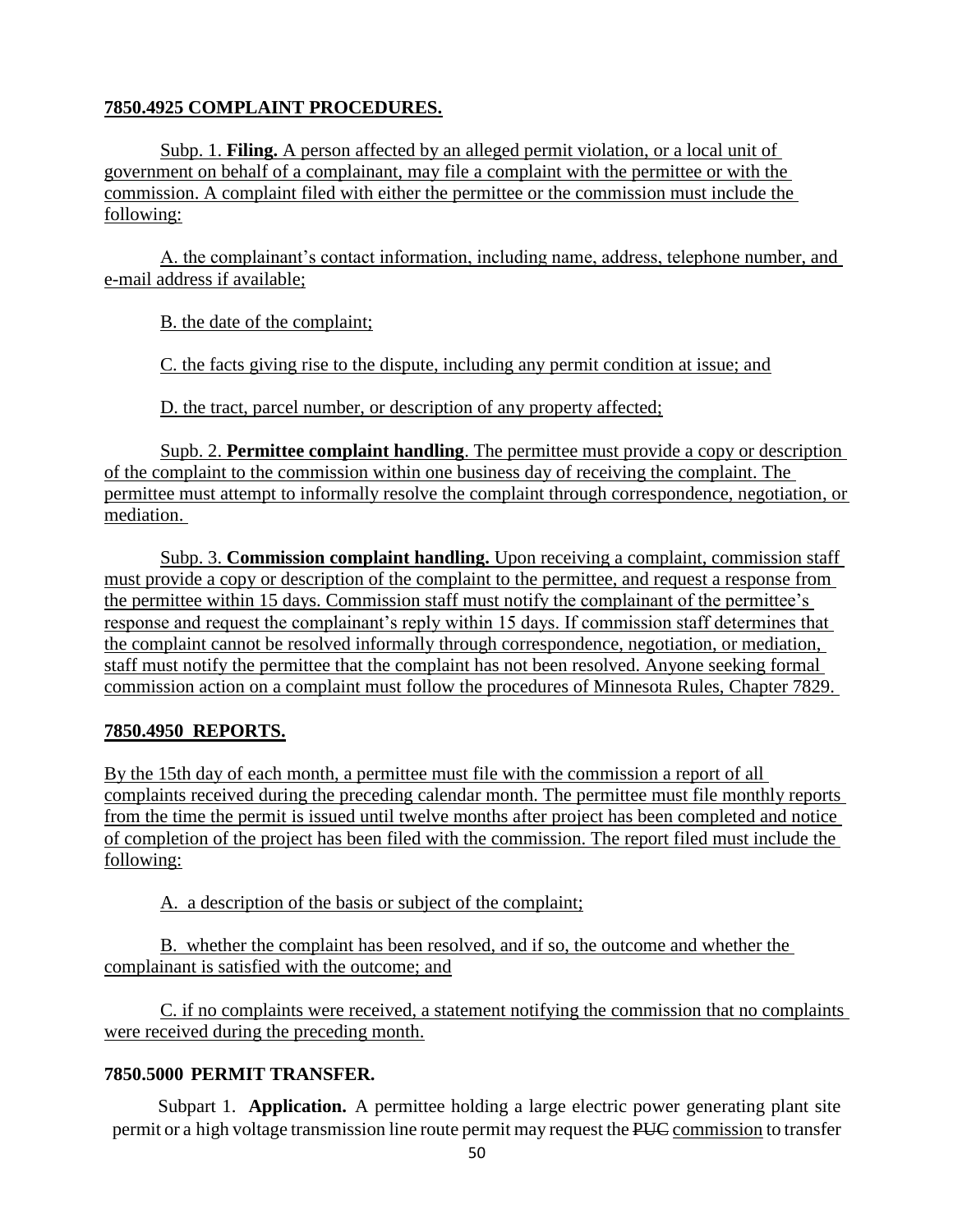**7850.4925 COMPLAINT PROCEDURES.**

Subp. 1. **Filing.** A person affected by an alleged permit violation, or a local unit of government on behalf of a complainant, may file a complaint with the permittee or with the commission. A complaint filed with either the permittee or the commission must include the following:

A. the complainant's contact information, including name, address, telephone number, and e-mail address if available;

B. the date of the complaint;

C. the facts giving rise to the dispute, including any permit condition at issue; and

D. the tract, parcel number, or description of any property affected;

Supb. 2. **Permittee complaint handling**. The permittee must provide a copy or description of the complaint to the commission within one business day of receiving the complaint. The permittee must attempt to informally resolve the complaint through correspondence, negotiation, or mediation.

Subp. 3. **Commission complaint handling.** Upon receiving a complaint, commission staff must provide a copy or description of the complaint to the permittee, and request a response from the permittee within 15 days. Commission staff must notify the complainant of the permittee's response and request the complainant's reply within 15 days. If commission staff determines that the complaint cannot be resolved informally through correspondence, negotiation, or mediation, staff must notify the permittee that the complaint has not been resolved. Anyone seeking formal commission action on a complaint must follow the procedures of Minnesota Rules, Chapter 7829.

**7850.4950 REPORTS.**

By the 15th day of each month, a permittee must file with the commission a report of all complaints received during the preceding calendar month. The permittee must file monthly reports from the time the permit is issued until twelve months after project has been completed and notice of completion of the project has been filed with the commission. The report filed must include the following:

A. a description of the basis or subject of the complaint;

B. whether the complaint has been resolved, and if so, the outcome and whether the complainant is satisfied with the outcome; and

C. if no complaints were received, a statement notifying the commission that no complaints were received during the preceding month.

**7850.5000 PERMIT TRANSFER.**

Subpart 1. **Application.** A permittee holding a large electric power generating plant site permit or a high voltage transmission line route permit may request the ~~PUC~~ commission to transfer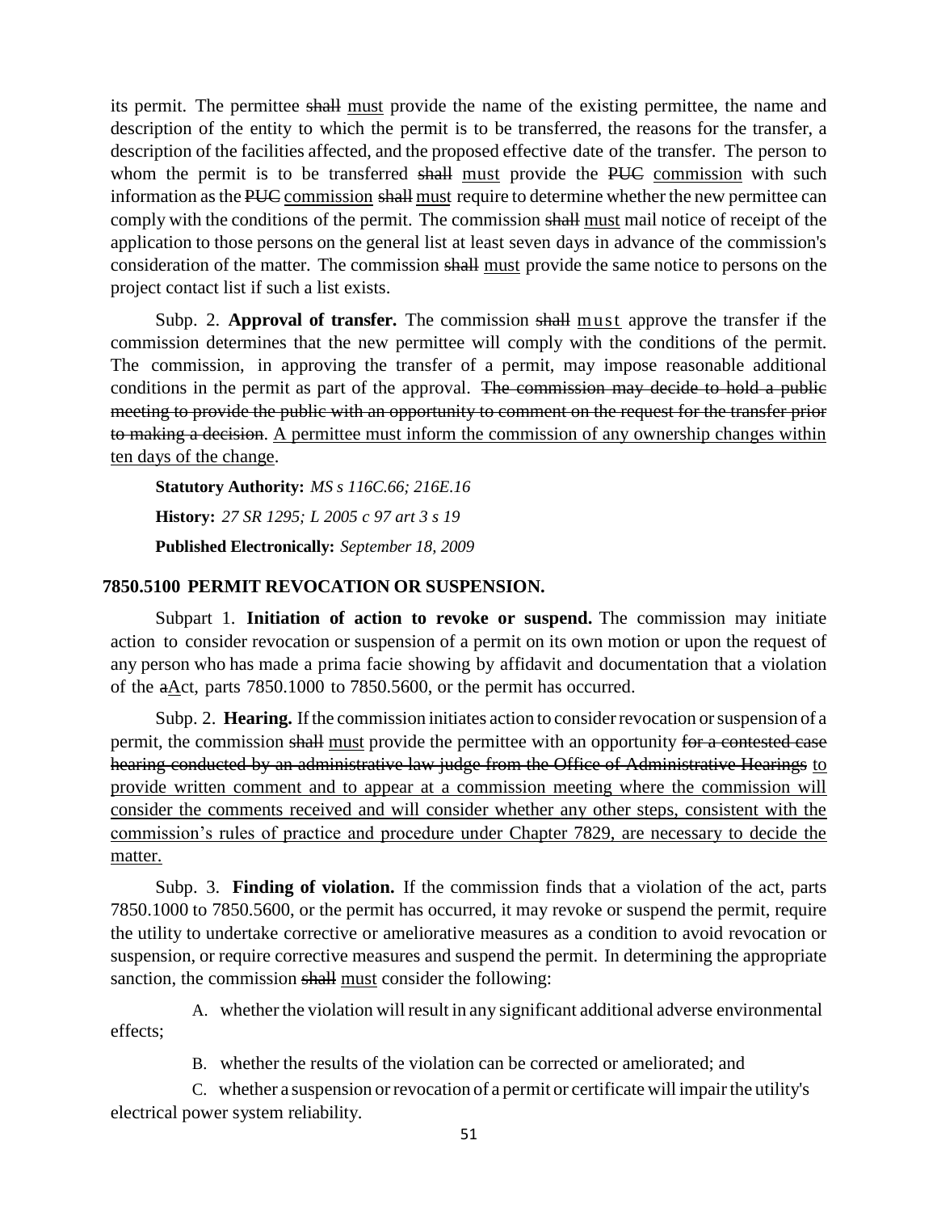its permit. The permittee ~~shall~~ <u>must</u> provide the name of the existing permittee, the name and description of the entity to which the permit is to be transferred, the reasons for the transfer, a description of the facilities affected, and the proposed effective date of the transfer. The person to whom the permit is to be transferred ~~shall~~ <u>must</u> provide the ~~PUC~~ <u>commission</u> with such information as the ~~PUC~~ <u>commission</u> ~~shall~~ <u>must</u> require to determine whether the new permittee can comply with the conditions of the permit. The commission ~~shall~~ <u>must</u> mail notice of receipt of the application to those persons on the general list at least seven days in advance of the commission's consideration of the matter. The commission ~~shall~~ <u>must</u> provide the same notice to persons on the project contact list if such a list exists.

Subp. 2. **Approval of transfer.** The commission ~~shall~~ <u>must</u> approve the transfer if the commission determines that the new permittee will comply with the conditions of the permit. The commission, in approving the transfer of a permit, may impose reasonable additional conditions in the permit as part of the approval. ~~The commission may decide to hold a public meeting to provide the public with an opportunity to comment on the request for the transfer prior to making a decision~~. <u>A permittee must inform the commission of any ownership changes within ten days of the change</u>.

**Statutory Authority:** *MS s 116C.66; 216E.16*

**History:** *27 SR 1295; L 2005 c 97 art 3 s 19*

**Published Electronically:** *September 18, 2009*

### 7850.5100 PERMIT REVOCATION OR SUSPENSION.

Subpart 1. **Initiation of action to revoke or suspend.** The commission may initiate action to consider revocation or suspension of a permit on its own motion or upon the request of any person who has made a prima facie showing by affidavit and documentation that a violation of the ~~a~~<u>A</u>ct, parts 7850.1000 to 7850.5600, or the permit has occurred.

Subp. 2. **Hearing.** If the commission initiates action to consider revocation or suspension of a permit, the commission ~~shall~~ <u>must</u> provide the permittee with an opportunity ~~for a contested case hearing conducted by an administrative law judge from the Office of Administrative Hearings~~ <u>to provide written comment and to appear at a commission meeting where the commission will consider the comments received and will consider whether any other steps, consistent with the commission's rules of practice and procedure under Chapter 7829, are necessary to decide the matter.</u>

Subp. 3. **Finding of violation.** If the commission finds that a violation of the act, parts 7850.1000 to 7850.5600, or the permit has occurred, it may revoke or suspend the permit, require the utility to undertake corrective or ameliorative measures as a condition to avoid revocation or suspension, or require corrective measures and suspend the permit. In determining the appropriate sanction, the commission ~~shall~~ <u>must</u> consider the following:

A. whether the violation will result in any significant additional adverse environmental effects;

B. whether the results of the violation can be corrected or ameliorated; and

C. whether a suspension or revocation of a permit or certificate will impair the utility's electrical power system reliability.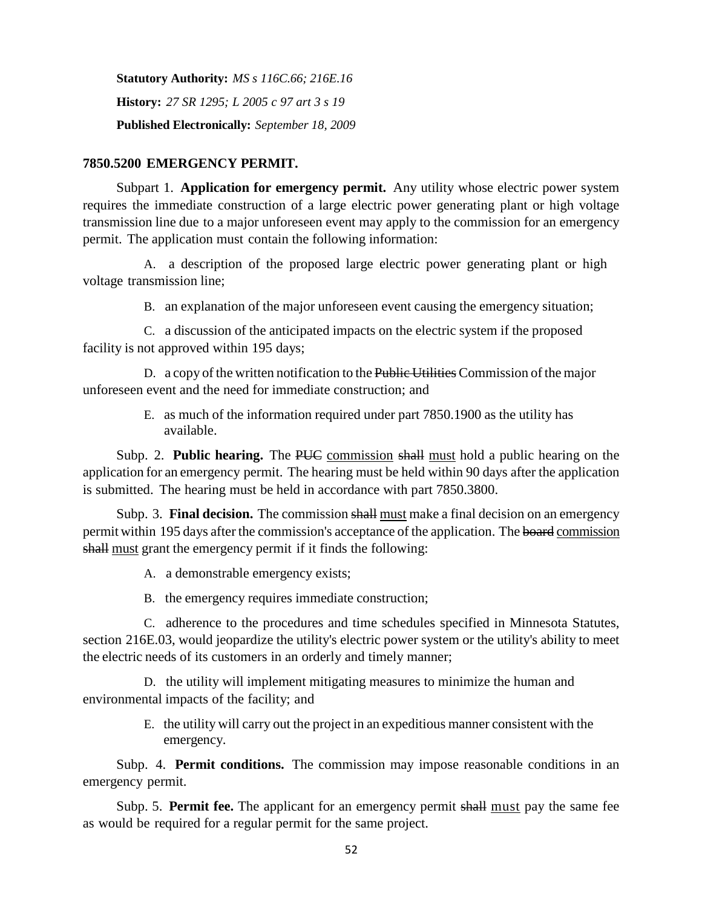**Statutory Authority:** *MS s 116C.66; 216E.16*

**History:** *27 SR 1295; L 2005 c 97 art 3 s 19*

**Published Electronically:** *September 18, 2009*

## 7850.5200 EMERGENCY PERMIT.

Subpart 1. **Application for emergency permit.** Any utility whose electric power system requires the immediate construction of a large electric power generating plant or high voltage transmission line due to a major unforeseen event may apply to the commission for an emergency permit. The application must contain the following information:

A. a description of the proposed large electric power generating plant or high voltage transmission line;

B. an explanation of the major unforeseen event causing the emergency situation;

C. a discussion of the anticipated impacts on the electric system if the proposed facility is not approved within 195 days;

D. a copy of the written notification to the ~~Public Utilities~~ Commission of the major unforeseen event and the need for immediate construction; and

E. as much of the information required under part 7850.1900 as the utility has available.

Subp. 2. **Public hearing.** The ~~PUC~~ <u>commission</u> ~~shall~~ <u>must</u> hold a public hearing on the application for an emergency permit. The hearing must be held within 90 days after the application is submitted. The hearing must be held in accordance with part 7850.3800.

Subp. 3. **Final decision.** The commission ~~shall~~ <u>must</u> make a final decision on an emergency permit within 195 days after the commission's acceptance of the application. The ~~board~~ <u>commission</u> ~~shall~~ <u>must</u> grant the emergency permit if it finds the following:

A. a demonstrable emergency exists;

B. the emergency requires immediate construction;

C. adherence to the procedures and time schedules specified in Minnesota Statutes, section 216E.03, would jeopardize the utility's electric power system or the utility's ability to meet the electric needs of its customers in an orderly and timely manner;

D. the utility will implement mitigating measures to minimize the human and environmental impacts of the facility; and

E. the utility will carry out the project in an expeditious manner consistent with the emergency.

Subp. 4. **Permit conditions.** The commission may impose reasonable conditions in an emergency permit.

Subp. 5. **Permit fee.** The applicant for an emergency permit ~~shall~~ <u>must</u> pay the same fee as would be required for a regular permit for the same project.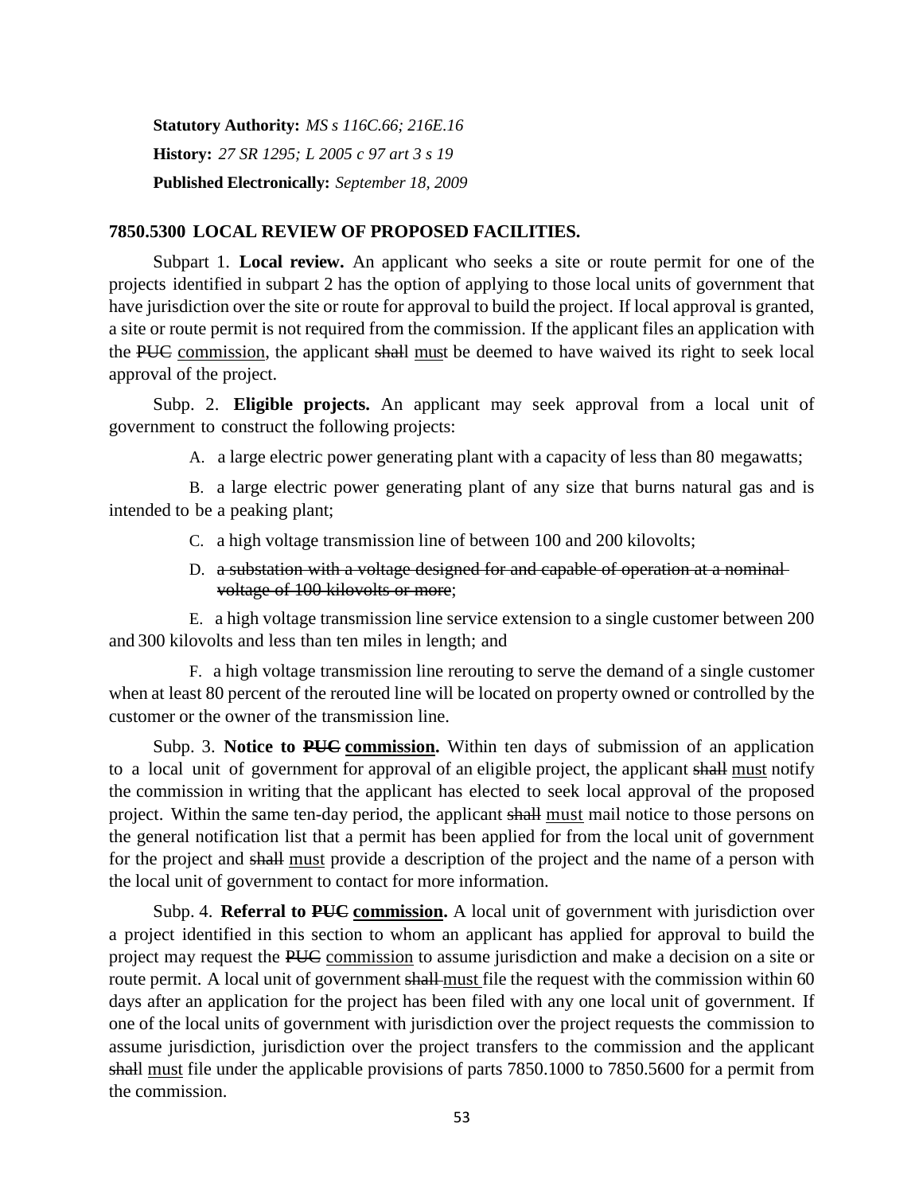**Statutory Authority:** *MS s 116C.66; 216E.16*

**History:** *27 SR 1295; L 2005 c 97 art 3 s 19*

**Published Electronically:** *September 18, 2009*

**7850.5300 LOCAL REVIEW OF PROPOSED FACILITIES.**

Subpart 1. **Local review.** An applicant who seeks a site or route permit for one of the projects identified in subpart 2 has the option of applying to those local units of government that have jurisdiction over the site or route for approval to build the project. If local approval is granted, a site or route permit is not required from the commission. If the applicant files an application with the ~~PUC~~ <u>commission</u>, the applicant ~~shall~~ <u>must</u> be deemed to have waived its right to seek local approval of the project.

Subp. 2. **Eligible projects.** An applicant may seek approval from a local unit of government to construct the following projects:

A. a large electric power generating plant with a capacity of less than 80 megawatts;

B. a large electric power generating plant of any size that burns natural gas and is intended to be a peaking plant;

C. a high voltage transmission line of between 100 and 200 kilovolts;

D. ~~a substation with a voltage designed for and capable of operation at a nominal voltage of 100 kilovolts or more~~;

E. a high voltage transmission line service extension to a single customer between 200 and 300 kilovolts and less than ten miles in length; and

F. a high voltage transmission line rerouting to serve the demand of a single customer when at least 80 percent of the rerouted line will be located on property owned or controlled by the customer or the owner of the transmission line.

Subp. 3. **Notice to ~~PUC~~ <u>commission</u>.** Within ten days of submission of an application to a local unit of government for approval of an eligible project, the applicant ~~shall~~ <u>must</u> notify the commission in writing that the applicant has elected to seek local approval of the proposed project. Within the same ten-day period, the applicant ~~shall~~ <u>must</u> mail notice to those persons on the general notification list that a permit has been applied for from the local unit of government for the project and ~~shall~~ <u>must</u> provide a description of the project and the name of a person with the local unit of government to contact for more information.

Subp. 4. **Referral to ~~PUC~~ <u>commission</u>.** A local unit of government with jurisdiction over a project identified in this section to whom an applicant has applied for approval to build the project may request the ~~PUC~~ <u>commission</u> to assume jurisdiction and make a decision on a site or route permit. A local unit of government ~~shall~~ <u>must</u> file the request with the commission within 60 days after an application for the project has been filed with any one local unit of government. If one of the local units of government with jurisdiction over the project requests the commission to assume jurisdiction, jurisdiction over the project transfers to the commission and the applicant ~~shall~~ <u>must</u> file under the applicable provisions of parts 7850.1000 to 7850.5600 for a permit from the commission.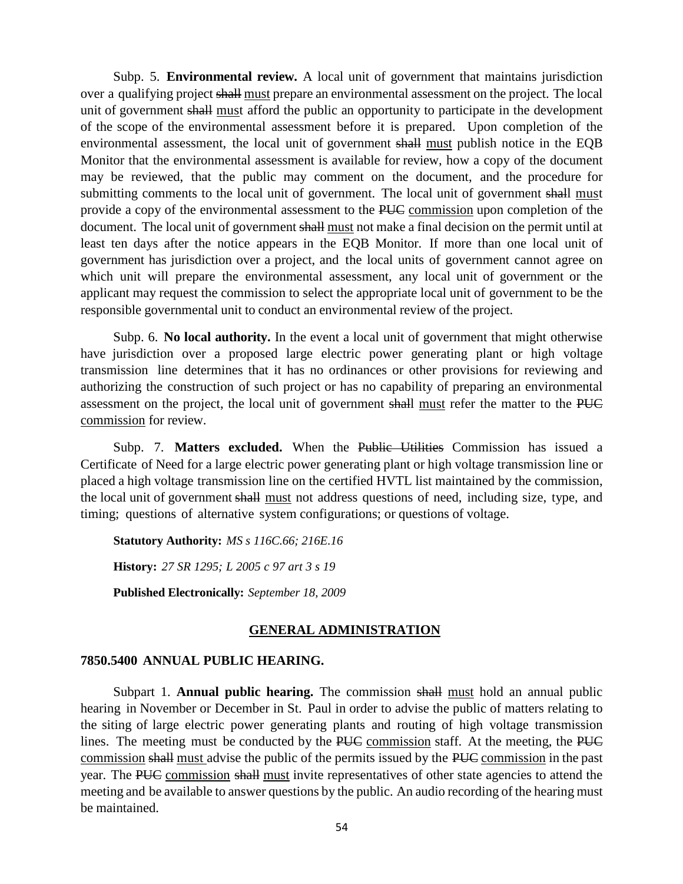Subp. 5. **Environmental review.** A local unit of government that maintains jurisdiction over a qualifying project ~~shall~~ <u>must</u> prepare an environmental assessment on the project. The local unit of government ~~shall~~ <u>must</u> afford the public an opportunity to participate in the development of the scope of the environmental assessment before it is prepared. Upon completion of the environmental assessment, the local unit of government ~~shall~~ <u>must</u> publish notice in the EQB Monitor that the environmental assessment is available for review, how a copy of the document may be reviewed, that the public may comment on the document, and the procedure for submitting comments to the local unit of government. The local unit of government ~~shall~~ <u>must</u> provide a copy of the environmental assessment to the ~~PUC~~ <u>commission</u> upon completion of the document. The local unit of government ~~shall~~ <u>must</u> not make a final decision on the permit until at least ten days after the notice appears in the EQB Monitor. If more than one local unit of government has jurisdiction over a project, and the local units of government cannot agree on which unit will prepare the environmental assessment, any local unit of government or the applicant may request the commission to select the appropriate local unit of government to be the responsible governmental unit to conduct an environmental review of the project.

Subp. 6. **No local authority.** In the event a local unit of government that might otherwise have jurisdiction over a proposed large electric power generating plant or high voltage transmission line determines that it has no ordinances or other provisions for reviewing and authorizing the construction of such project or has no capability of preparing an environmental assessment on the project, the local unit of government ~~shall~~ <u>must</u> refer the matter to the ~~PUC~~ <u>commission</u> for review.

Subp. 7. **Matters excluded.** When the ~~Public Utilities~~ Commission has issued a Certificate of Need for a large electric power generating plant or high voltage transmission line or placed a high voltage transmission line on the certified HVTL list maintained by the commission, the local unit of government ~~shall~~ <u>must</u> not address questions of need, including size, type, and timing; questions of alternative system configurations; or questions of voltage.

**Statutory Authority:** *MS s 116C.66; 216E.16*

**History:** *27 SR 1295; L 2005 c 97 art 3 s 19*

**Published Electronically:** *September 18, 2009*

## <u>GENERAL ADMINISTRATION</u>

### 7850.5400 ANNUAL PUBLIC HEARING.

Subpart 1. **Annual public hearing.** The commission ~~shall~~ <u>must</u> hold an annual public hearing in November or December in St. Paul in order to advise the public of matters relating to the siting of large electric power generating plants and routing of high voltage transmission lines. The meeting must be conducted by the ~~PUC~~ <u>commission</u> staff. At the meeting, the ~~PUC~~ <u>commission</u> ~~shall~~ <u>must</u> advise the public of the permits issued by the ~~PUC~~ <u>commission</u> in the past year. The ~~PUC~~ <u>commission</u> ~~shall~~ <u>must</u> invite representatives of other state agencies to attend the meeting and be available to answer questions by the public. An audio recording of the hearing must be maintained.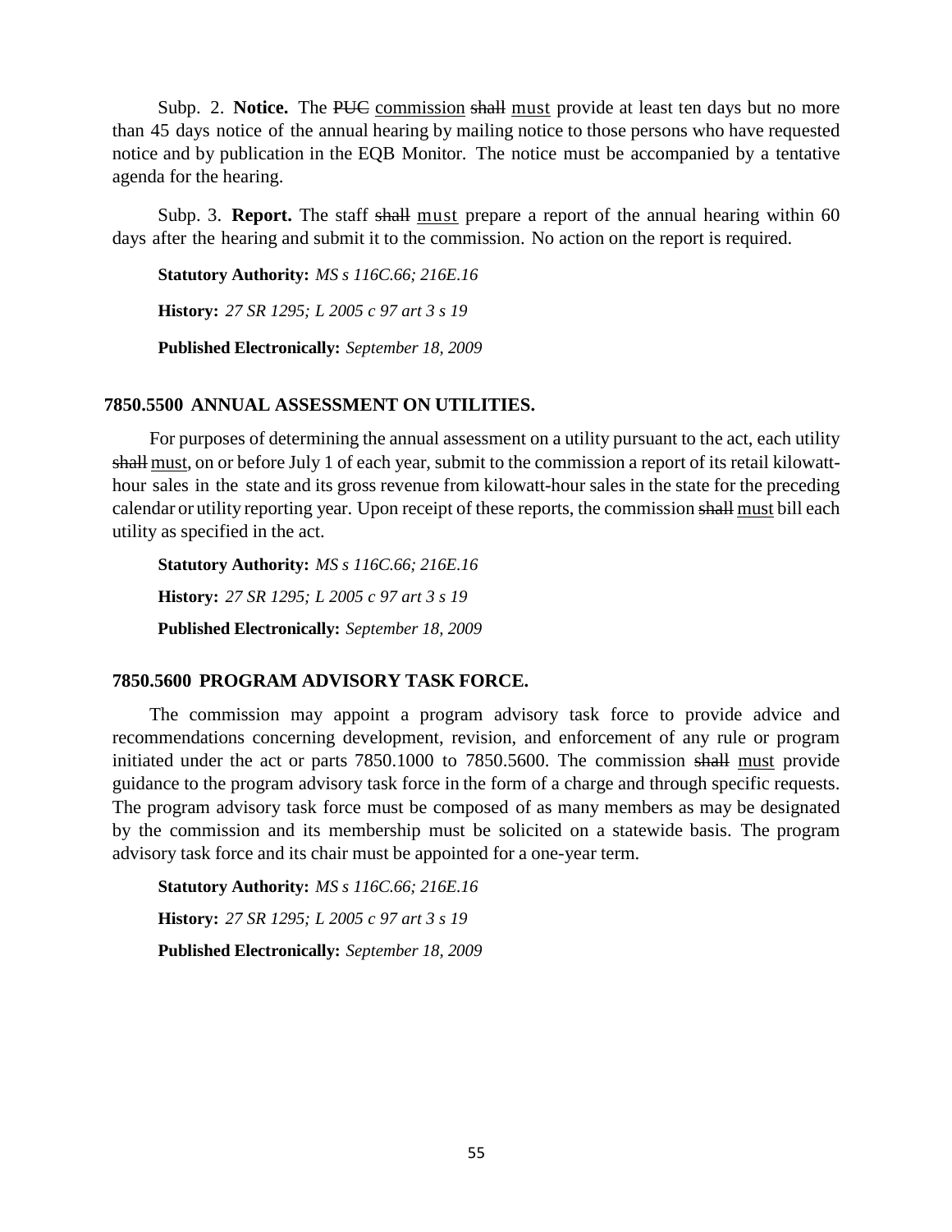Subp. 2. **Notice.** The ~~PUC~~ <u>commission</u> ~~shall~~ <u>must</u> provide at least ten days but no more than 45 days notice of the annual hearing by mailing notice to those persons who have requested notice and by publication in the EQB Monitor. The notice must be accompanied by a tentative agenda for the hearing.

Subp. 3. **Report.** The staff ~~shall~~ <u>must</u> prepare a report of the annual hearing within 60 days after the hearing and submit it to the commission. No action on the report is required.

**Statutory Authority:** *MS s 116C.66; 216E.16*

**History:** *27 SR 1295; L 2005 c 97 art 3 s 19*

**Published Electronically:** *September 18, 2009*

### 7850.5500 ANNUAL ASSESSMENT ON UTILITIES.

For purposes of determining the annual assessment on a utility pursuant to the act, each utility ~~shall~~ <u>must</u>, on or before July 1 of each year, submit to the commission a report of its retail kilowatt-hour sales in the state and its gross revenue from kilowatt-hour sales in the state for the preceding calendar or utility reporting year. Upon receipt of these reports, the commission ~~shall~~ <u>must</u> bill each utility as specified in the act.

**Statutory Authority:** *MS s 116C.66; 216E.16*

**History:** *27 SR 1295; L 2005 c 97 art 3 s 19*

**Published Electronically:** *September 18, 2009*

### 7850.5600 PROGRAM ADVISORY TASK FORCE.

The commission may appoint a program advisory task force to provide advice and recommendations concerning development, revision, and enforcement of any rule or program initiated under the act or parts 7850.1000 to 7850.5600. The commission ~~shall~~ <u>must</u> provide guidance to the program advisory task force in the form of a charge and through specific requests. The program advisory task force must be composed of as many members as may be designated by the commission and its membership must be solicited on a statewide basis. The program advisory task force and its chair must be appointed for a one-year term.

**Statutory Authority:** *MS s 116C.66; 216E.16*

**History:** *27 SR 1295; L 2005 c 97 art 3 s 19*

**Published Electronically:** *September 18, 2009*